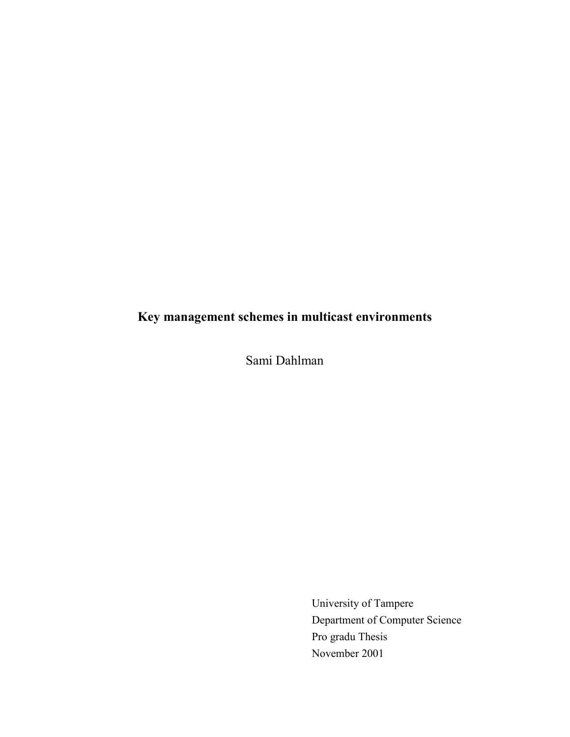# Key management schemes in multicast environments

Sami Dahlman

University of Tampere
Department of Computer Science
Pro gradu Thesis
November 2001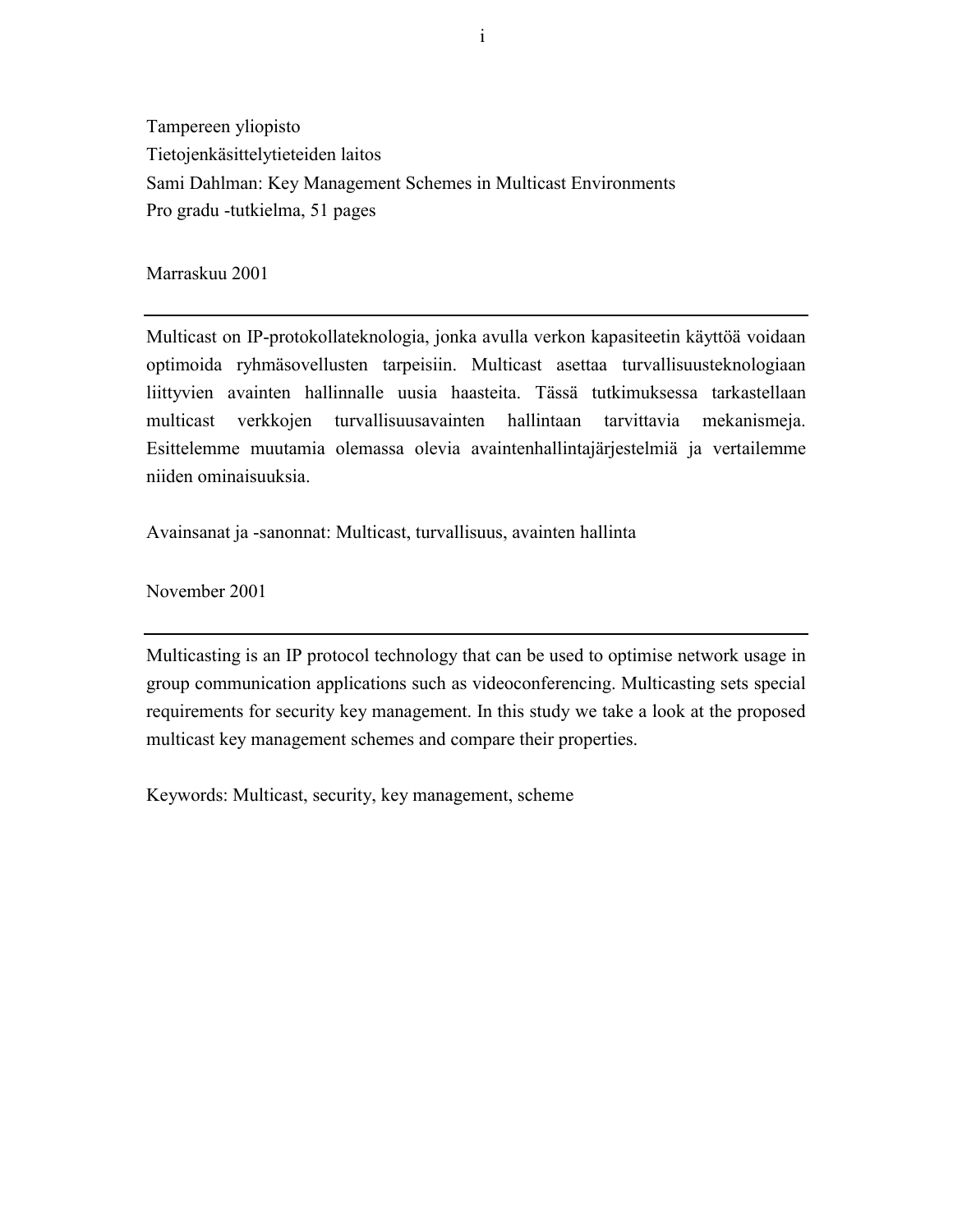Tampereen yliopisto
Tietojenkäsittelytieteiden laitos
Sami Dahlman: Key Management Schemes in Multicast Environments
Pro gradu -tutkielma, 51 pages

Marraskuu 2001

---

Multicast on IP-protokollateknologia, jonka avulla verkon kapasiteetin käyttöä voidaan optimoida ryhmäsovellusten tarpeisiin. Multicast asettaa turvallisuusteknologiaan liittyvien avainten hallinnalle uusia haasteita. Tässä tutkimuksessa tarkastellaan multicast verkkojen turvallisuusavainten hallintaan tarvittavia mekanismeja. Esittelemme muutamia olemassa olevia avaintenhallintajärjestelmiä ja vertailemme niiden ominaisuuksia.

Avainsanat ja -sanonnat: Multicast, turvallisuus, avainten hallinta

November 2001

---

Multicasting is an IP protocol technology that can be used to optimise network usage in group communication applications such as videoconferencing. Multicasting sets special requirements for security key management. In this study we take a look at the proposed multicast key management schemes and compare their properties.

Keywords: Multicast, security, key management, scheme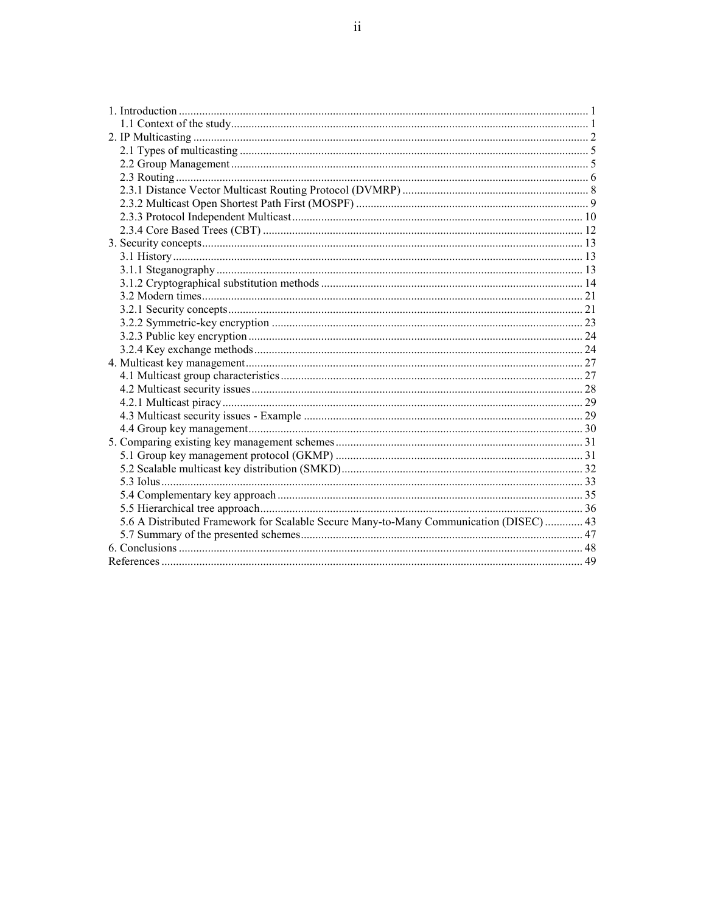1. Introduction ........................................................................................................................... 1
   1.1 Context of the study.......................................................................................................... 1
2. IP Multicasting ...................................................................................................................... 2
   2.1 Types of multicasting ....................................................................................................... 5
   2.2 Group Management ......................................................................................................... 5
   2.3 Routing ............................................................................................................................ 6
   2.3.1 Distance Vector Multicast Routing Protocol (DVMRP) ................................................ 8
   2.3.2 Multicast Open Shortest Path First (MOSPF) ............................................................... 9
   2.3.3 Protocol Independent Multicast .................................................................................... 10
   2.3.4 Core Based Trees (CBT) ............................................................................................. 12
3. Security concepts .................................................................................................................. 13
   3.1 History ............................................................................................................................ 13
   3.1.1 Steganography ............................................................................................................. 13
   3.1.2 Cryptographical substitution methods .......................................................................... 14
   3.2 Modern times .................................................................................................................. 21
   3.2.1 Security concepts ......................................................................................................... 21
   3.2.2 Symmetric-key encryption ........................................................................................... 23
   3.2.3 Public key encryption ................................................................................................... 24
   3.2.4 Key exchange methods ................................................................................................. 24
4. Multicast key management .................................................................................................... 27
   4.1 Multicast group characteristics ....................................................................................... 27
   4.2 Multicast security issues ................................................................................................. 28
   4.2.1 Multicast piracy ........................................................................................................... 29
   4.3 Multicast security issues - Example ............................................................................... 29
   4.4 Group key management .................................................................................................. 30
5. Comparing existing key management schemes .................................................................... 31
   5.1 Group key management protocol (GKMP) .................................................................... 31
   5.2 Scalable multicast key distribution (SMKD) .................................................................. 32
   5.3 Iolus ................................................................................................................................ 33
   5.4 Complementary key approach ........................................................................................ 35
   5.5 Hierarchical tree approach .............................................................................................. 36
   5.6 A Distributed Framework for Scalable Secure Many-to-Many Communication (DISEC) ............. 43
   5.7 Summary of the presented schemes ................................................................................ 47
6. Conclusions .......................................................................................................................... 48
References ................................................................................................................................ 49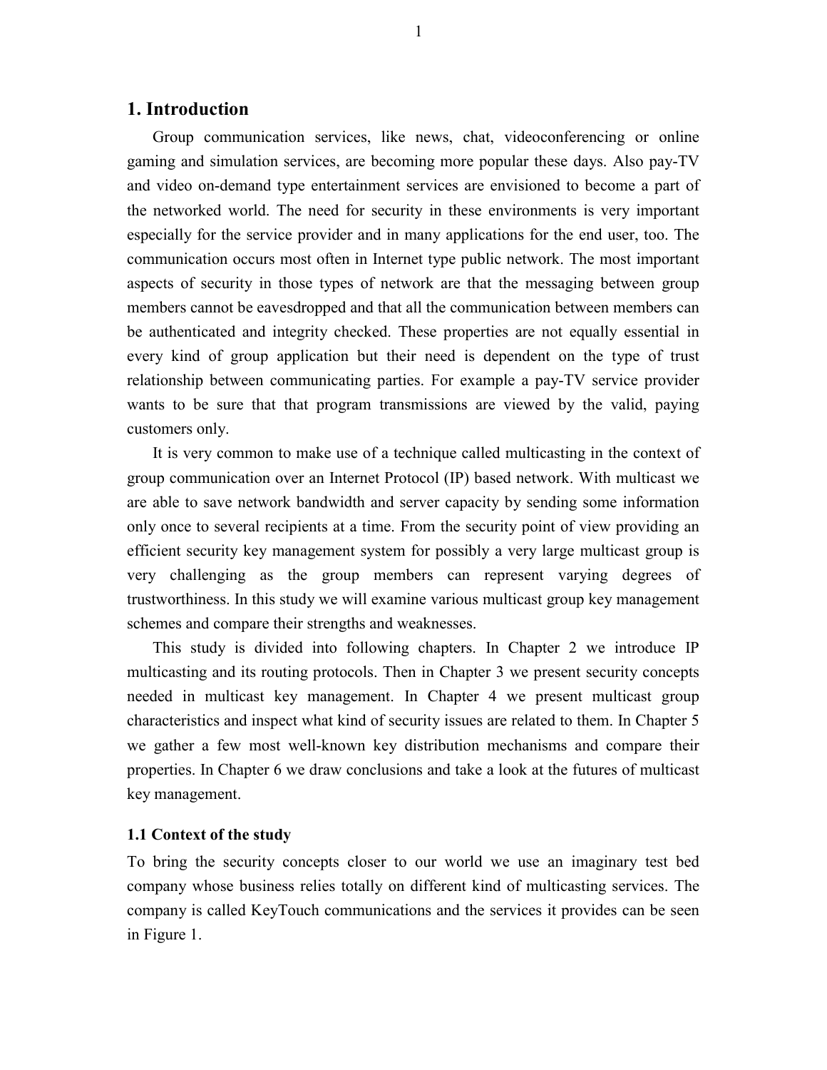# 1. Introduction

Group communication services, like news, chat, videoconferencing or online gaming and simulation services, are becoming more popular these days. Also pay-TV and video on-demand type entertainment services are envisioned to become a part of the networked world. The need for security in these environments is very important especially for the service provider and in many applications for the end user, too. The communication occurs most often in Internet type public network. The most important aspects of security in those types of network are that the messaging between group members cannot be eavesdropped and that all the communication between members can be authenticated and integrity checked. These properties are not equally essential in every kind of group application but their need is dependent on the type of trust relationship between communicating parties. For example a pay-TV service provider wants to be sure that that program transmissions are viewed by the valid, paying customers only.

It is very common to make use of a technique called multicasting in the context of group communication over an Internet Protocol (IP) based network. With multicast we are able to save network bandwidth and server capacity by sending some information only once to several recipients at a time. From the security point of view providing an efficient security key management system for possibly a very large multicast group is very challenging as the group members can represent varying degrees of trustworthiness. In this study we will examine various multicast group key management schemes and compare their strengths and weaknesses.

This study is divided into following chapters. In Chapter 2 we introduce IP multicasting and its routing protocols. Then in Chapter 3 we present security concepts needed in multicast key management. In Chapter 4 we present multicast group characteristics and inspect what kind of security issues are related to them. In Chapter 5 we gather a few most well-known key distribution mechanisms and compare their properties. In Chapter 6 we draw conclusions and take a look at the futures of multicast key management.

## 1.1 Context of the study

To bring the security concepts closer to our world we use an imaginary test bed company whose business relies totally on different kind of multicasting services. The company is called KeyTouch communications and the services it provides can be seen in Figure 1.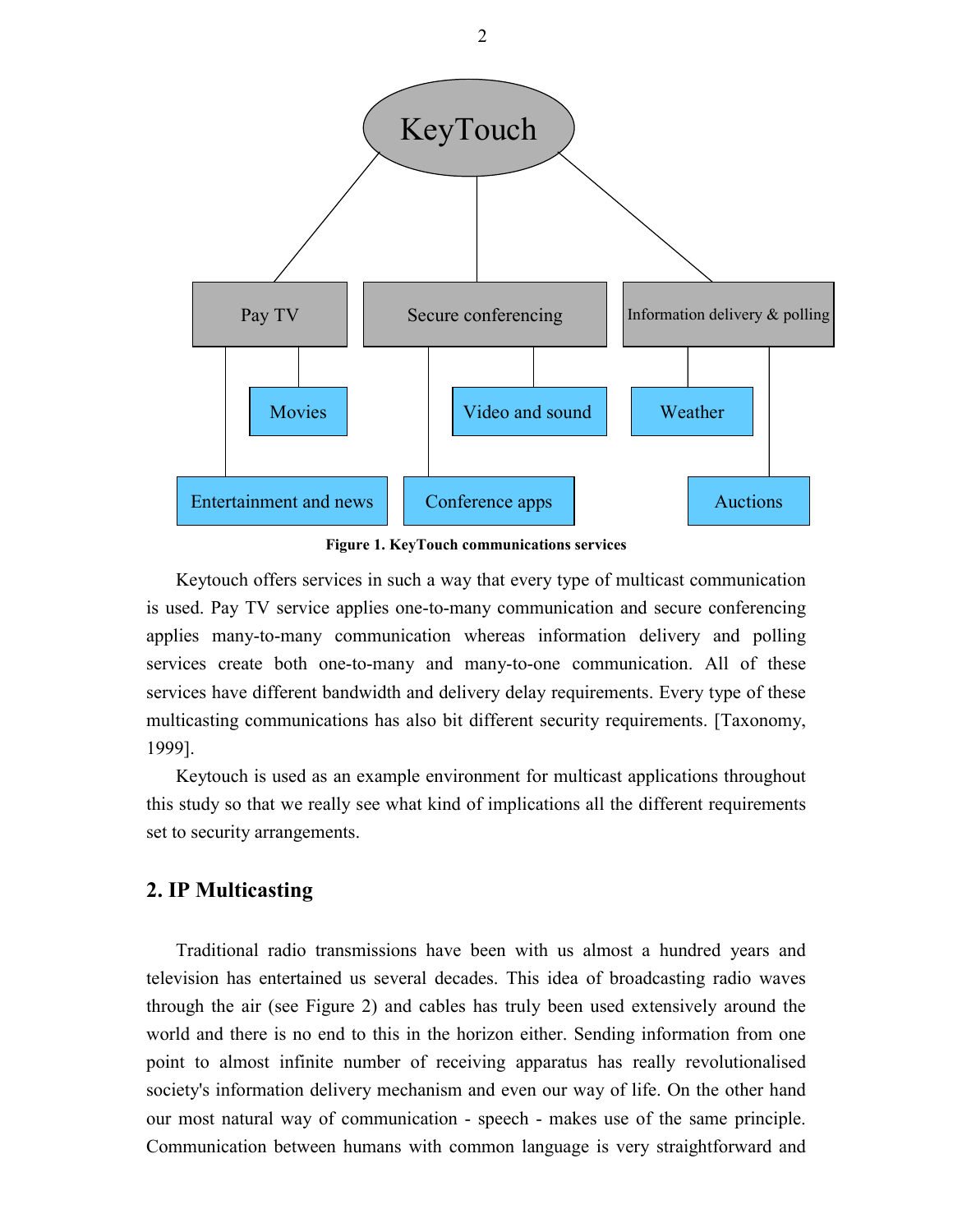Figure 1. KeyTouch communications services

Keytouch offers services in such a way that every type of multicast communication is used. Pay TV service applies one-to-many communication and secure conferencing applies many-to-many communication whereas information delivery and polling services create both one-to-many and many-to-one communication. All of these services have different bandwidth and delivery delay requirements. Every type of these multicasting communications has also bit different security requirements. [Taxonomy, 1999].

Keytouch is used as an example environment for multicast applications throughout this study so that we really see what kind of implications all the different requirements set to security arrangements.

## 2. IP Multicasting

Traditional radio transmissions have been with us almost a hundred years and television has entertained us several decades. This idea of broadcasting radio waves through the air (see Figure 2) and cables has truly been used extensively around the world and there is no end to this in the horizon either. Sending information from one point to almost infinite number of receiving apparatus has really revolutionalised society's information delivery mechanism and even our way of life. On the other hand our most natural way of communication - speech - makes use of the same principle. Communication between humans with common language is very straightforward and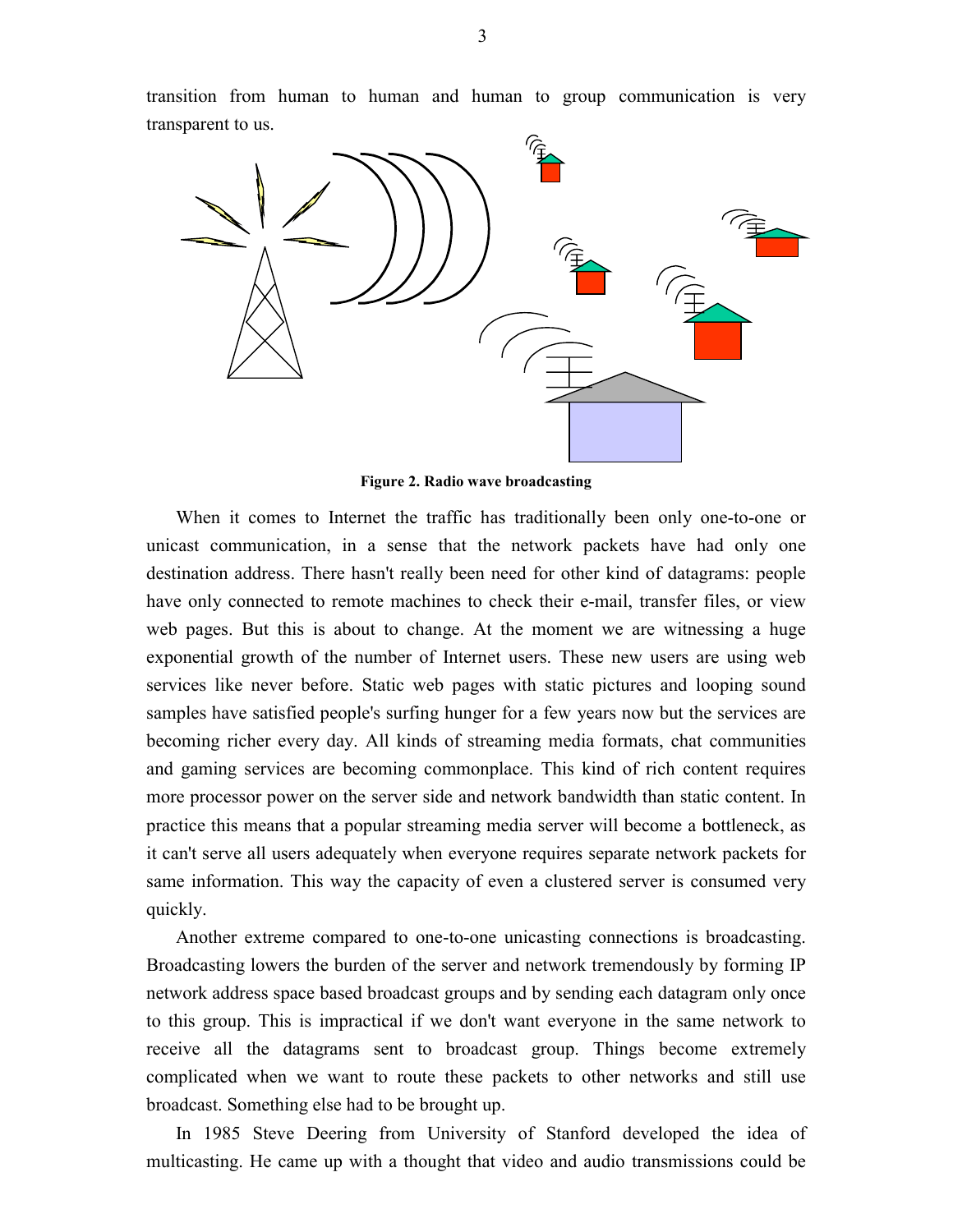transition from human to human and human to group communication is very transparent to us.

**Figure 2. Radio wave broadcasting**

When it comes to Internet the traffic has traditionally been only one-to-one or unicast communication, in a sense that the network packets have had only one destination address. There hasn't really been need for other kind of datagrams: people have only connected to remote machines to check their e-mail, transfer files, or view web pages. But this is about to change. At the moment we are witnessing a huge exponential growth of the number of Internet users. These new users are using web services like never before. Static web pages with static pictures and looping sound samples have satisfied people's surfing hunger for a few years now but the services are becoming richer every day. All kinds of streaming media formats, chat communities and gaming services are becoming commonplace. This kind of rich content requires more processor power on the server side and network bandwidth than static content. In practice this means that a popular streaming media server will become a bottleneck, as it can't serve all users adequately when everyone requires separate network packets for same information. This way the capacity of even a clustered server is consumed very quickly.

Another extreme compared to one-to-one unicasting connections is broadcasting. Broadcasting lowers the burden of the server and network tremendously by forming IP network address space based broadcast groups and by sending each datagram only once to this group. This is impractical if we don't want everyone in the same network to receive all the datagrams sent to broadcast group. Things become extremely complicated when we want to route these packets to other networks and still use broadcast. Something else had to be brought up.

In 1985 Steve Deering from University of Stanford developed the idea of multicasting. He came up with a thought that video and audio transmissions could be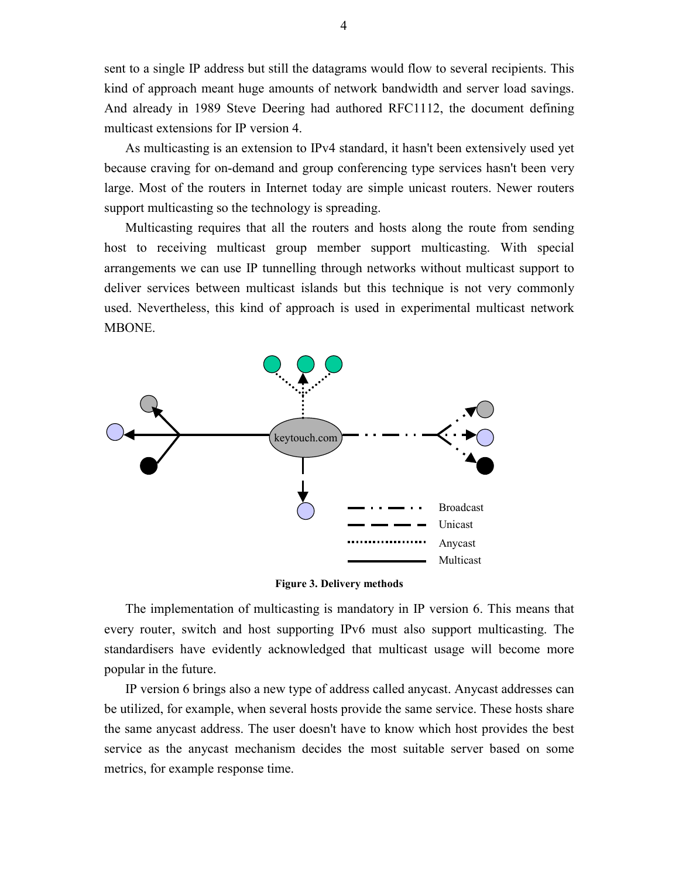sent to a single IP address but still the datagrams would flow to several recipients. This kind of approach meant huge amounts of network bandwidth and server load savings. And already in 1989 Steve Deering had authored RFC1112, the document defining multicast extensions for IP version 4.

As multicasting is an extension to IPv4 standard, it hasn't been extensively used yet because craving for on-demand and group conferencing type services hasn't been very large. Most of the routers in Internet today are simple unicast routers. Newer routers support multicasting so the technology is spreading.

Multicasting requires that all the routers and hosts along the route from sending host to receiving multicast group member support multicasting. With special arrangements we can use IP tunnelling through networks without multicast support to deliver services between multicast islands but this technique is not very commonly used. Nevertheless, this kind of approach is used in experimental multicast network MBONE.

**Figure 3. Delivery methods**

The implementation of multicasting is mandatory in IP version 6. This means that every router, switch and host supporting IPv6 must also support multicasting. The standardisers have evidently acknowledged that multicast usage will become more popular in the future.

IP version 6 brings also a new type of address called anycast. Anycast addresses can be utilized, for example, when several hosts provide the same service. These hosts share the same anycast address. The user doesn't have to know which host provides the best service as the anycast mechanism decides the most suitable server based on some metrics, for example response time.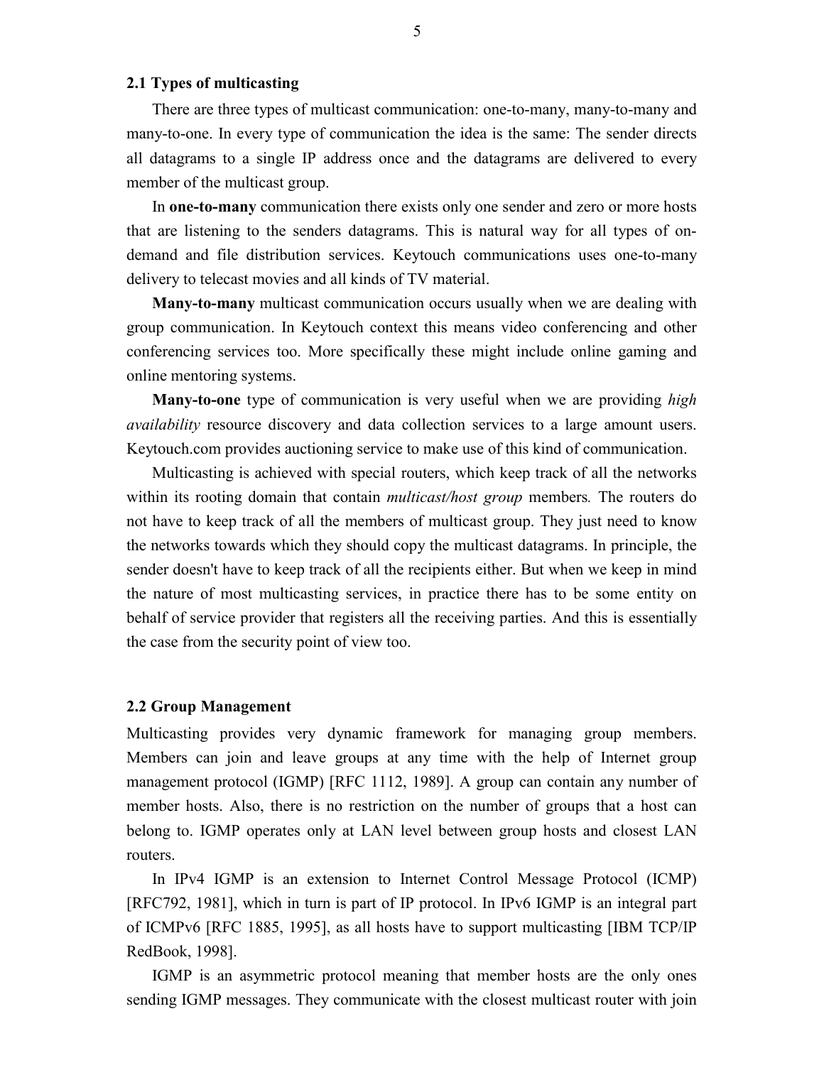### 2.1 Types of multicasting

There are three types of multicast communication: one-to-many, many-to-many and many-to-one. In every type of communication the idea is the same: The sender directs all datagrams to a single IP address once and the datagrams are delivered to every member of the multicast group.

In **one-to-many** communication there exists only one sender and zero or more hosts that are listening to the senders datagrams. This is natural way for all types of on-demand and file distribution services. Keytouch communications uses one-to-many delivery to telecast movies and all kinds of TV material.

**Many-to-many** multicast communication occurs usually when we are dealing with group communication. In Keytouch context this means video conferencing and other conferencing services too. More specifically these might include online gaming and online mentoring systems.

**Many-to-one** type of communication is very useful when we are providing *high availability* resource discovery and data collection services to a large amount users. Keytouch.com provides auctioning service to make use of this kind of communication.

Multicasting is achieved with special routers, which keep track of all the networks within its rooting domain that contain *multicast/host group* members. The routers do not have to keep track of all the members of multicast group. They just need to know the networks towards which they should copy the multicast datagrams. In principle, the sender doesn't have to keep track of all the recipients either. But when we keep in mind the nature of most multicasting services, in practice there has to be some entity on behalf of service provider that registers all the receiving parties. And this is essentially the case from the security point of view too.

### 2.2 Group Management

Multicasting provides very dynamic framework for managing group members. Members can join and leave groups at any time with the help of Internet group management protocol (IGMP) [RFC 1112, 1989]. A group can contain any number of member hosts. Also, there is no restriction on the number of groups that a host can belong to. IGMP operates only at LAN level between group hosts and closest LAN routers.

In IPv4 IGMP is an extension to Internet Control Message Protocol (ICMP) [RFC792, 1981], which in turn is part of IP protocol. In IPv6 IGMP is an integral part of ICMPv6 [RFC 1885, 1995], as all hosts have to support multicasting [IBM TCP/IP RedBook, 1998].

IGMP is an asymmetric protocol meaning that member hosts are the only ones sending IGMP messages. They communicate with the closest multicast router with join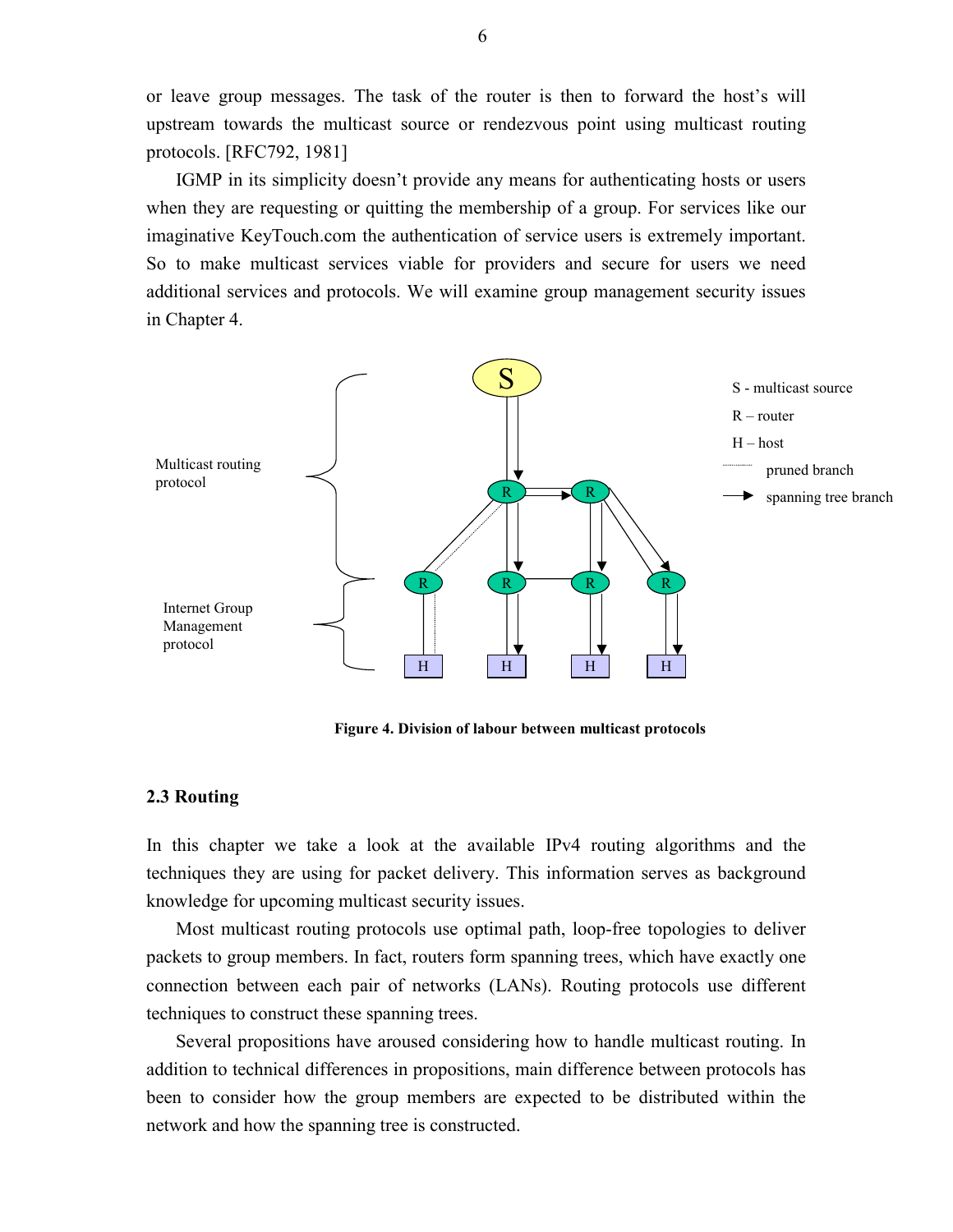or leave group messages. The task of the router is then to forward the host's will upstream towards the multicast source or rendezvous point using multicast routing protocols. [RFC792, 1981]

IGMP in its simplicity doesn't provide any means for authenticating hosts or users when they are requesting or quitting the membership of a group. For services like our imaginative KeyTouch.com the authentication of service users is extremely important. So to make multicast services viable for providers and secure for users we need additional services and protocols. We will examine group management security issues in Chapter 4.

**Figure 4. Division of labour between multicast protocols**

### 2.3 Routing

In this chapter we take a look at the available IPv4 routing algorithms and the techniques they are using for packet delivery. This information serves as background knowledge for upcoming multicast security issues.

Most multicast routing protocols use optimal path, loop-free topologies to deliver packets to group members. In fact, routers form spanning trees, which have exactly one connection between each pair of networks (LANs). Routing protocols use different techniques to construct these spanning trees.

Several propositions have aroused considering how to handle multicast routing. In addition to technical differences in propositions, main difference between protocols has been to consider how the group members are expected to be distributed within the network and how the spanning tree is constructed.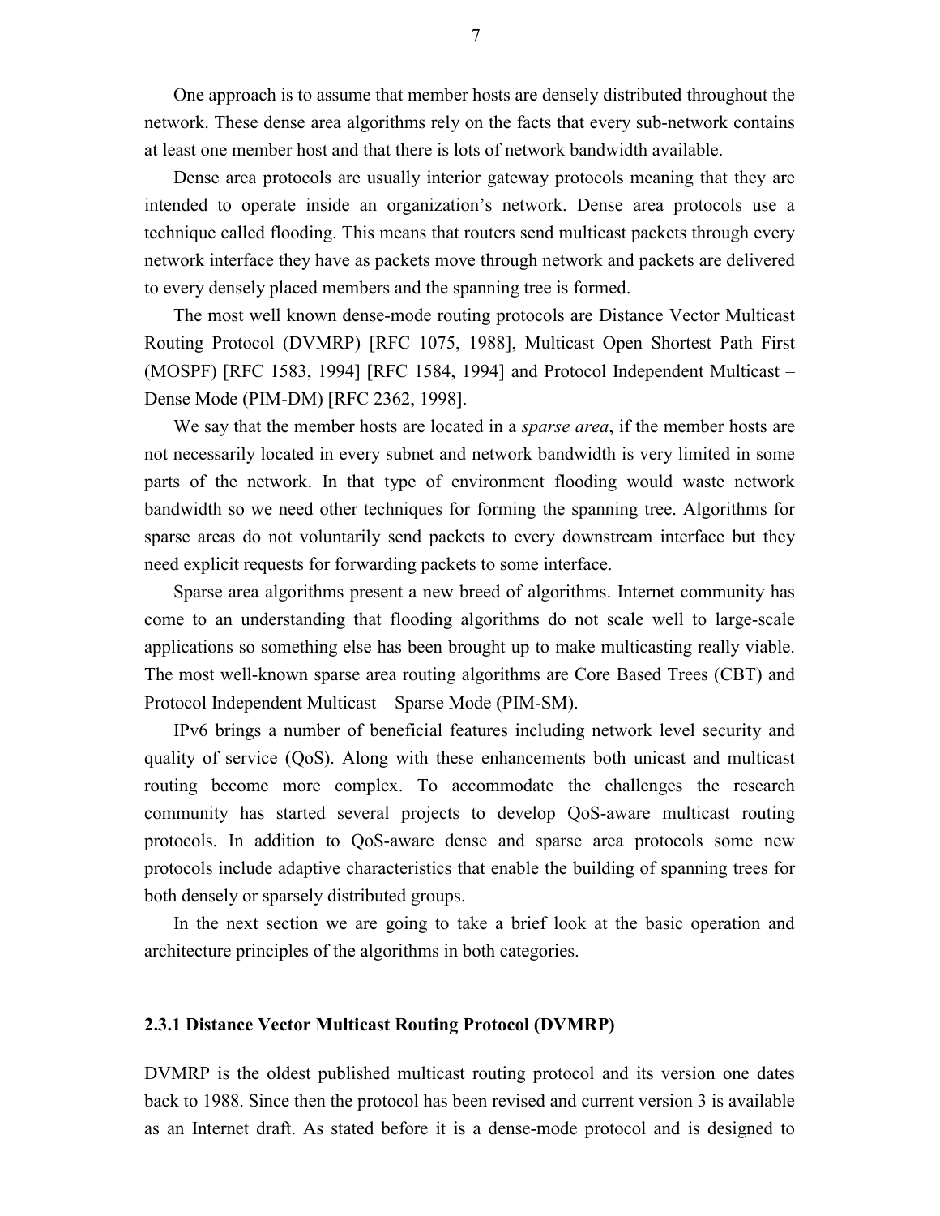One approach is to assume that member hosts are densely distributed throughout the network. These dense area algorithms rely on the facts that every sub-network contains at least one member host and that there is lots of network bandwidth available.

Dense area protocols are usually interior gateway protocols meaning that they are intended to operate inside an organization's network. Dense area protocols use a technique called flooding. This means that routers send multicast packets through every network interface they have as packets move through network and packets are delivered to every densely placed members and the spanning tree is formed.

The most well known dense-mode routing protocols are Distance Vector Multicast Routing Protocol (DVMRP) [RFC 1075, 1988], Multicast Open Shortest Path First (MOSPF) [RFC 1583, 1994] [RFC 1584, 1994] and Protocol Independent Multicast – Dense Mode (PIM-DM) [RFC 2362, 1998].

We say that the member hosts are located in a *sparse area*, if the member hosts are not necessarily located in every subnet and network bandwidth is very limited in some parts of the network. In that type of environment flooding would waste network bandwidth so we need other techniques for forming the spanning tree. Algorithms for sparse areas do not voluntarily send packets to every downstream interface but they need explicit requests for forwarding packets to some interface.

Sparse area algorithms present a new breed of algorithms. Internet community has come to an understanding that flooding algorithms do not scale well to large-scale applications so something else has been brought up to make multicasting really viable. The most well-known sparse area routing algorithms are Core Based Trees (CBT) and Protocol Independent Multicast – Sparse Mode (PIM-SM).

IPv6 brings a number of beneficial features including network level security and quality of service (QoS). Along with these enhancements both unicast and multicast routing become more complex. To accommodate the challenges the research community has started several projects to develop QoS-aware multicast routing protocols. In addition to QoS-aware dense and sparse area protocols some new protocols include adaptive characteristics that enable the building of spanning trees for both densely or sparsely distributed groups.

In the next section we are going to take a brief look at the basic operation and architecture principles of the algorithms in both categories.

### 2.3.1 Distance Vector Multicast Routing Protocol (DVMRP)

DVMRP is the oldest published multicast routing protocol and its version one dates back to 1988. Since then the protocol has been revised and current version 3 is available as an Internet draft. As stated before it is a dense-mode protocol and is designed to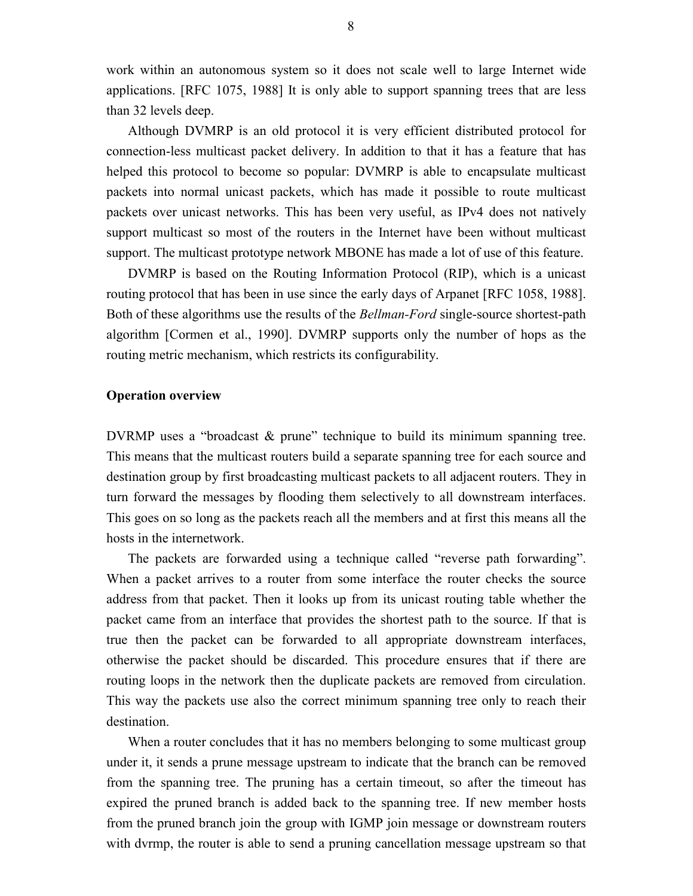work within an autonomous system so it does not scale well to large Internet wide applications. [RFC 1075, 1988] It is only able to support spanning trees that are less than 32 levels deep.

Although DVMRP is an old protocol it is very efficient distributed protocol for connection-less multicast packet delivery. In addition to that it has a feature that has helped this protocol to become so popular: DVMRP is able to encapsulate multicast packets into normal unicast packets, which has made it possible to route multicast packets over unicast networks. This has been very useful, as IPv4 does not natively support multicast so most of the routers in the Internet have been without multicast support. The multicast prototype network MBONE has made a lot of use of this feature.

DVMRP is based on the Routing Information Protocol (RIP), which is a unicast routing protocol that has been in use since the early days of Arpanet [RFC 1058, 1988]. Both of these algorithms use the results of the *Bellman-Ford* single-source shortest-path algorithm [Cormen et al., 1990]. DVMRP supports only the number of hops as the routing metric mechanism, which restricts its configurability.

**Operation overview**

DVRMP uses a "broadcast & prune" technique to build its minimum spanning tree. This means that the multicast routers build a separate spanning tree for each source and destination group by first broadcasting multicast packets to all adjacent routers. They in turn forward the messages by flooding them selectively to all downstream interfaces. This goes on so long as the packets reach all the members and at first this means all the hosts in the internetwork.

The packets are forwarded using a technique called "reverse path forwarding". When a packet arrives to a router from some interface the router checks the source address from that packet. Then it looks up from its unicast routing table whether the packet came from an interface that provides the shortest path to the source. If that is true then the packet can be forwarded to all appropriate downstream interfaces, otherwise the packet should be discarded. This procedure ensures that if there are routing loops in the network then the duplicate packets are removed from circulation. This way the packets use also the correct minimum spanning tree only to reach their destination.

When a router concludes that it has no members belonging to some multicast group under it, it sends a prune message upstream to indicate that the branch can be removed from the spanning tree. The pruning has a certain timeout, so after the timeout has expired the pruned branch is added back to the spanning tree. If new member hosts from the pruned branch join the group with IGMP join message or downstream routers with dvrmp, the router is able to send a pruning cancellation message upstream so that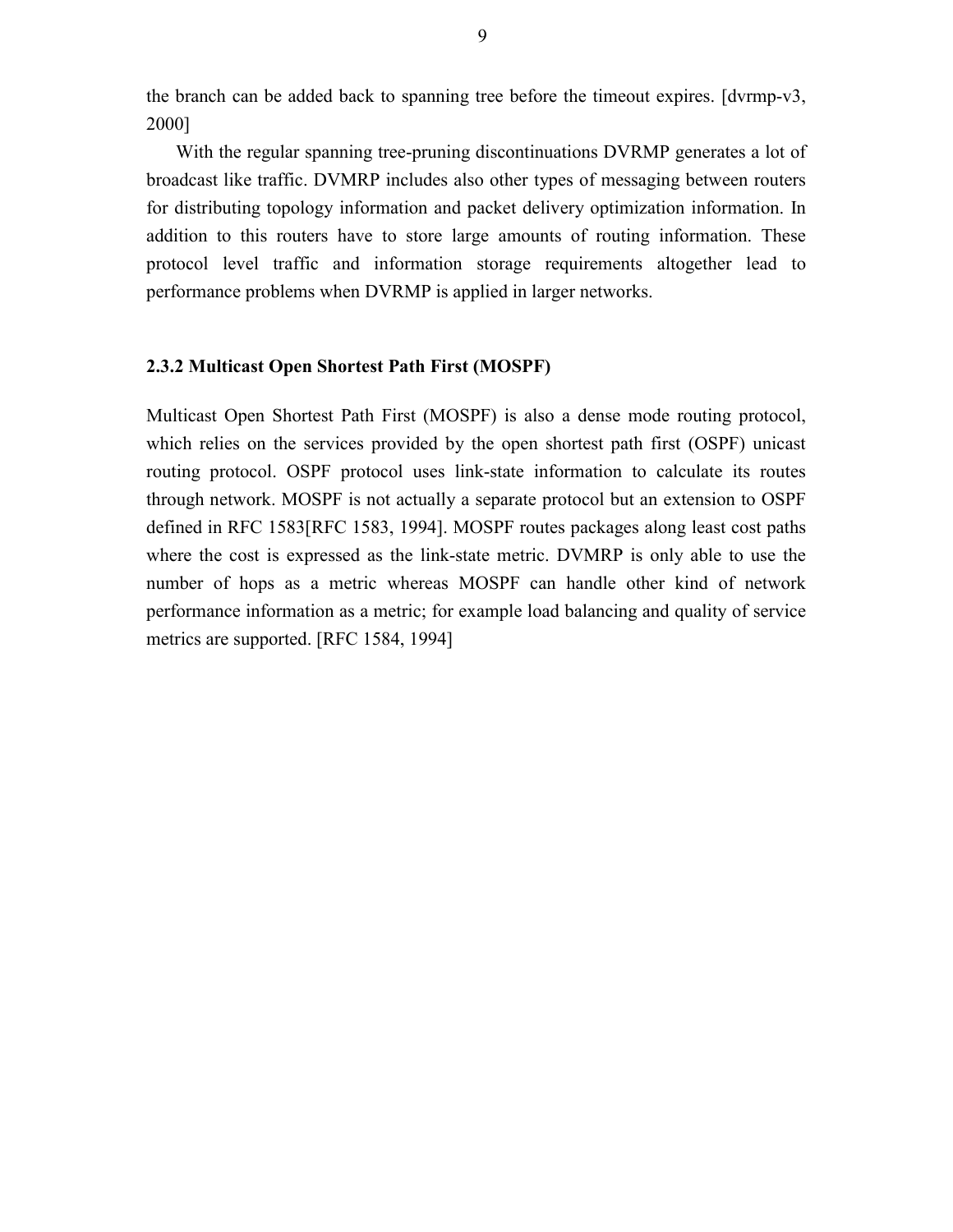the branch can be added back to spanning tree before the timeout expires. [dvrmp-v3, 2000]

With the regular spanning tree-pruning discontinuations DVRMP generates a lot of broadcast like traffic. DVMRP includes also other types of messaging between routers for distributing topology information and packet delivery optimization information. In addition to this routers have to store large amounts of routing information. These protocol level traffic and information storage requirements altogether lead to performance problems when DVRMP is applied in larger networks.

### 2.3.2 Multicast Open Shortest Path First (MOSPF)

Multicast Open Shortest Path First (MOSPF) is also a dense mode routing protocol, which relies on the services provided by the open shortest path first (OSPF) unicast routing protocol. OSPF protocol uses link-state information to calculate its routes through network. MOSPF is not actually a separate protocol but an extension to OSPF defined in RFC 1583[RFC 1583, 1994]. MOSPF routes packages along least cost paths where the cost is expressed as the link-state metric. DVMRP is only able to use the number of hops as a metric whereas MOSPF can handle other kind of network performance information as a metric; for example load balancing and quality of service metrics are supported. [RFC 1584, 1994]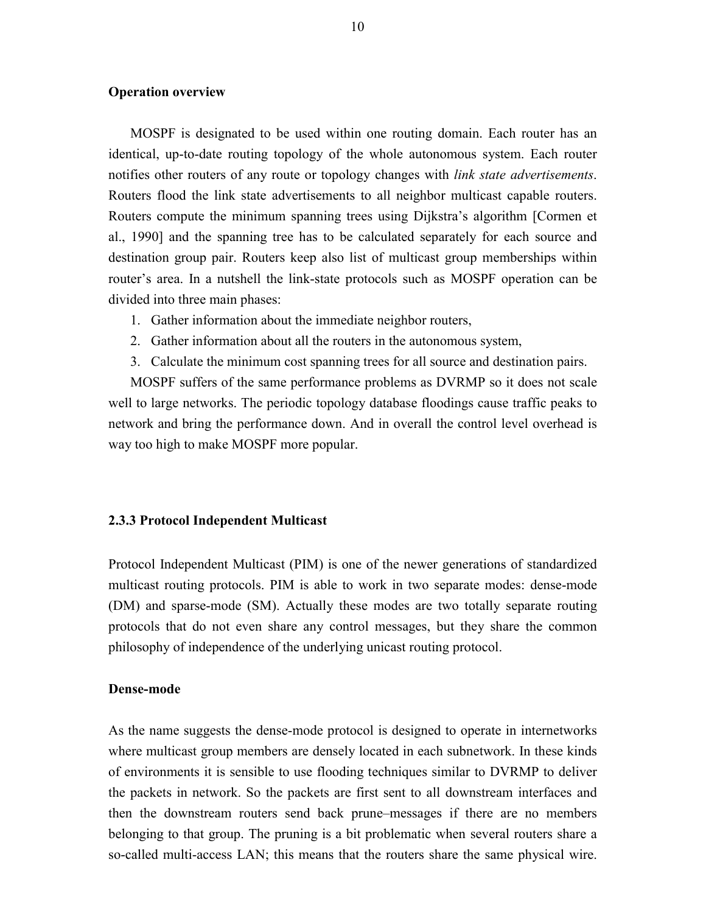**Operation overview**

MOSPF is designated to be used within one routing domain. Each router has an identical, up-to-date routing topology of the whole autonomous system. Each router notifies other routers of any route or topology changes with *link state advertisements*. Routers flood the link state advertisements to all neighbor multicast capable routers. Routers compute the minimum spanning trees using Dijkstra's algorithm [Cormen et al., 1990] and the spanning tree has to be calculated separately for each source and destination group pair. Routers keep also list of multicast group memberships within router's area. In a nutshell the link-state protocols such as MOSPF operation can be divided into three main phases:

1. Gather information about the immediate neighbor routers,
2. Gather information about all the routers in the autonomous system,
3. Calculate the minimum cost spanning trees for all source and destination pairs.

MOSPF suffers of the same performance problems as DVRMP so it does not scale well to large networks. The periodic topology database floodings cause traffic peaks to network and bring the performance down. And in overall the control level overhead is way too high to make MOSPF more popular.

### 2.3.3 Protocol Independent Multicast

Protocol Independent Multicast (PIM) is one of the newer generations of standardized multicast routing protocols. PIM is able to work in two separate modes: dense-mode (DM) and sparse-mode (SM). Actually these modes are two totally separate routing protocols that do not even share any control messages, but they share the common philosophy of independence of the underlying unicast routing protocol.

**Dense-mode**

As the name suggests the dense-mode protocol is designed to operate in internetworks where multicast group members are densely located in each subnetwork. In these kinds of environments it is sensible to use flooding techniques similar to DVRMP to deliver the packets in network. So the packets are first sent to all downstream interfaces and then the downstream routers send back prune–messages if there are no members belonging to that group. The pruning is a bit problematic when several routers share a so-called multi-access LAN; this means that the routers share the same physical wire.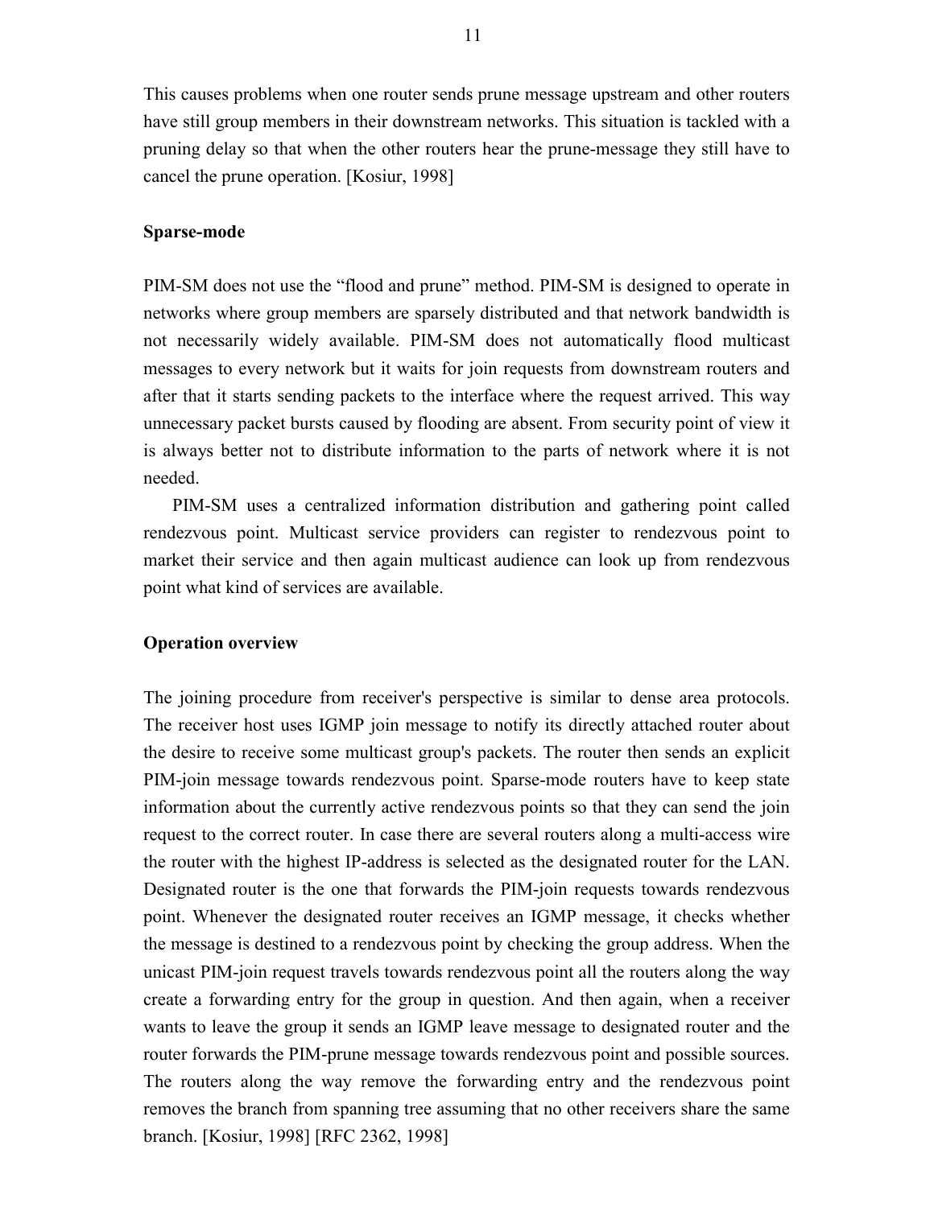This causes problems when one router sends prune message upstream and other routers have still group members in their downstream networks. This situation is tackled with a pruning delay so that when the other routers hear the prune-message they still have to cancel the prune operation. [Kosiur, 1998]

**Sparse-mode**

PIM-SM does not use the "flood and prune" method. PIM-SM is designed to operate in networks where group members are sparsely distributed and that network bandwidth is not necessarily widely available. PIM-SM does not automatically flood multicast messages to every network but it waits for join requests from downstream routers and after that it starts sending packets to the interface where the request arrived. This way unnecessary packet bursts caused by flooding are absent. From security point of view it is always better not to distribute information to the parts of network where it is not needed.

PIM-SM uses a centralized information distribution and gathering point called rendezvous point. Multicast service providers can register to rendezvous point to market their service and then again multicast audience can look up from rendezvous point what kind of services are available.

**Operation overview**

The joining procedure from receiver's perspective is similar to dense area protocols. The receiver host uses IGMP join message to notify its directly attached router about the desire to receive some multicast group's packets. The router then sends an explicit PIM-join message towards rendezvous point. Sparse-mode routers have to keep state information about the currently active rendezvous points so that they can send the join request to the correct router. In case there are several routers along a multi-access wire the router with the highest IP-address is selected as the designated router for the LAN. Designated router is the one that forwards the PIM-join requests towards rendezvous point. Whenever the designated router receives an IGMP message, it checks whether the message is destined to a rendezvous point by checking the group address. When the unicast PIM-join request travels towards rendezvous point all the routers along the way create a forwarding entry for the group in question. And then again, when a receiver wants to leave the group it sends an IGMP leave message to designated router and the router forwards the PIM-prune message towards rendezvous point and possible sources. The routers along the way remove the forwarding entry and the rendezvous point removes the branch from spanning tree assuming that no other receivers share the same branch. [Kosiur, 1998] [RFC 2362, 1998]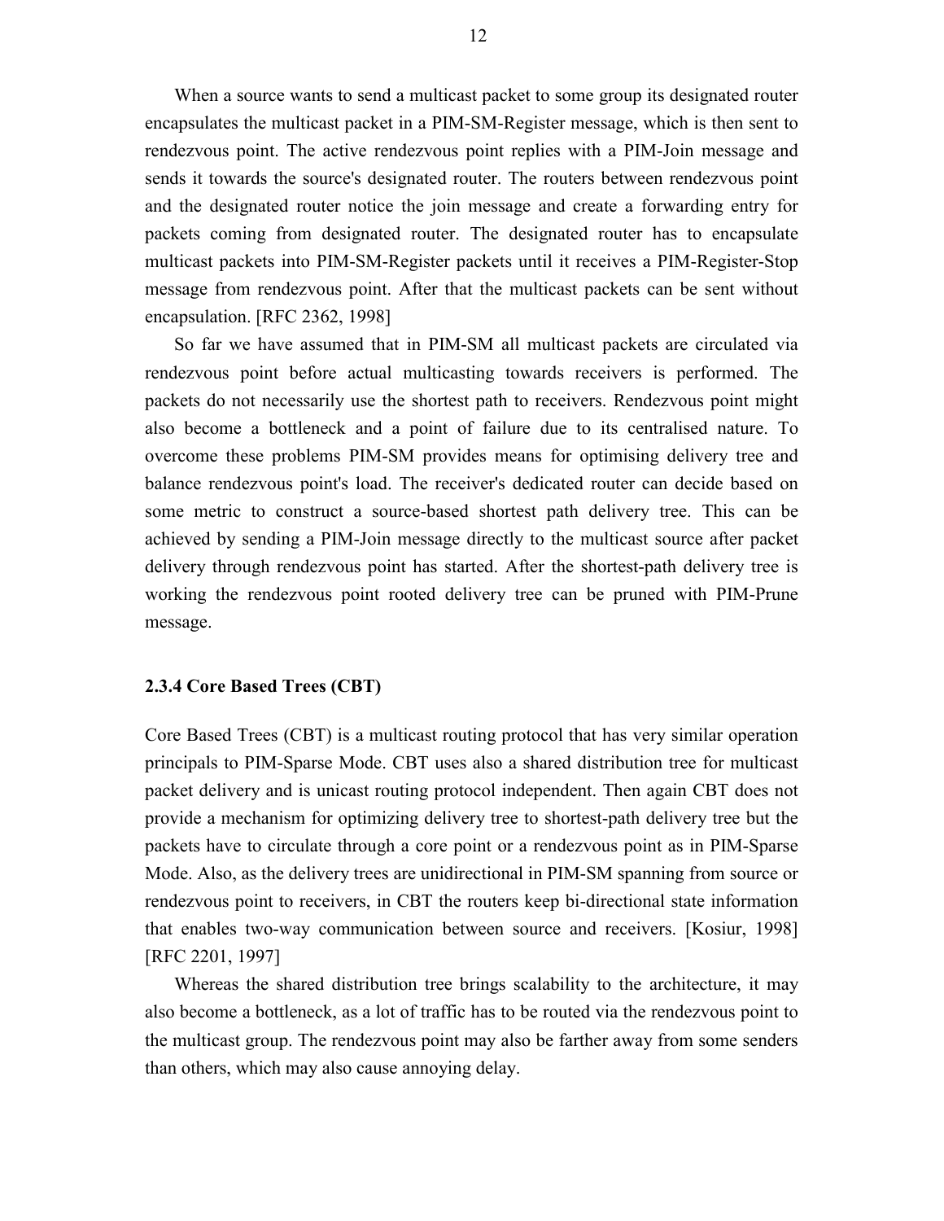When a source wants to send a multicast packet to some group its designated router encapsulates the multicast packet in a PIM-SM-Register message, which is then sent to rendezvous point. The active rendezvous point replies with a PIM-Join message and sends it towards the source's designated router. The routers between rendezvous point and the designated router notice the join message and create a forwarding entry for packets coming from designated router. The designated router has to encapsulate multicast packets into PIM-SM-Register packets until it receives a PIM-Register-Stop message from rendezvous point. After that the multicast packets can be sent without encapsulation. [RFC 2362, 1998]

So far we have assumed that in PIM-SM all multicast packets are circulated via rendezvous point before actual multicasting towards receivers is performed. The packets do not necessarily use the shortest path to receivers. Rendezvous point might also become a bottleneck and a point of failure due to its centralised nature. To overcome these problems PIM-SM provides means for optimising delivery tree and balance rendezvous point's load. The receiver's dedicated router can decide based on some metric to construct a source-based shortest path delivery tree. This can be achieved by sending a PIM-Join message directly to the multicast source after packet delivery through rendezvous point has started. After the shortest-path delivery tree is working the rendezvous point rooted delivery tree can be pruned with PIM-Prune message.

### 2.3.4 Core Based Trees (CBT)

Core Based Trees (CBT) is a multicast routing protocol that has very similar operation principals to PIM-Sparse Mode. CBT uses also a shared distribution tree for multicast packet delivery and is unicast routing protocol independent. Then again CBT does not provide a mechanism for optimizing delivery tree to shortest-path delivery tree but the packets have to circulate through a core point or a rendezvous point as in PIM-Sparse Mode. Also, as the delivery trees are unidirectional in PIM-SM spanning from source or rendezvous point to receivers, in CBT the routers keep bi-directional state information that enables two-way communication between source and receivers. [Kosiur, 1998] [RFC 2201, 1997]

Whereas the shared distribution tree brings scalability to the architecture, it may also become a bottleneck, as a lot of traffic has to be routed via the rendezvous point to the multicast group. The rendezvous point may also be farther away from some senders than others, which may also cause annoying delay.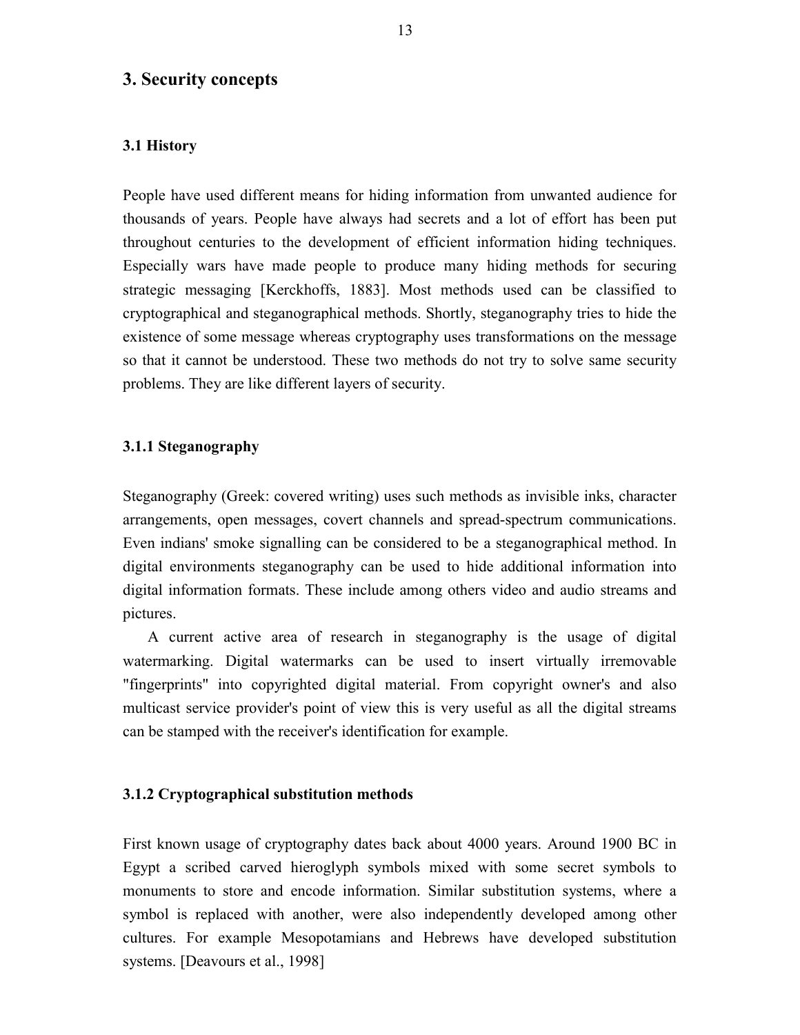# 3. Security concepts

## 3.1 History

People have used different means for hiding information from unwanted audience for thousands of years. People have always had secrets and a lot of effort has been put throughout centuries to the development of efficient information hiding techniques. Especially wars have made people to produce many hiding methods for securing strategic messaging [Kerckhoffs, 1883]. Most methods used can be classified to cryptographical and steganographical methods. Shortly, steganography tries to hide the existence of some message whereas cryptography uses transformations on the message so that it cannot be understood. These two methods do not try to solve same security problems. They are like different layers of security.

### 3.1.1 Steganography

Steganography (Greek: covered writing) uses such methods as invisible inks, character arrangements, open messages, covert channels and spread-spectrum communications. Even indians' smoke signalling can be considered to be a steganographical method. In digital environments steganography can be used to hide additional information into digital information formats. These include among others video and audio streams and pictures.

A current active area of research in steganography is the usage of digital watermarking. Digital watermarks can be used to insert virtually irremovable "fingerprints" into copyrighted digital material. From copyright owner's and also multicast service provider's point of view this is very useful as all the digital streams can be stamped with the receiver's identification for example.

### 3.1.2 Cryptographical substitution methods

First known usage of cryptography dates back about 4000 years. Around 1900 BC in Egypt a scribed carved hieroglyph symbols mixed with some secret symbols to monuments to store and encode information. Similar substitution systems, where a symbol is replaced with another, were also independently developed among other cultures. For example Mesopotamians and Hebrews have developed substitution systems. [Deavours et al., 1998]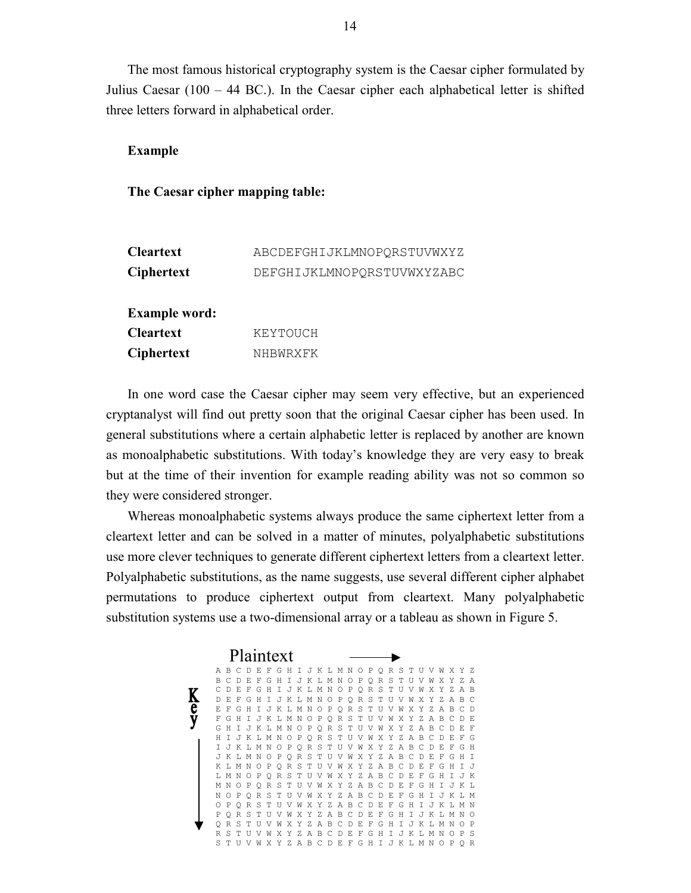The most famous historical cryptography system is the Caesar cipher formulated by Julius Caesar (100 – 44 BC.). In the Caesar cipher each alphabetical letter is shifted three letters forward in alphabetical order.

**Example**

**The Caesar cipher mapping table:**

| | |
|---|---|
| **Cleartext** | `ABCDEFGHIJKLMNOPQRSTUVWXYZ` |
| **Ciphertext** | `DEFGHIJKLMNOPQRSTUVWXYZABC` |

**Example word:**

| | |
|---|---|
| **Cleartext** | `KEYTOUCH` |
| **Ciphertext** | `NHBWRXFK` |

In one word case the Caesar cipher may seem very effective, but an experienced cryptanalyst will find out pretty soon that the original Caesar cipher has been used. In general substitutions where a certain alphabetic letter is replaced by another are known as monoalphabetic substitutions. With today's knowledge they are very easy to break but at the time of their invention for example reading ability was not so common so they were considered stronger.

Whereas monoalphabetic systems always produce the same ciphertext letter from a cleartext letter and can be solved in a matter of minutes, polyalphabetic substitutions use more clever techniques to generate different ciphertext letters from a cleartext letter. Polyalphabetic substitutions, as the name suggests, use several different cipher alphabet permutations to produce ciphertext output from cleartext. Many polyalphabetic substitution systems use a two-dimensional array or a tableau as shown in Figure 5.

```
        Plaintext  ---->
     A B C D E F G H I J K L M N O P Q R S T U V W X Y Z
     B C D E F G H I J K L M N O P Q R S T U V W X Y Z A
     C D E F G H I J K L M N O P Q R S T U V W X Y Z A B
K    D E F G H I J K L M N O P Q R S T U V W X Y Z A B C
e    E F G H I J K L M N O P Q R S T U V W X Y Z A B C D
y    F G H I J K L M N O P Q R S T U V W X Y Z A B C D E
|    G H I J K L M N O P Q R S T U V W X Y Z A B C D E F
|    H I J K L M N O P Q R S T U V W X Y Z A B C D E F G
|    I J K L M N O P Q R S T U V W X Y Z A B C D E F G H
|    J K L M N O P Q R S T U V W X Y Z A B C D E F G H I
|    K L M N O P Q R S T U V W X Y Z A B C D E F G H I J
|    L M N O P Q R S T U V W X Y Z A B C D E F G H I J K
|    M N O P Q R S T U V W X Y Z A B C D E F G H I J K L
|    N O P Q R S T U V W X Y Z A B C D E F G H I J K L M
|    O P Q R S T U V W X Y Z A B C D E F G H I J K L M N
|    P Q R S T U V W X Y Z A B C D E F G H I J K L M N O
v    Q R S T U V W X Y Z A B C D E F G H I J K L M N O P
     R S T U V W X Y Z A B C D E F G H I J K L M N O P S
     S T U V W X Y Z A B C D E F G H I J K L M N O P Q R
```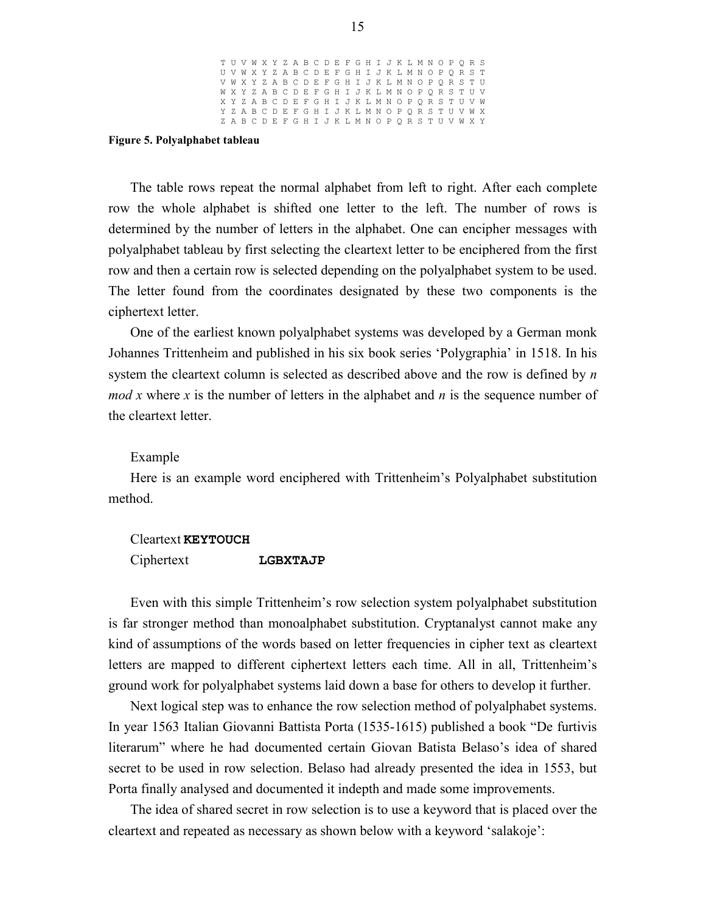```
T U V W X Y Z A B C D E F G H I J K L M N O P Q R S
U V W X Y Z A B C D E F G H I J K L M N O P Q R S T
V W X Y Z A B C D E F G H I J K L M N O P Q R S T U
W X Y Z A B C D E F G H I J K L M N O P Q R S T U V
X Y Z A B C D E F G H I J K L M N O P Q R S T U V W
Y Z A B C D E F G H I J K L M N O P Q R S T U V W X
Z A B C D E F G H I J K L M N O P Q R S T U V W X Y
```

**Figure 5. Polyalphabet tableau**

The table rows repeat the normal alphabet from left to right. After each complete row the whole alphabet is shifted one letter to the left. The number of rows is determined by the number of letters in the alphabet. One can encipher messages with polyalphabet tableau by first selecting the cleartext letter to be enciphered from the first row and then a certain row is selected depending on the polyalphabet system to be used. The letter found from the coordinates designated by these two components is the ciphertext letter.

One of the earliest known polyalphabet systems was developed by a German monk Johannes Trittenheim and published in his six book series 'Polygraphia' in 1518. In his system the cleartext column is selected as described above and the row is defined by *n mod x* where *x* is the number of letters in the alphabet and *n* is the sequence number of the cleartext letter.

Example

Here is an example word enciphered with Trittenheim's Polyalphabet substitution method.

Cleartext **KEYTOUCH**

Ciphertext **LGBXTAJP**

Even with this simple Trittenheim's row selection system polyalphabet substitution is far stronger method than monoalphabet substitution. Cryptanalyst cannot make any kind of assumptions of the words based on letter frequencies in cipher text as cleartext letters are mapped to different ciphertext letters each time. All in all, Trittenheim's ground work for polyalphabet systems laid down a base for others to develop it further.

Next logical step was to enhance the row selection method of polyalphabet systems. In year 1563 Italian Giovanni Battista Porta (1535-1615) published a book "De furtivis literarum" where he had documented certain Giovan Batista Belaso's idea of shared secret to be used in row selection. Belaso had already presented the idea in 1553, but Porta finally analysed and documented it indepth and made some improvements.

The idea of shared secret in row selection is to use a keyword that is placed over the cleartext and repeated as necessary as shown below with a keyword 'salakoje':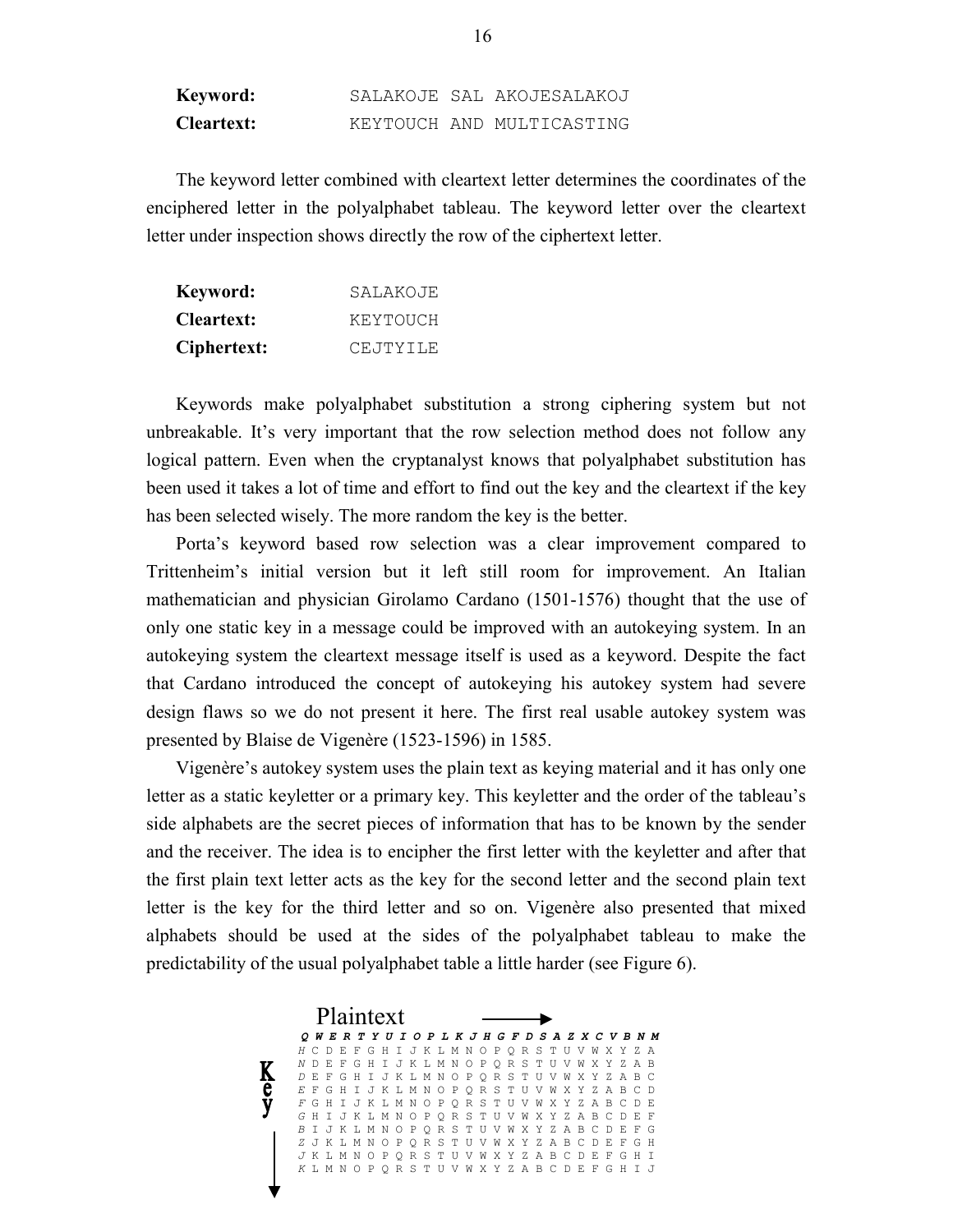| | |
|---|---|
| **Keyword:** | SALAKOJE SAL AKOJESALAKOJ |
| **Cleartext:** | KEYTOUCH AND MULTICASTING |

The keyword letter combined with cleartext letter determines the coordinates of the enciphered letter in the polyalphabet tableau. The keyword letter over the cleartext letter under inspection shows directly the row of the ciphertext letter.

| | |
|---|---|
| **Keyword:** | SALAKOJE |
| **Cleartext:** | KEYTOUCH |
| **Ciphertext:** | CEJTYILE |

Keywords make polyalphabet substitution a strong ciphering system but not unbreakable. It's very important that the row selection method does not follow any logical pattern. Even when the cryptanalyst knows that polyalphabet substitution has been used it takes a lot of time and effort to find out the key and the cleartext if the key has been selected wisely. The more random the key is the better.

Porta's keyword based row selection was a clear improvement compared to Trittenheim's initial version but it left still room for improvement. An Italian mathematician and physician Girolamo Cardano (1501-1576) thought that the use of only one static key in a message could be improved with an autokeying system. In an autokeying system the cleartext message itself is used as a keyword. Despite the fact that Cardano introduced the concept of autokeying his autokey system had severe design flaws so we do not present it here. The first real usable autokey system was presented by Blaise de Vigenère (1523-1596) in 1585.

Vigenère's autokey system uses the plain text as keying material and it has only one letter as a static keyletter or a primary key. This keyletter and the order of the tableau's side alphabets are the secret pieces of information that has to be known by the sender and the receiver. The idea is to encipher the first letter with the keyletter and after that the first plain text letter acts as the key for the second letter and the second plain text letter is the key for the third letter and so on. Vigenère also presented that mixed alphabets should be used at the sides of the polyalphabet tableau to make the predictability of the usual polyalphabet table a little harder (see Figure 6).

```
        Plaintext  →
  Q W E R T Y U I O P L K J H G F D S A Z X C V B N M
K H C D E F G H I J K L M N O P Q R S T U V W X Y Z A
e N D E F G H I J K L M N O P Q R S T U V W X Y Z A B
y D E F G H I J K L M N O P Q R S T U V W X Y Z A B C
  E F G H I J K L M N O P Q R S T U V W X Y Z A B C D
↓ F G H I J K L M N O P Q R S T U V W X Y Z A B C D E
  G H I J K L M N O P Q R S T U V W X Y Z A B C D E F
  B I J K L M N O P Q R S T U V W X Y Z A B C D E F G
  Z J K L M N O P Q R S T U V W X Y Z A B C D E F G H
  J K L M N O P Q R S T U V W X Y Z A B C D E F G H I
  K L M N O P Q R S T U V W X Y Z A B C D E F G H I J
```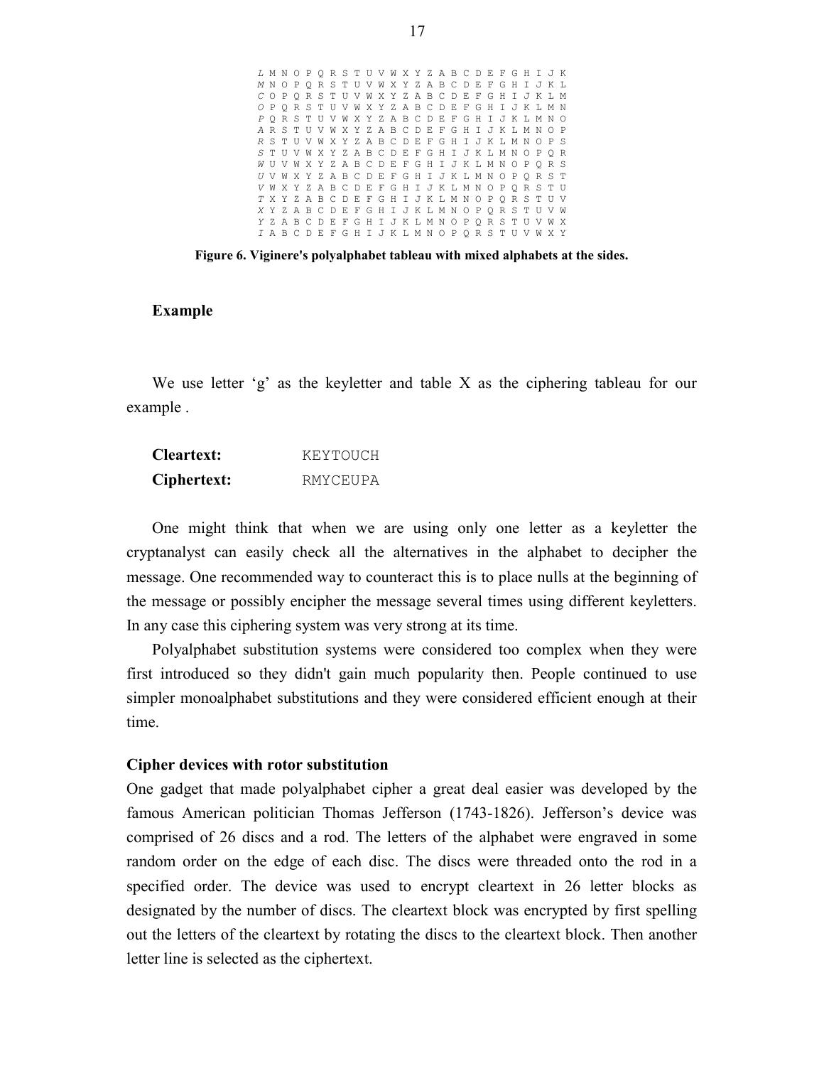```
L M N O P Q R S T U V W X Y Z A B C D E F G H I J K
M N O P Q R S T U V W X Y Z A B C D E F G H I J K L
C O P Q R S T U V W X Y Z A B C D E F G H I J K L M
O P Q R S T U V W X Y Z A B C D E F G H I J K L M N
P Q R S T U V W X Y Z A B C D E F G H I J K L M N O
A R S T U V W X Y Z A B C D E F G H I J K L M N O P
R S T U V W X Y Z A B C D E F G H I J K L M N O P S
S T U V W X Y Z A B C D E F G H I J K L M N O P Q R
W U V W X Y Z A B C D E F G H I J K L M N O P Q R S
U V W X Y Z A B C D E F G H I J K L M N O P Q R S T
V W X Y Z A B C D E F G H I J K L M N O P Q R S T U
T X Y Z A B C D E F G H I J K L M N O P Q R S T U V
X Y Z A B C D E F G H I J K L M N O P Q R S T U V W
Y Z A B C D E F G H I J K L M N O P Q R S T U V W X
I A B C D E F G H I J K L M N O P Q R S T U V W X Y
```

**Figure 6. Viginere's polyalphabet tableau with mixed alphabets at the sides.**

**Example**

We use letter 'g' as the keyletter and table X as the ciphering tableau for our example .

**Cleartext:** KEYTOUCH

**Ciphertext:** RMYCEUPA

One might think that when we are using only one letter as a keyletter the cryptanalyst can easily check all the alternatives in the alphabet to decipher the message. One recommended way to counteract this is to place nulls at the beginning of the message or possibly encipher the message several times using different keyletters. In any case this ciphering system was very strong at its time.

Polyalphabet substitution systems were considered too complex when they were first introduced so they didn't gain much popularity then. People continued to use simpler monoalphabet substitutions and they were considered efficient enough at their time.

**Cipher devices with rotor substitution**

One gadget that made polyalphabet cipher a great deal easier was developed by the famous American politician Thomas Jefferson (1743-1826). Jefferson's device was comprised of 26 discs and a rod. The letters of the alphabet were engraved in some random order on the edge of each disc. The discs were threaded onto the rod in a specified order. The device was used to encrypt cleartext in 26 letter blocks as designated by the number of discs. The cleartext block was encrypted by first spelling out the letters of the cleartext by rotating the discs to the cleartext block. Then another letter line is selected as the ciphertext.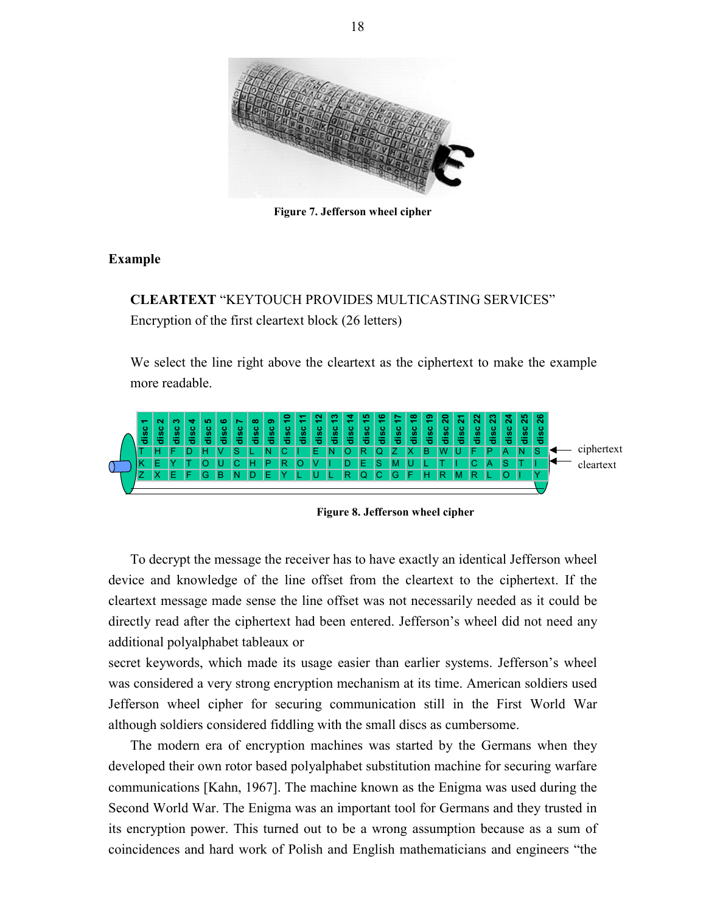Figure 7. Jefferson wheel cipher

**Example**

**CLEARTEXT** "KEYTOUCH PROVIDES MULTICASTING SERVICES"
Encryption of the first cleartext block (26 letters)

We select the line right above the cleartext as the ciphertext to make the example more readable.

| disc 1 | disc 2 | disc 3 | disc 4 | disc 5 | disc 6 | disc 7 | disc 8 | disc 9 | disc 10 | disc 11 | disc 12 | disc 13 | disc 14 | disc 15 | disc 16 | disc 17 | disc 18 | disc 19 | disc 20 | disc 21 | disc 22 | disc 23 | disc 24 | disc 25 | disc 26 | |
|---|---|---|---|---|---|---|---|---|---|---|---|---|---|---|---|---|---|---|---|---|---|---|---|---|---|---|
| T | H | F | D | H | V | S | L | N | C | I | E | N | O | R | Q | Z | X | B | W | U | F | P | A | N | S | ciphertext |
| K | E | Y | T | O | U | C | H | P | R | O | V | I | D | E | S | M | U | L | T | I | C | A | S | T | I | cleartext |
| Z | X | E | F | G | B | N | D | E | Y | L | U | L | R | Q | C | G | F | H | R | M | R | L | O | I | Y | |

Figure 8. Jefferson wheel cipher

To decrypt the message the receiver has to have exactly an identical Jefferson wheel device and knowledge of the line offset from the cleartext to the ciphertext. If the cleartext message made sense the line offset was not necessarily needed as it could be directly read after the ciphertext had been entered. Jefferson's wheel did not need any additional polyalphabet tableaux or secret keywords, which made its usage easier than earlier systems. Jefferson's wheel was considered a very strong encryption mechanism at its time. American soldiers used Jefferson wheel cipher for securing communication still in the First World War although soldiers considered fiddling with the small discs as cumbersome.

The modern era of encryption machines was started by the Germans when they developed their own rotor based polyalphabet substitution machine for securing warfare communications [Kahn, 1967]. The machine known as the Enigma was used during the Second World War. The Enigma was an important tool for Germans and they trusted in its encryption power. This turned out to be a wrong assumption because as a sum of coincidences and hard work of Polish and English mathematicians and engineers "the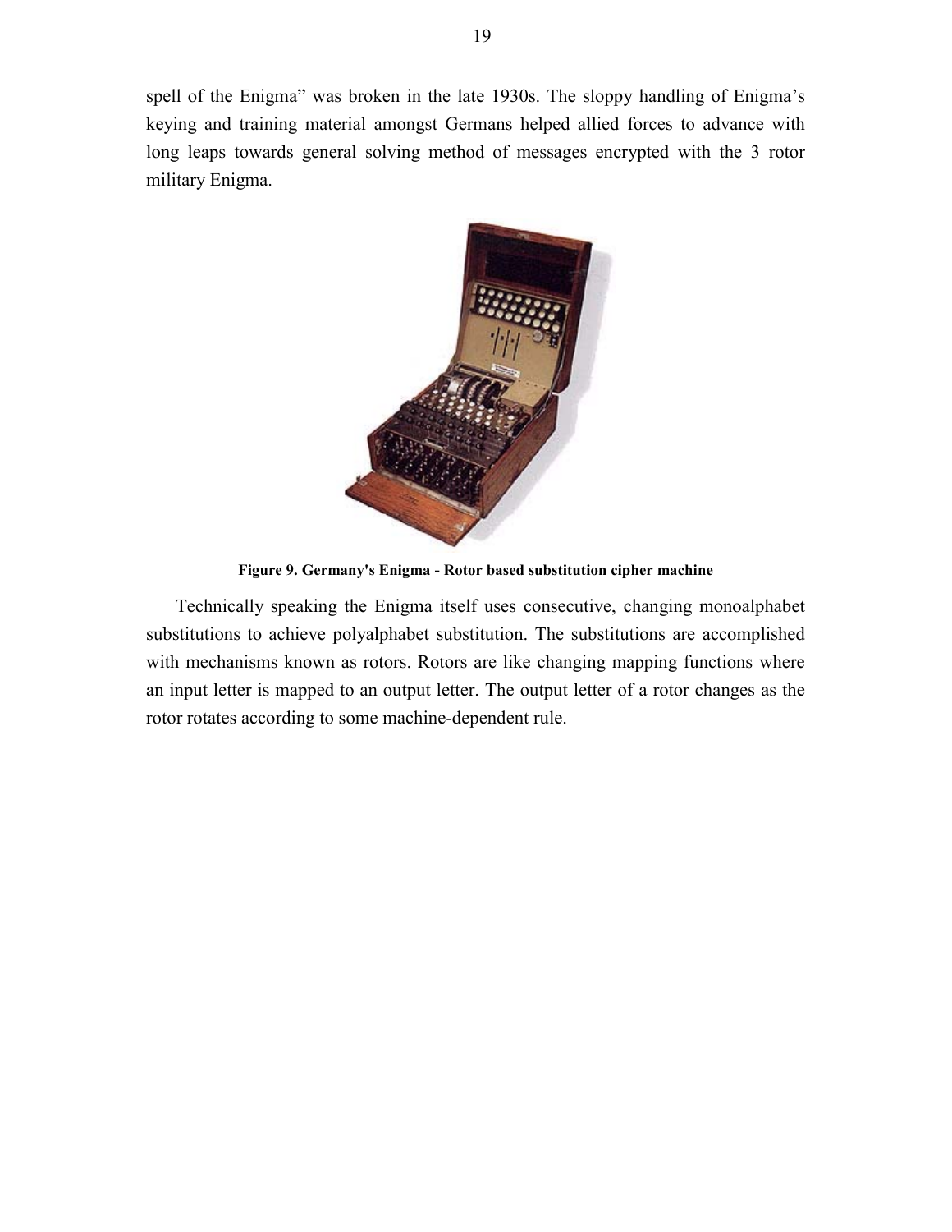spell of the Enigma" was broken in the late 1930s. The sloppy handling of Enigma's keying and training material amongst Germans helped allied forces to advance with long leaps towards general solving method of messages encrypted with the 3 rotor military Enigma.

**Figure 9. Germany's Enigma - Rotor based substitution cipher machine**

Technically speaking the Enigma itself uses consecutive, changing monoalphabet substitutions to achieve polyalphabet substitution. The substitutions are accomplished with mechanisms known as rotors. Rotors are like changing mapping functions where an input letter is mapped to an output letter. The output letter of a rotor changes as the rotor rotates according to some machine-dependent rule.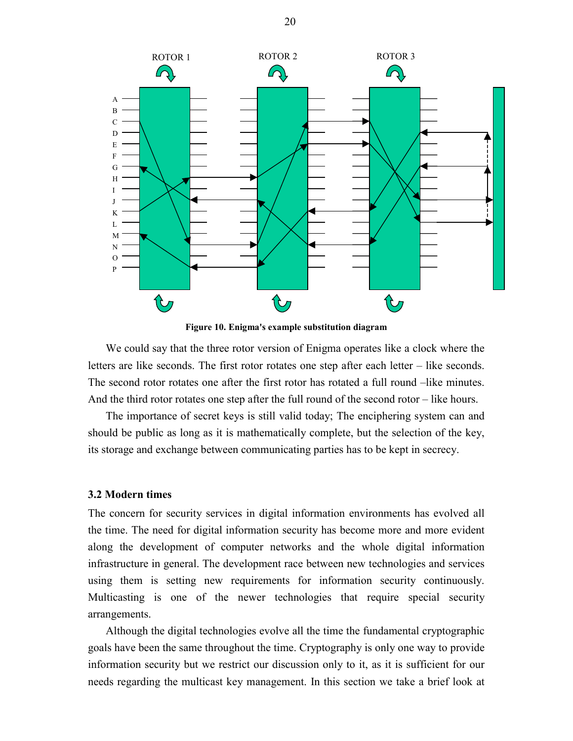**Figure 10. Enigma's example substitution diagram**

We could say that the three rotor version of Enigma operates like a clock where the letters are like seconds. The first rotor rotates one step after each letter – like seconds. The second rotor rotates one after the first rotor has rotated a full round –like minutes. And the third rotor rotates one step after the full round of the second rotor – like hours.

The importance of secret keys is still valid today; The enciphering system can and should be public as long as it is mathematically complete, but the selection of the key, its storage and exchange between communicating parties has to be kept in secrecy.

### 3.2 Modern times

The concern for security services in digital information environments has evolved all the time. The need for digital information security has become more and more evident along the development of computer networks and the whole digital information infrastructure in general. The development race between new technologies and services using them is setting new requirements for information security continuously. Multicasting is one of the newer technologies that require special security arrangements.

Although the digital technologies evolve all the time the fundamental cryptographic goals have been the same throughout the time. Cryptography is only one way to provide information security but we restrict our discussion only to it, as it is sufficient for our needs regarding the multicast key management. In this section we take a brief look at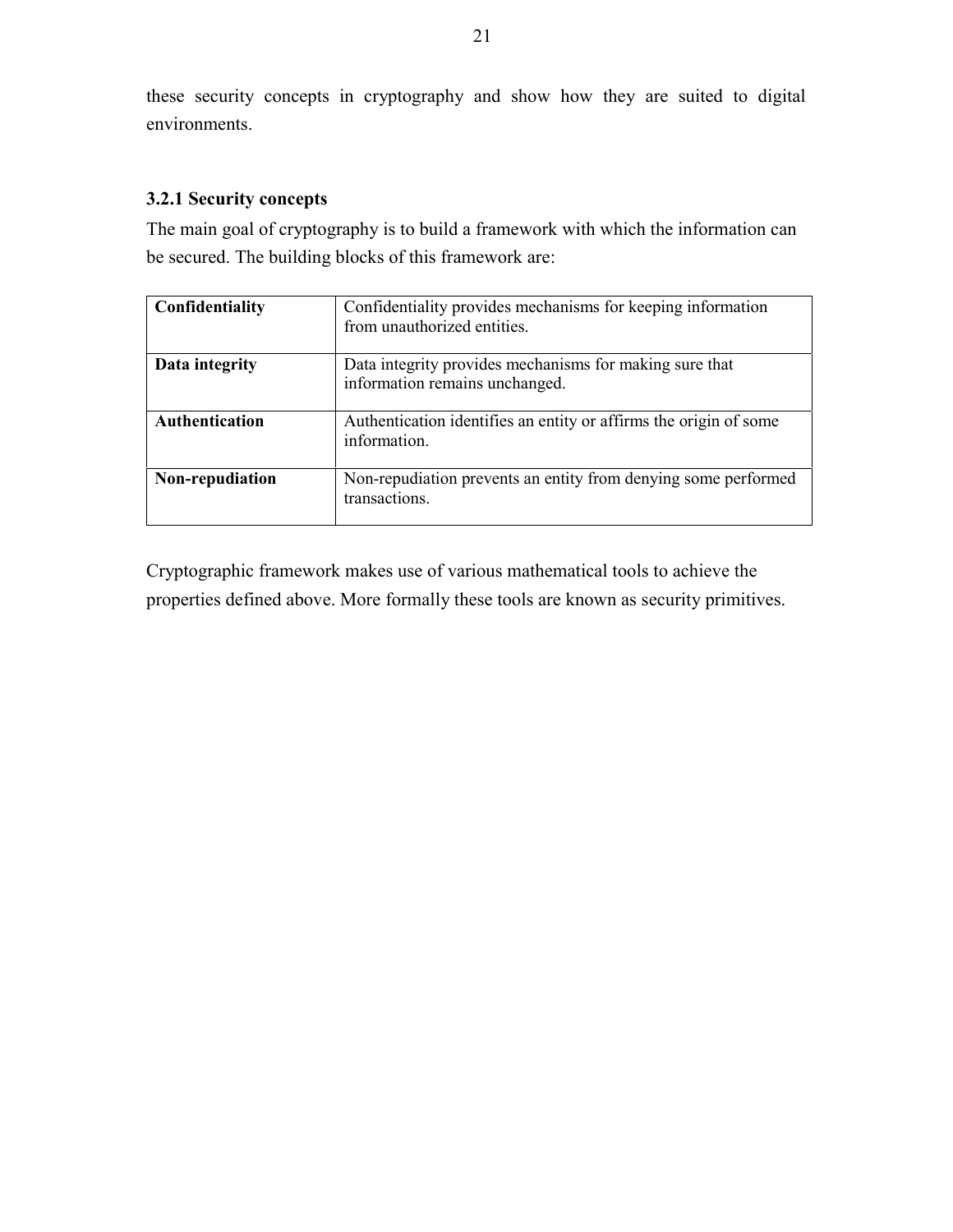these security concepts in cryptography and show how they are suited to digital environments.

### 3.2.1 Security concepts

The main goal of cryptography is to build a framework with which the information can be secured. The building blocks of this framework are:

| | |
|---|---|
| **Confidentiality** | Confidentiality provides mechanisms for keeping information from unauthorized entities. |
| **Data integrity** | Data integrity provides mechanisms for making sure that information remains unchanged. |
| **Authentication** | Authentication identifies an entity or affirms the origin of some information. |
| **Non-repudiation** | Non-repudiation prevents an entity from denying some performed transactions. |

Cryptographic framework makes use of various mathematical tools to achieve the properties defined above. More formally these tools are known as security primitives.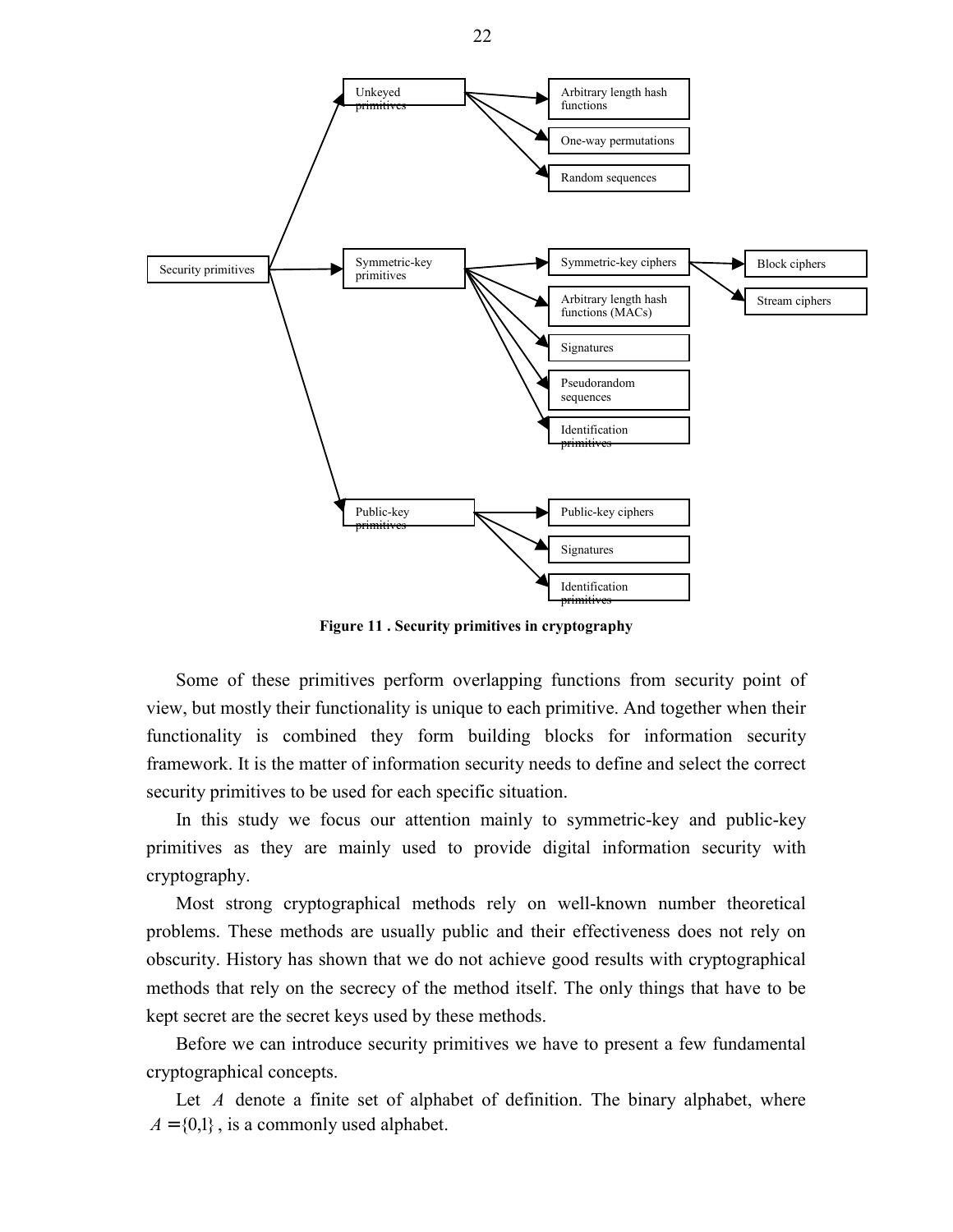Security primitives

- Unkeyed primitives
  - Arbitrary length hash functions
  - One-way permutations
  - Random sequences
- Symmetric-key primitives
  - Symmetric-key ciphers
    - Block ciphers
    - Stream ciphers
  - Arbitrary length hash functions (MACs)
  - Signatures
  - Pseudorandom sequences
  - Identification primitives
- Public-key primitives
  - Public-key ciphers
  - Signatures
  - Identification primitives

**Figure 11 . Security primitives in cryptography**

Some of these primitives perform overlapping functions from security point of view, but mostly their functionality is unique to each primitive. And together when their functionality is combined they form building blocks for information security framework. It is the matter of information security needs to define and select the correct security primitives to be used for each specific situation.

In this study we focus our attention mainly to symmetric-key and public-key primitives as they are mainly used to provide digital information security with cryptography.

Most strong cryptographical methods rely on well-known number theoretical problems. These methods are usually public and their effectiveness does not rely on obscurity. History has shown that we do not achieve good results with cryptographical methods that rely on the secrecy of the method itself. The only things that have to be kept secret are the secret keys used by these methods.

Before we can introduce security primitives we have to present a few fundamental cryptographical concepts.

Let $A$ denote a finite set of alphabet of definition. The binary alphabet, where $A = \{0,1\}$, is a commonly used alphabet.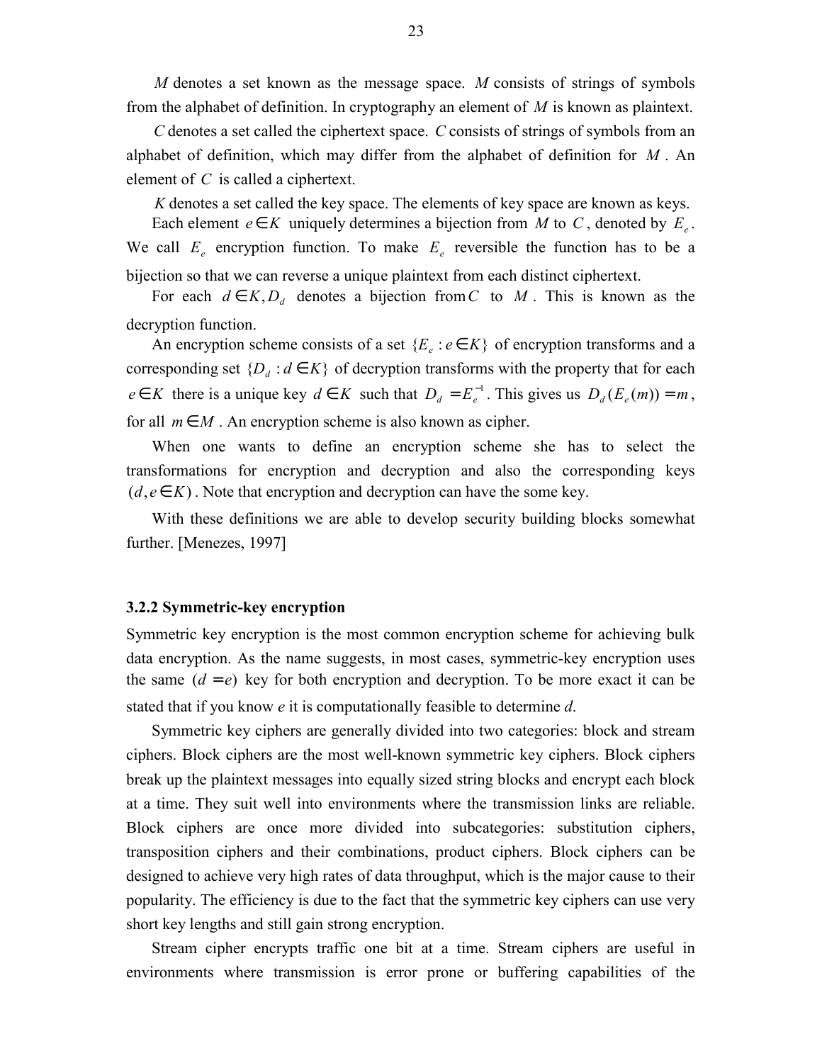$M$ denotes a set known as the message space. $M$ consists of strings of symbols from the alphabet of definition. In cryptography an element of $M$ is known as plaintext.

$C$ denotes a set called the ciphertext space. $C$ consists of strings of symbols from an alphabet of definition, which may differ from the alphabet of definition for $M$. An element of $C$ is called a ciphertext.

$K$ denotes a set called the key space. The elements of key space are known as keys.

Each element $e \in K$ uniquely determines a bijection from $M$ to $C$, denoted by $E_e$. We call $E_e$ encryption function. To make $E_e$ reversible the function has to be a bijection so that we can reverse a unique plaintext from each distinct ciphertext.

For each $d \in K, D_d$ denotes a bijection from $C$ to $M$. This is known as the decryption function.

An encryption scheme consists of a set $\{E_e : e \in K\}$ of encryption transforms and a corresponding set $\{D_d : d \in K\}$ of decryption transforms with the property that for each $e \in K$ there is a unique key $d \in K$ such that $D_d = E_e^{-1}$. This gives us $D_d(E_e(m)) = m$, for all $m \in M$. An encryption scheme is also known as cipher.

When one wants to define an encryption scheme she has to select the transformations for encryption and decryption and also the corresponding keys $(d, e \in K)$. Note that encryption and decryption can have the some key.

With these definitions we are able to develop security building blocks somewhat further. [Menezes, 1997]

### 3.2.2 Symmetric-key encryption

Symmetric key encryption is the most common encryption scheme for achieving bulk data encryption. As the name suggests, in most cases, symmetric-key encryption uses the same $(d = e)$ key for both encryption and decryption. To be more exact it can be stated that if you know *e* it is computationally feasible to determine *d*.

Symmetric key ciphers are generally divided into two categories: block and stream ciphers. Block ciphers are the most well-known symmetric key ciphers. Block ciphers break up the plaintext messages into equally sized string blocks and encrypt each block at a time. They suit well into environments where the transmission links are reliable. Block ciphers are once more divided into subcategories: substitution ciphers, transposition ciphers and their combinations, product ciphers. Block ciphers can be designed to achieve very high rates of data throughput, which is the major cause to their popularity. The efficiency is due to the fact that the symmetric key ciphers can use very short key lengths and still gain strong encryption.

Stream cipher encrypts traffic one bit at a time. Stream ciphers are useful in environments where transmission is error prone or buffering capabilities of the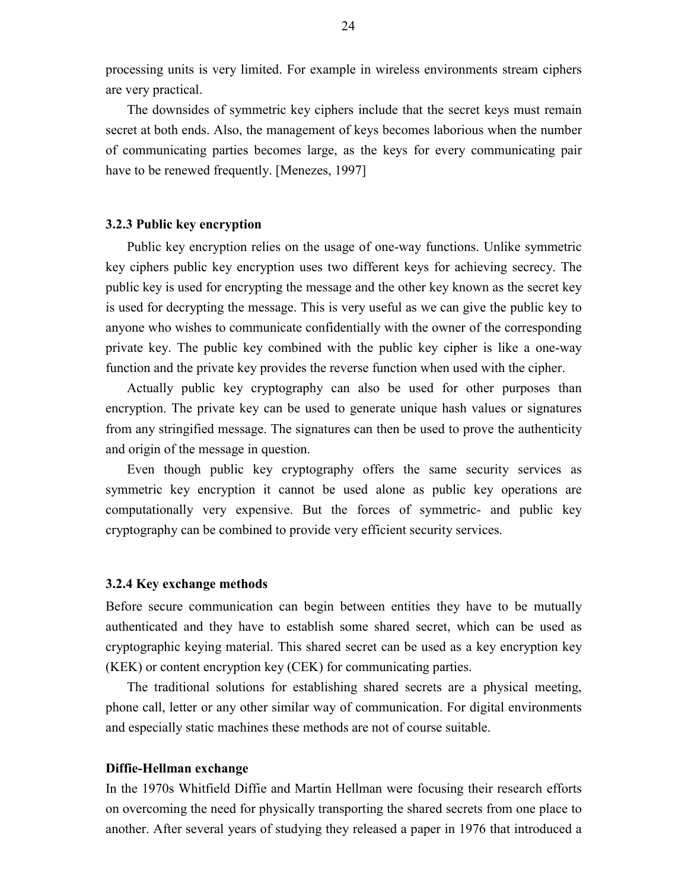processing units is very limited. For example in wireless environments stream ciphers are very practical.

The downsides of symmetric key ciphers include that the secret keys must remain secret at both ends. Also, the management of keys becomes laborious when the number of communicating parties becomes large, as the keys for every communicating pair have to be renewed frequently. [Menezes, 1997]

### 3.2.3 Public key encryption

Public key encryption relies on the usage of one-way functions. Unlike symmetric key ciphers public key encryption uses two different keys for achieving secrecy. The public key is used for encrypting the message and the other key known as the secret key is used for decrypting the message. This is very useful as we can give the public key to anyone who wishes to communicate confidentially with the owner of the corresponding private key. The public key combined with the public key cipher is like a one-way function and the private key provides the reverse function when used with the cipher.

Actually public key cryptography can also be used for other purposes than encryption. The private key can be used to generate unique hash values or signatures from any stringified message. The signatures can then be used to prove the authenticity and origin of the message in question.

Even though public key cryptography offers the same security services as symmetric key encryption it cannot be used alone as public key operations are computationally very expensive. But the forces of symmetric- and public key cryptography can be combined to provide very efficient security services.

### 3.2.4 Key exchange methods

Before secure communication can begin between entities they have to be mutually authenticated and they have to establish some shared secret, which can be used as cryptographic keying material. This shared secret can be used as a key encryption key (KEK) or content encryption key (CEK) for communicating parties.

The traditional solutions for establishing shared secrets are a physical meeting, phone call, letter or any other similar way of communication. For digital environments and especially static machines these methods are not of course suitable.

**Diffie-Hellman exchange**

In the 1970s Whitfield Diffie and Martin Hellman were focusing their research efforts on overcoming the need for physically transporting the shared secrets from one place to another. After several years of studying they released a paper in 1976 that introduced a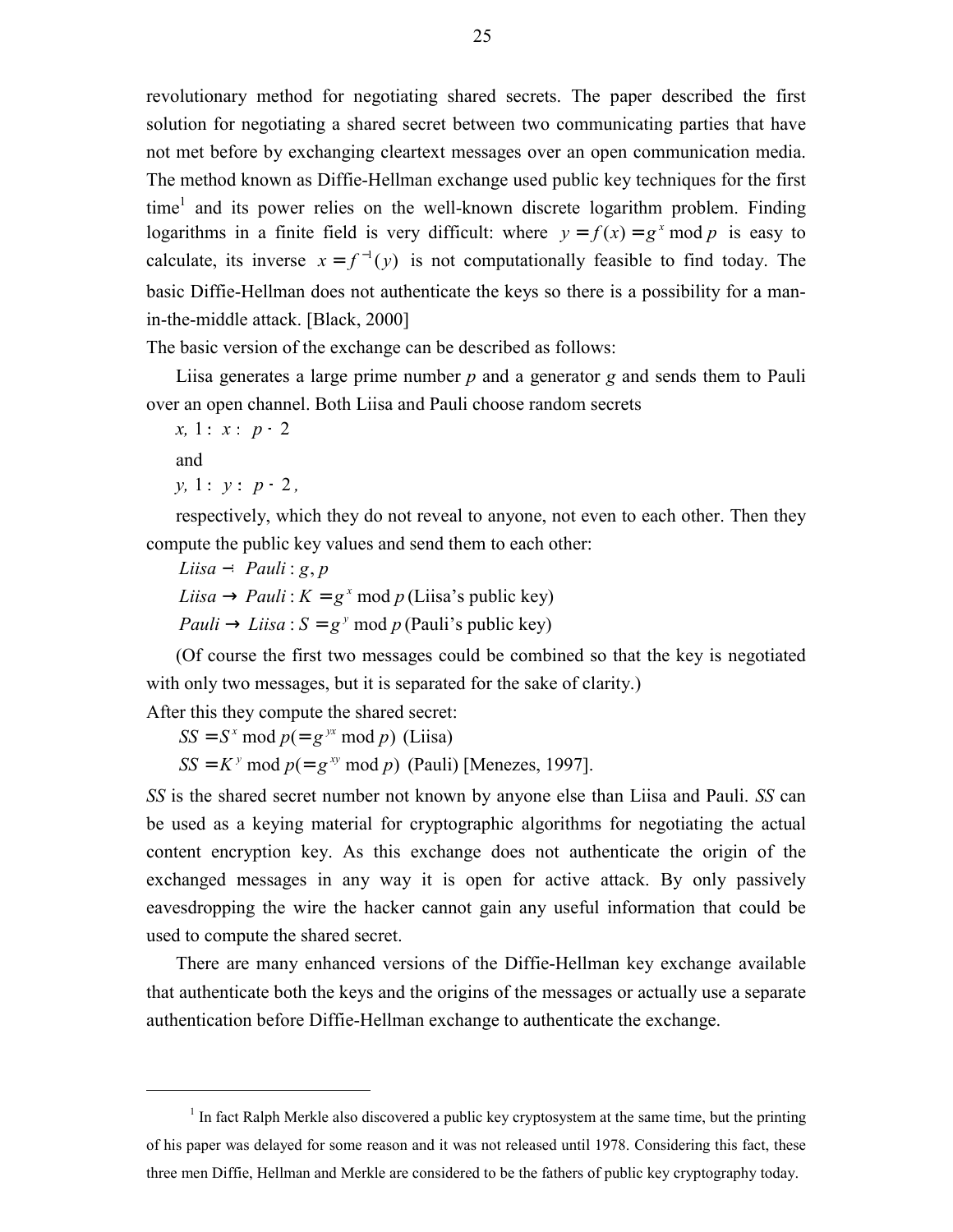revolutionary method for negotiating shared secrets. The paper described the first solution for negotiating a shared secret between two communicating parties that have not met before by exchanging cleartext messages over an open communication media. The method known as Diffie-Hellman exchange used public key techniques for the first time[1] and its power relies on the well-known discrete logarithm problem. Finding logarithms in a finite field is very difficult: where $y = f(x) = g^x \bmod p$ is easy to calculate, its inverse $x = f^{-1}(y)$ is not computationally feasible to find today. The basic Diffie-Hellman does not authenticate the keys so there is a possibility for a man-in-the-middle attack. [Black, 2000]

The basic version of the exchange can be described as follows:

Liisa generates a large prime number $p$ and a generator $g$ and sends them to Pauli over an open channel. Both Liisa and Pauli choose random secrets

$x,\ 1 \leq x \leq p-2$

and

$y,\ 1 \leq y \leq p-2$,

respectively, which they do not reveal to anyone, not even to each other. Then they compute the public key values and send them to each other:

$Liisa \rightarrow Pauli : g, p$

$Liisa \rightarrow Pauli : K = g^x \bmod p$ (Liisa's public key)

$Pauli \rightarrow Liisa : S = g^y \bmod p$ (Pauli's public key)

(Of course the first two messages could be combined so that the key is negotiated with only two messages, but it is separated for the sake of clarity.)

After this they compute the shared secret:

$SS = S^x \bmod p (= g^{yx} \bmod p)$ (Liisa)

$SS = K^y \bmod p (= g^{xy} \bmod p)$ (Pauli) [Menezes, 1997].

*SS* is the shared secret number not known by anyone else than Liisa and Pauli. *SS* can be used as a keying material for cryptographic algorithms for negotiating the actual content encryption key. As this exchange does not authenticate the origin of the exchanged messages in any way it is open for active attack. By only passively eavesdropping the wire the hacker cannot gain any useful information that could be used to compute the shared secret.

There are many enhanced versions of the Diffie-Hellman key exchange available that authenticate both the keys and the origins of the messages or actually use a separate authentication before Diffie-Hellman exchange to authenticate the exchange.

---

[1] In fact Ralph Merkle also discovered a public key cryptosystem at the same time, but the printing of his paper was delayed for some reason and it was not released until 1978. Considering this fact, these three men Diffie, Hellman and Merkle are considered to be the fathers of public key cryptography today.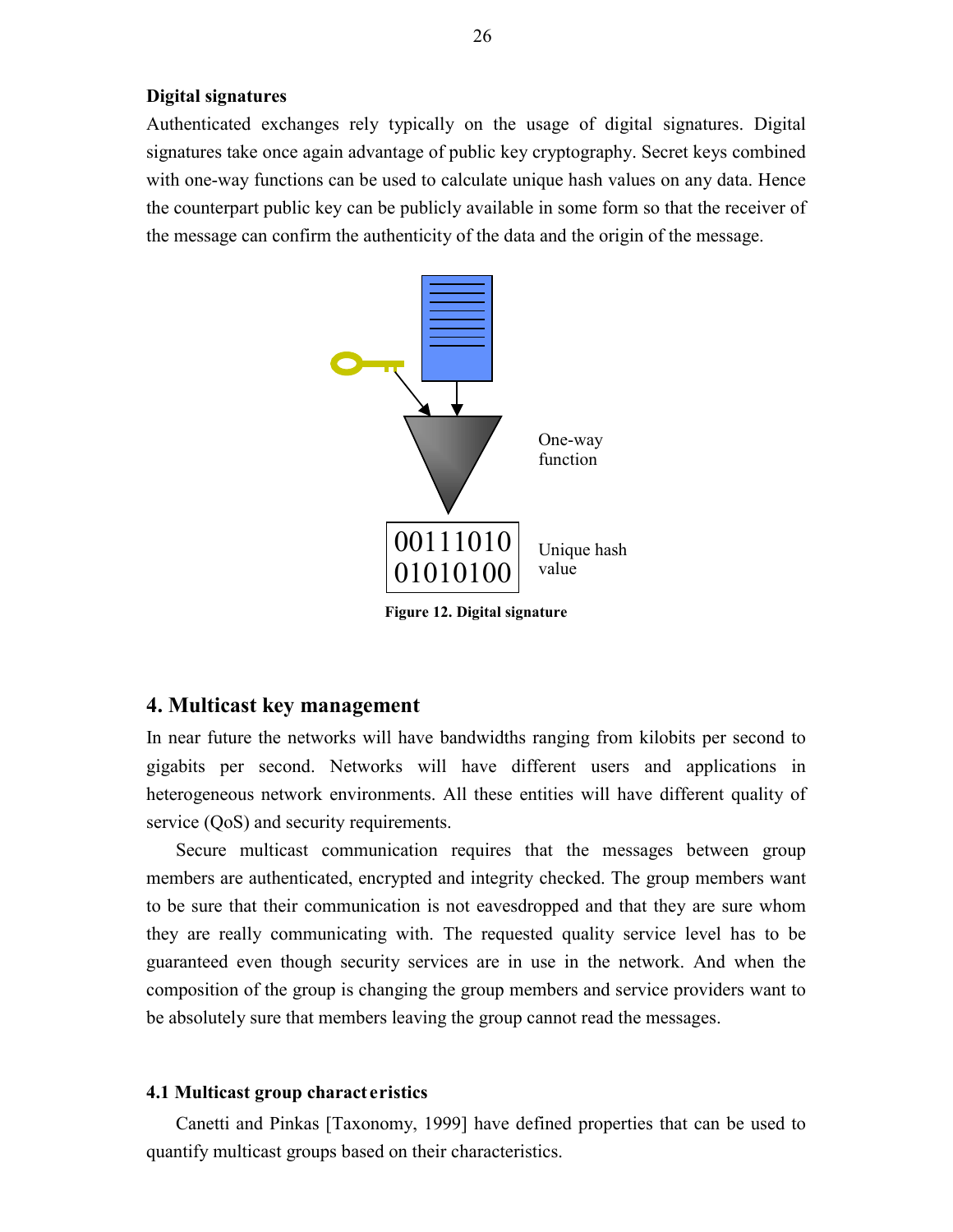**Digital signatures**

Authenticated exchanges rely typically on the usage of digital signatures. Digital signatures take once again advantage of public key cryptography. Secret keys combined with one-way functions can be used to calculate unique hash values on any data. Hence the counterpart public key can be publicly available in some form so that the receiver of the message can confirm the authenticity of the data and the origin of the message.

One-way function

00111010
01010100

Unique hash value

**Figure 12. Digital signature**

## 4. Multicast key management

In near future the networks will have bandwidths ranging from kilobits per second to gigabits per second. Networks will have different users and applications in heterogeneous network environments. All these entities will have different quality of service (QoS) and security requirements.

Secure multicast communication requires that the messages between group members are authenticated, encrypted and integrity checked. The group members want to be sure that their communication is not eavesdropped and that they are sure whom they are really communicating with. The requested quality service level has to be guaranteed even though security services are in use in the network. And when the composition of the group is changing the group members and service providers want to be absolutely sure that members leaving the group cannot read the messages.

### 4.1 Multicast group characteristics

Canetti and Pinkas [Taxonomy, 1999] have defined properties that can be used to quantify multicast groups based on their characteristics.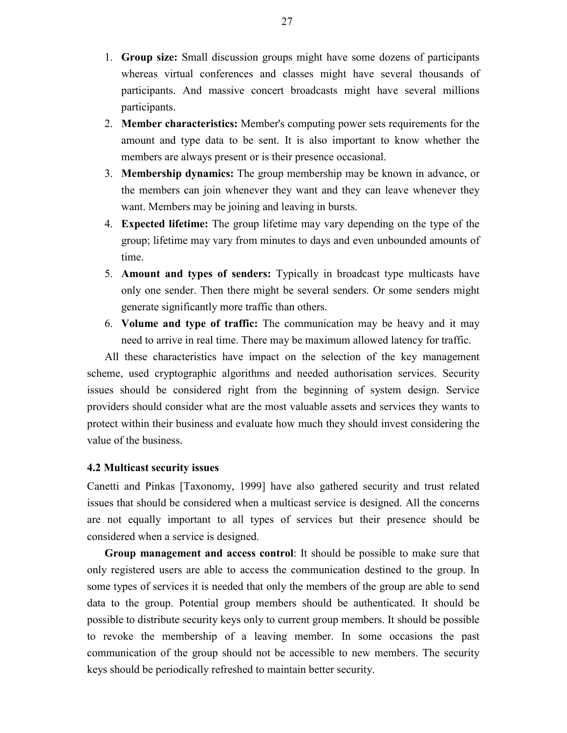1. **Group size:** Small discussion groups might have some dozens of participants whereas virtual conferences and classes might have several thousands of participants. And massive concert broadcasts might have several millions participants.
2. **Member characteristics:** Member's computing power sets requirements for the amount and type data to be sent. It is also important to know whether the members are always present or is their presence occasional.
3. **Membership dynamics:** The group membership may be known in advance, or the members can join whenever they want and they can leave whenever they want. Members may be joining and leaving in bursts.
4. **Expected lifetime:** The group lifetime may vary depending on the type of the group; lifetime may vary from minutes to days and even unbounded amounts of time.
5. **Amount and types of senders:** Typically in broadcast type multicasts have only one sender. Then there might be several senders. Or some senders might generate significantly more traffic than others.
6. **Volume and type of traffic:** The communication may be heavy and it may need to arrive in real time. There may be maximum allowed latency for traffic.

All these characteristics have impact on the selection of the key management scheme, used cryptographic algorithms and needed authorisation services. Security issues should be considered right from the beginning of system design. Service providers should consider what are the most valuable assets and services they wants to protect within their business and evaluate how much they should invest considering the value of the business.

### 4.2 Multicast security issues

Canetti and Pinkas [Taxonomy, 1999] have also gathered security and trust related issues that should be considered when a multicast service is designed. All the concerns are not equally important to all types of services but their presence should be considered when a service is designed.

**Group management and access control**: It should be possible to make sure that only registered users are able to access the communication destined to the group. In some types of services it is needed that only the members of the group are able to send data to the group. Potential group members should be authenticated. It should be possible to distribute security keys only to current group members. It should be possible to revoke the membership of a leaving member. In some occasions the past communication of the group should not be accessible to new members. The security keys should be periodically refreshed to maintain better security.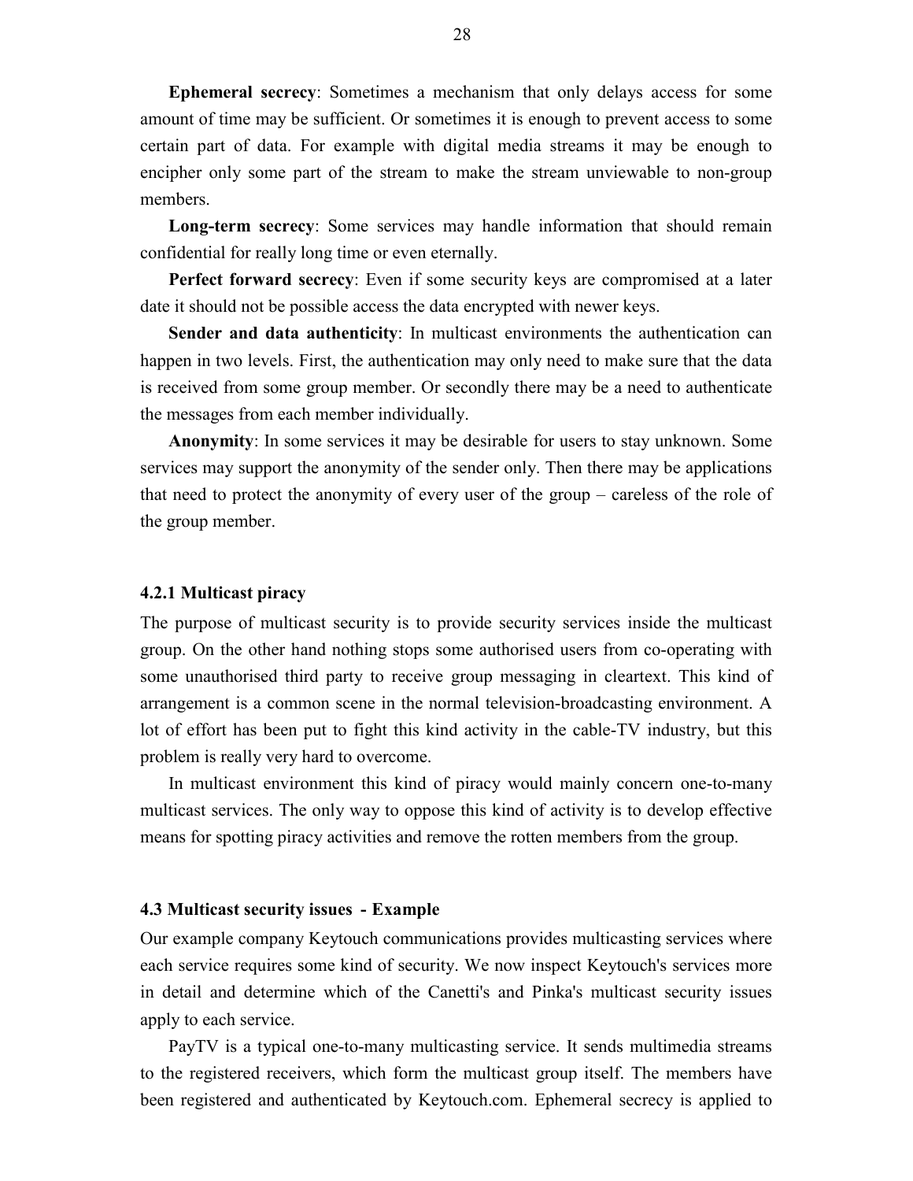**Ephemeral secrecy**: Sometimes a mechanism that only delays access for some amount of time may be sufficient. Or sometimes it is enough to prevent access to some certain part of data. For example with digital media streams it may be enough to encipher only some part of the stream to make the stream unviewable to non-group members.

**Long-term secrecy**: Some services may handle information that should remain confidential for really long time or even eternally.

**Perfect forward secrecy**: Even if some security keys are compromised at a later date it should not be possible access the data encrypted with newer keys.

**Sender and data authenticity**: In multicast environments the authentication can happen in two levels. First, the authentication may only need to make sure that the data is received from some group member. Or secondly there may be a need to authenticate the messages from each member individually.

**Anonymity**: In some services it may be desirable for users to stay unknown. Some services may support the anonymity of the sender only. Then there may be applications that need to protect the anonymity of every user of the group – careless of the role of the group member.

### 4.2.1 Multicast piracy

The purpose of multicast security is to provide security services inside the multicast group. On the other hand nothing stops some authorised users from co-operating with some unauthorised third party to receive group messaging in cleartext. This kind of arrangement is a common scene in the normal television-broadcasting environment. A lot of effort has been put to fight this kind activity in the cable-TV industry, but this problem is really very hard to overcome.

In multicast environment this kind of piracy would mainly concern one-to-many multicast services. The only way to oppose this kind of activity is to develop effective means for spotting piracy activities and remove the rotten members from the group.

## 4.3 Multicast security issues - Example

Our example company Keytouch communications provides multicasting services where each service requires some kind of security. We now inspect Keytouch's services more in detail and determine which of the Canetti's and Pinka's multicast security issues apply to each service.

PayTV is a typical one-to-many multicasting service. It sends multimedia streams to the registered receivers, which form the multicast group itself. The members have been registered and authenticated by Keytouch.com. Ephemeral secrecy is applied to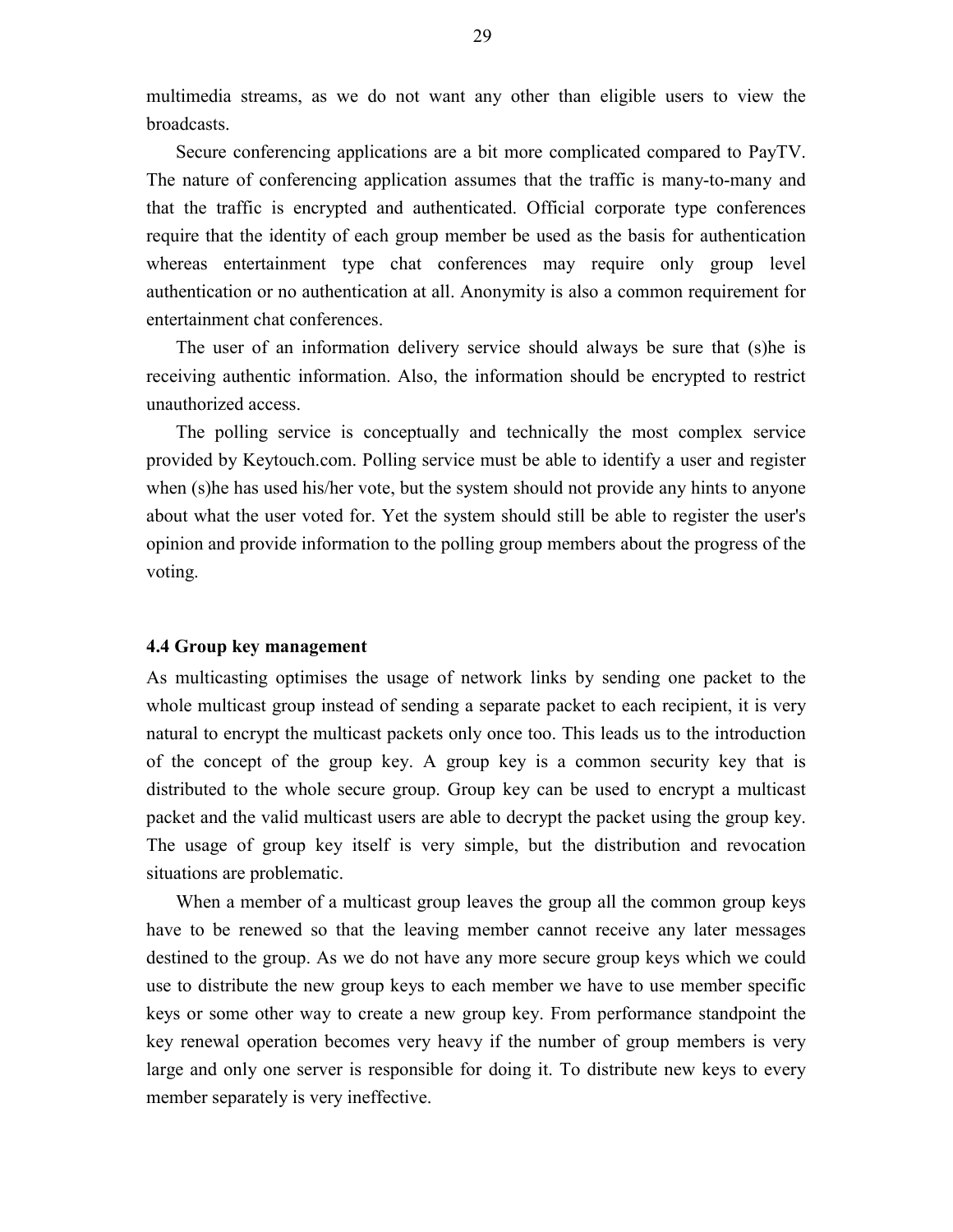multimedia streams, as we do not want any other than eligible users to view the broadcasts.

Secure conferencing applications are a bit more complicated compared to PayTV. The nature of conferencing application assumes that the traffic is many-to-many and that the traffic is encrypted and authenticated. Official corporate type conferences require that the identity of each group member be used as the basis for authentication whereas entertainment type chat conferences may require only group level authentication or no authentication at all. Anonymity is also a common requirement for entertainment chat conferences.

The user of an information delivery service should always be sure that (s)he is receiving authentic information. Also, the information should be encrypted to restrict unauthorized access.

The polling service is conceptually and technically the most complex service provided by Keytouch.com. Polling service must be able to identify a user and register when (s)he has used his/her vote, but the system should not provide any hints to anyone about what the user voted for. Yet the system should still be able to register the user's opinion and provide information to the polling group members about the progress of the voting.

### 4.4 Group key management

As multicasting optimises the usage of network links by sending one packet to the whole multicast group instead of sending a separate packet to each recipient, it is very natural to encrypt the multicast packets only once too. This leads us to the introduction of the concept of the group key. A group key is a common security key that is distributed to the whole secure group. Group key can be used to encrypt a multicast packet and the valid multicast users are able to decrypt the packet using the group key. The usage of group key itself is very simple, but the distribution and revocation situations are problematic.

When a member of a multicast group leaves the group all the common group keys have to be renewed so that the leaving member cannot receive any later messages destined to the group. As we do not have any more secure group keys which we could use to distribute the new group keys to each member we have to use member specific keys or some other way to create a new group key. From performance standpoint the key renewal operation becomes very heavy if the number of group members is very large and only one server is responsible for doing it. To distribute new keys to every member separately is very ineffective.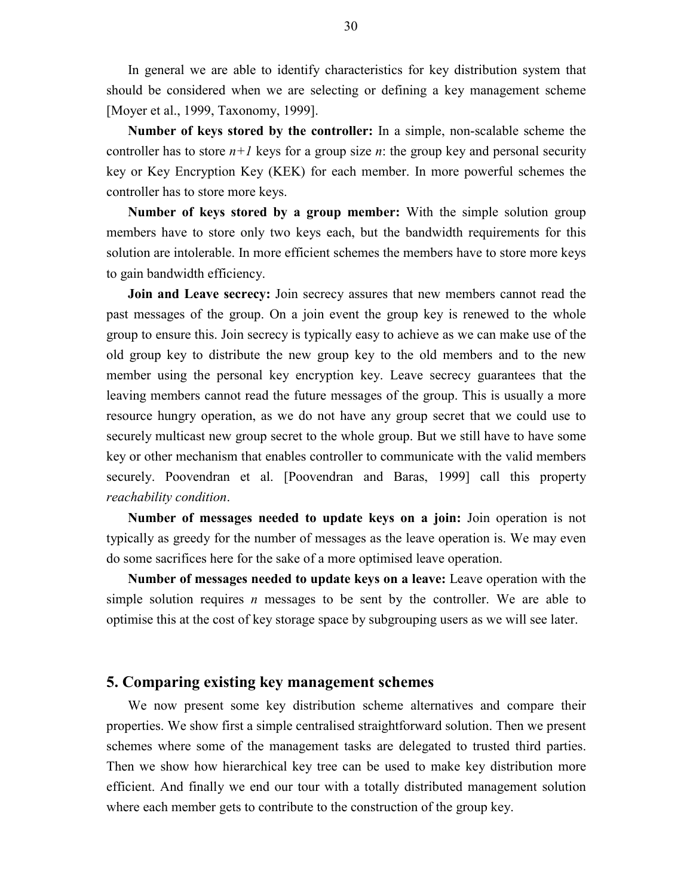In general we are able to identify characteristics for key distribution system that should be considered when we are selecting or defining a key management scheme [Moyer et al., 1999, Taxonomy, 1999].

**Number of keys stored by the controller:** In a simple, non-scalable scheme the controller has to store $n+1$ keys for a group size $n$: the group key and personal security key or Key Encryption Key (KEK) for each member. In more powerful schemes the controller has to store more keys.

**Number of keys stored by a group member:** With the simple solution group members have to store only two keys each, but the bandwidth requirements for this solution are intolerable. In more efficient schemes the members have to store more keys to gain bandwidth efficiency.

**Join and Leave secrecy:** Join secrecy assures that new members cannot read the past messages of the group. On a join event the group key is renewed to the whole group to ensure this. Join secrecy is typically easy to achieve as we can make use of the old group key to distribute the new group key to the old members and to the new member using the personal key encryption key. Leave secrecy guarantees that the leaving members cannot read the future messages of the group. This is usually a more resource hungry operation, as we do not have any group secret that we could use to securely multicast new group secret to the whole group. But we still have to have some key or other mechanism that enables controller to communicate with the valid members securely. Poovendran et al. [Poovendran and Baras, 1999] call this property *reachability condition*.

**Number of messages needed to update keys on a join:** Join operation is not typically as greedy for the number of messages as the leave operation is. We may even do some sacrifices here for the sake of a more optimised leave operation.

**Number of messages needed to update keys on a leave:** Leave operation with the simple solution requires $n$ messages to be sent by the controller. We are able to optimise this at the cost of key storage space by subgrouping users as we will see later.

## 5. Comparing existing key management schemes

We now present some key distribution scheme alternatives and compare their properties. We show first a simple centralised straightforward solution. Then we present schemes where some of the management tasks are delegated to trusted third parties. Then we show how hierarchical key tree can be used to make key distribution more efficient. And finally we end our tour with a totally distributed management solution where each member gets to contribute to the construction of the group key.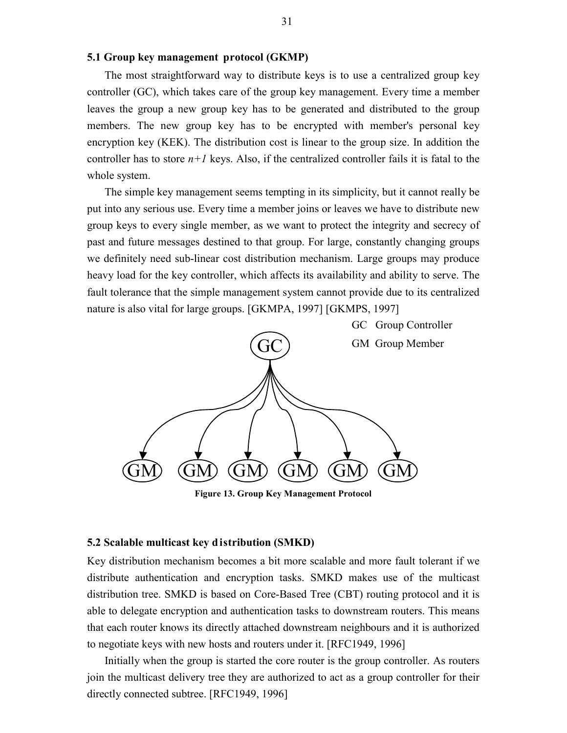### 5.1 Group key management protocol (GKMP)

The most straightforward way to distribute keys is to use a centralized group key controller (GC), which takes care of the group key management. Every time a member leaves the group a new group key has to be generated and distributed to the group members. The new group key has to be encrypted with member's personal key encryption key (KEK). The distribution cost is linear to the group size. In addition the controller has to store $n+1$ keys. Also, if the centralized controller fails it is fatal to the whole system.

The simple key management seems tempting in its simplicity, but it cannot really be put into any serious use. Every time a member joins or leaves we have to distribute new group keys to every single member, as we want to protect the integrity and secrecy of past and future messages destined to that group. For large, constantly changing groups we definitely need sub-linear cost distribution mechanism. Large groups may produce heavy load for the key controller, which affects its availability and ability to serve. The fault tolerance that the simple management system cannot provide due to its centralized nature is also vital for large groups. [GKMPA, 1997] [GKMPS, 1997]

GC Group Controller

GM Group Member

GC

GM GM GM GM GM GM

**Figure 13. Group Key Management Protocol**

### 5.2 Scalable multicast key distribution (SMKD)

Key distribution mechanism becomes a bit more scalable and more fault tolerant if we distribute authentication and encryption tasks. SMKD makes use of the multicast distribution tree. SMKD is based on Core-Based Tree (CBT) routing protocol and it is able to delegate encryption and authentication tasks to downstream routers. This means that each router knows its directly attached downstream neighbours and it is authorized to negotiate keys with new hosts and routers under it. [RFC1949, 1996]

Initially when the group is started the core router is the group controller. As routers join the multicast delivery tree they are authorized to act as a group controller for their directly connected subtree. [RFC1949, 1996]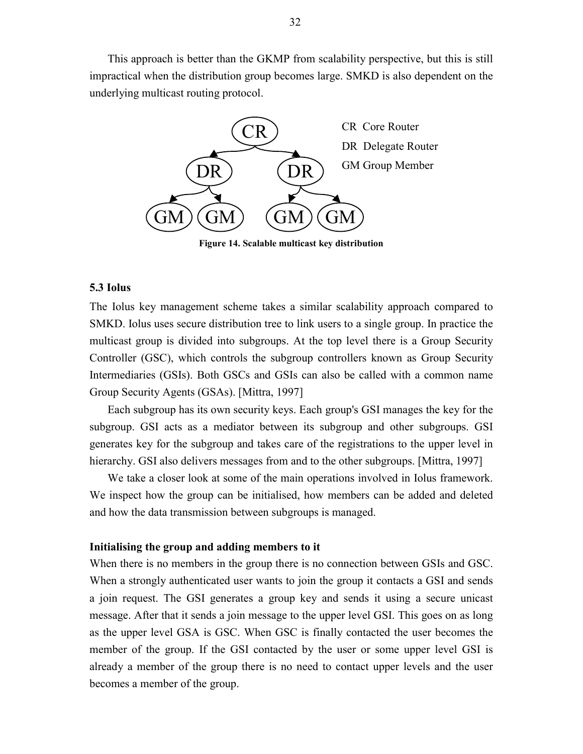This approach is better than the GKMP from scalability perspective, but this is still impractical when the distribution group becomes large. SMKD is also dependent on the underlying multicast routing protocol.

CR Core Router
DR Delegate Router
GM Group Member

**Figure 14. Scalable multicast key distribution**

### 5.3 Iolus

The Iolus key management scheme takes a similar scalability approach compared to SMKD. Iolus uses secure distribution tree to link users to a single group. In practice the multicast group is divided into subgroups. At the top level there is a Group Security Controller (GSC), which controls the subgroup controllers known as Group Security Intermediaries (GSIs). Both GSCs and GSIs can also be called with a common name Group Security Agents (GSAs). [Mittra, 1997]

Each subgroup has its own security keys. Each group's GSI manages the key for the subgroup. GSI acts as a mediator between its subgroup and other subgroups. GSI generates key for the subgroup and takes care of the registrations to the upper level in hierarchy. GSI also delivers messages from and to the other subgroups. [Mittra, 1997]

We take a closer look at some of the main operations involved in Iolus framework. We inspect how the group can be initialised, how members can be added and deleted and how the data transmission between subgroups is managed.

#### Initialising the group and adding members to it

When there is no members in the group there is no connection between GSIs and GSC. When a strongly authenticated user wants to join the group it contacts a GSI and sends a join request. The GSI generates a group key and sends it using a secure unicast message. After that it sends a join message to the upper level GSI. This goes on as long as the upper level GSA is GSC. When GSC is finally contacted the user becomes the member of the group. If the GSI contacted by the user or some upper level GSI is already a member of the group there is no need to contact upper levels and the user becomes a member of the group.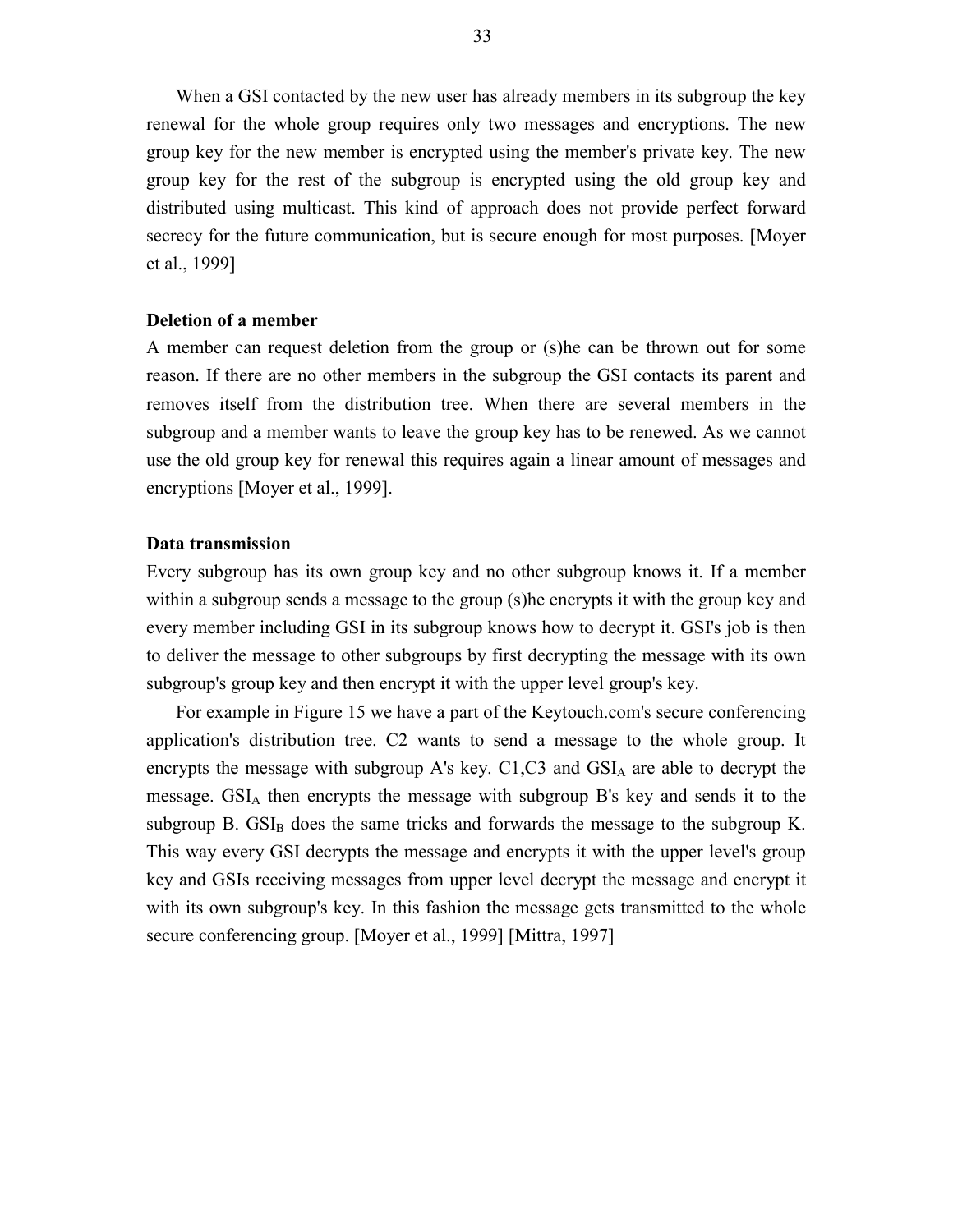When a GSI contacted by the new user has already members in its subgroup the key renewal for the whole group requires only two messages and encryptions. The new group key for the new member is encrypted using the member's private key. The new group key for the rest of the subgroup is encrypted using the old group key and distributed using multicast. This kind of approach does not provide perfect forward secrecy for the future communication, but is secure enough for most purposes. [Moyer et al., 1999]

**Deletion of a member**

A member can request deletion from the group or (s)he can be thrown out for some reason. If there are no other members in the subgroup the GSI contacts its parent and removes itself from the distribution tree. When there are several members in the subgroup and a member wants to leave the group key has to be renewed. As we cannot use the old group key for renewal this requires again a linear amount of messages and encryptions [Moyer et al., 1999].

**Data transmission**

Every subgroup has its own group key and no other subgroup knows it. If a member within a subgroup sends a message to the group (s)he encrypts it with the group key and every member including GSI in its subgroup knows how to decrypt it. GSI's job is then to deliver the message to other subgroups by first decrypting the message with its own subgroup's group key and then encrypt it with the upper level group's key.

For example in Figure 15 we have a part of the Keytouch.com's secure conferencing application's distribution tree. C2 wants to send a message to the whole group. It encrypts the message with subgroup A's key. C1,C3 and $GSI_A$ are able to decrypt the message. $GSI_A$ then encrypts the message with subgroup B's key and sends it to the subgroup B. $GSI_B$ does the same tricks and forwards the message to the subgroup K. This way every GSI decrypts the message and encrypts it with the upper level's group key and GSIs receiving messages from upper level decrypt the message and encrypt it with its own subgroup's key. In this fashion the message gets transmitted to the whole secure conferencing group. [Moyer et al., 1999] [Mittra, 1997]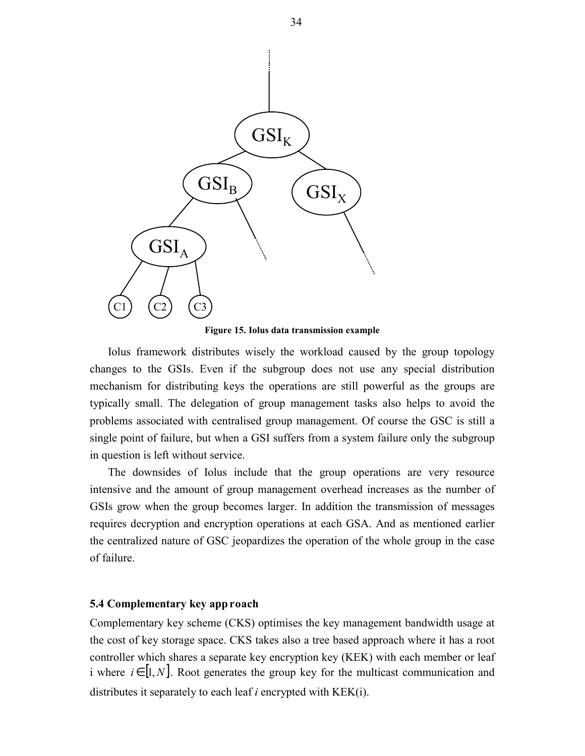**Figure 15. Iolus data transmission example**

Iolus framework distributes wisely the workload caused by the group topology changes to the GSIs. Even if the subgroup does not use any special distribution mechanism for distributing keys the operations are still powerful as the groups are typically small. The delegation of group management tasks also helps to avoid the problems associated with centralised group management. Of course the GSC is still a single point of failure, but when a GSI suffers from a system failure only the subgroup in question is left without service.

The downsides of Iolus include that the group operations are very resource intensive and the amount of group management overhead increases as the number of GSIs grow when the group becomes larger. In addition the transmission of messages requires decryption and encryption operations at each GSA. And as mentioned earlier the centralized nature of GSC jeopardizes the operation of the whole group in the case of failure.

### 5.4 Complementary key approach

Complementary key scheme (CKS) optimises the key management bandwidth usage at the cost of key storage space. CKS takes also a tree based approach where it has a root controller which shares a separate key encryption key (KEK) with each member or leaf i where $i \in [1, N]$. Root generates the group key for the multicast communication and distributes it separately to each leaf *i* encrypted with KEK(i).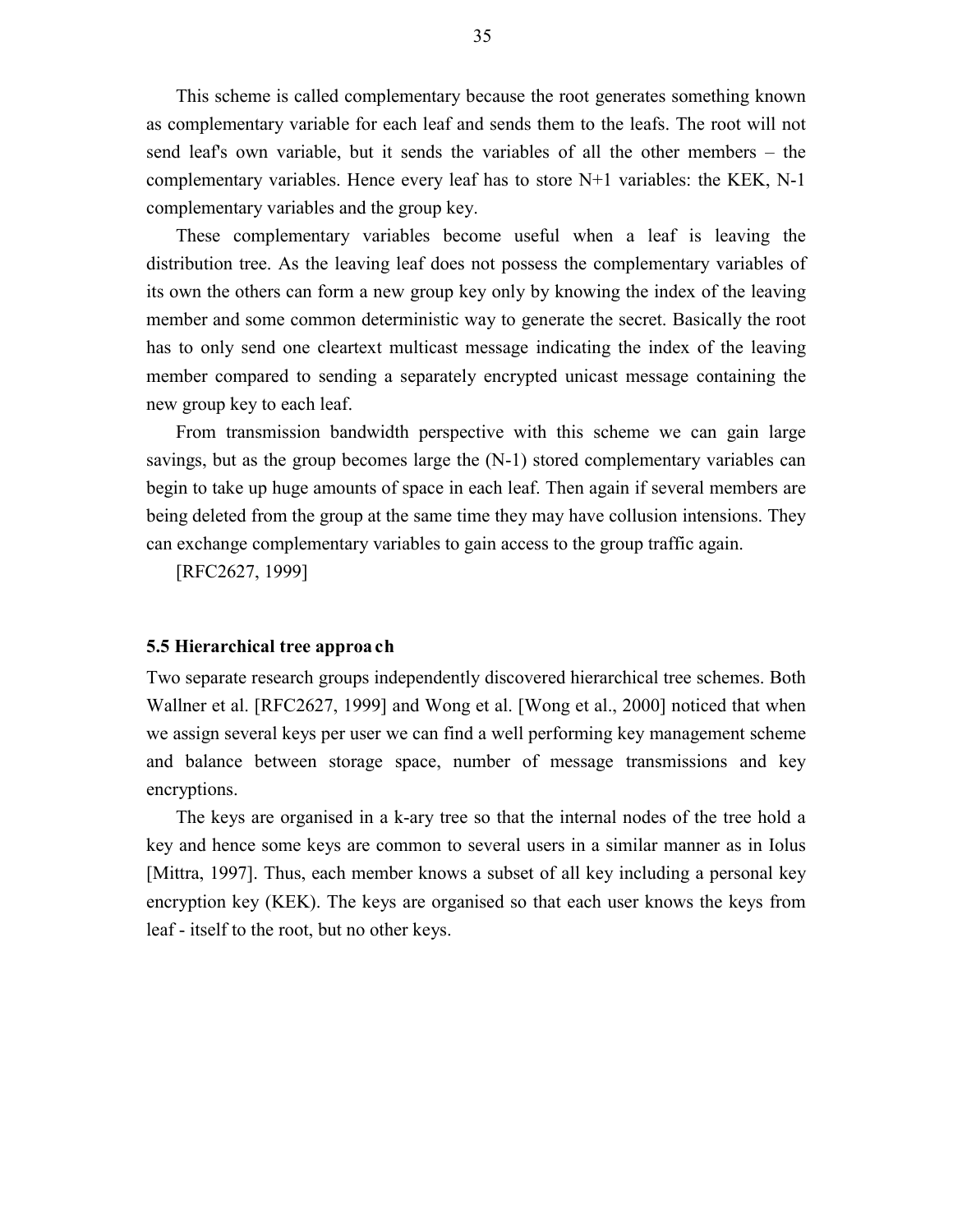This scheme is called complementary because the root generates something known as complementary variable for each leaf and sends them to the leafs. The root will not send leaf's own variable, but it sends the variables of all the other members – the complementary variables. Hence every leaf has to store N+1 variables: the KEK, N-1 complementary variables and the group key.

These complementary variables become useful when a leaf is leaving the distribution tree. As the leaving leaf does not possess the complementary variables of its own the others can form a new group key only by knowing the index of the leaving member and some common deterministic way to generate the secret. Basically the root has to only send one cleartext multicast message indicating the index of the leaving member compared to sending a separately encrypted unicast message containing the new group key to each leaf.

From transmission bandwidth perspective with this scheme we can gain large savings, but as the group becomes large the (N-1) stored complementary variables can begin to take up huge amounts of space in each leaf. Then again if several members are being deleted from the group at the same time they may have collusion intensions. They can exchange complementary variables to gain access to the group traffic again.

[RFC2627, 1999]

### 5.5 Hierarchical tree approach

Two separate research groups independently discovered hierarchical tree schemes. Both Wallner et al. [RFC2627, 1999] and Wong et al. [Wong et al., 2000] noticed that when we assign several keys per user we can find a well performing key management scheme and balance between storage space, number of message transmissions and key encryptions.

The keys are organised in a k-ary tree so that the internal nodes of the tree hold a key and hence some keys are common to several users in a similar manner as in Iolus [Mittra, 1997]. Thus, each member knows a subset of all key including a personal key encryption key (KEK). The keys are organised so that each user knows the keys from leaf - itself to the root, but no other keys.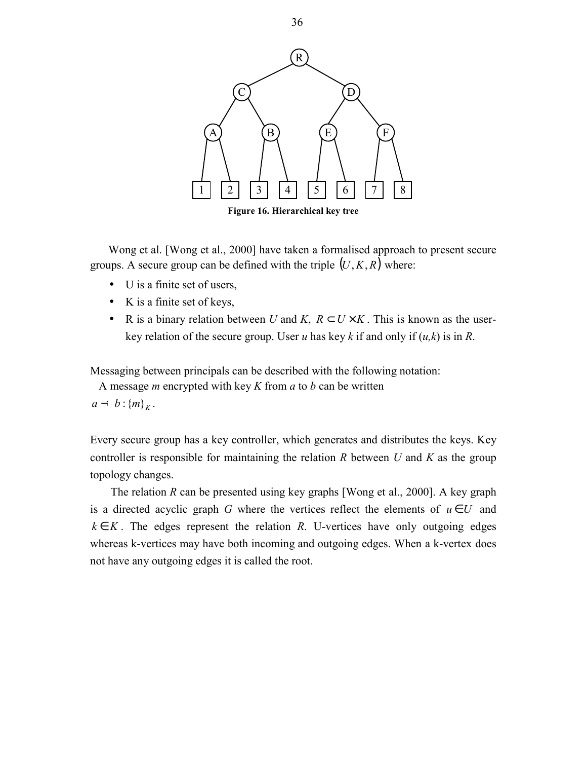Figure 16. Hierarchical key tree

Wong et al. [Wong et al., 2000] have taken a formalised approach to present secure groups. A secure group can be defined with the triple $(U, K, R)$ where:

- U is a finite set of users,
- K is a finite set of keys,
- R is a binary relation between $U$ and $K$, $R \subset U \times K$. This is known as the user-key relation of the secure group. User $u$ has key $k$ if and only if $(u,k)$ is in $R$.

Messaging between principals can be described with the following notation:
A message $m$ encrypted with key $K$ from $a$ to $b$ can be written
$a \rightarrow b : \{m\}_K$.

Every secure group has a key controller, which generates and distributes the keys. Key controller is responsible for maintaining the relation $R$ between $U$ and $K$ as the group topology changes.

The relation $R$ can be presented using key graphs [Wong et al., 2000]. A key graph is a directed acyclic graph $G$ where the vertices reflect the elements of $u \in U$ and $k \in K$. The edges represent the relation $R$. U-vertices have only outgoing edges whereas k-vertices may have both incoming and outgoing edges. When a k-vertex does not have any outgoing edges it is called the root.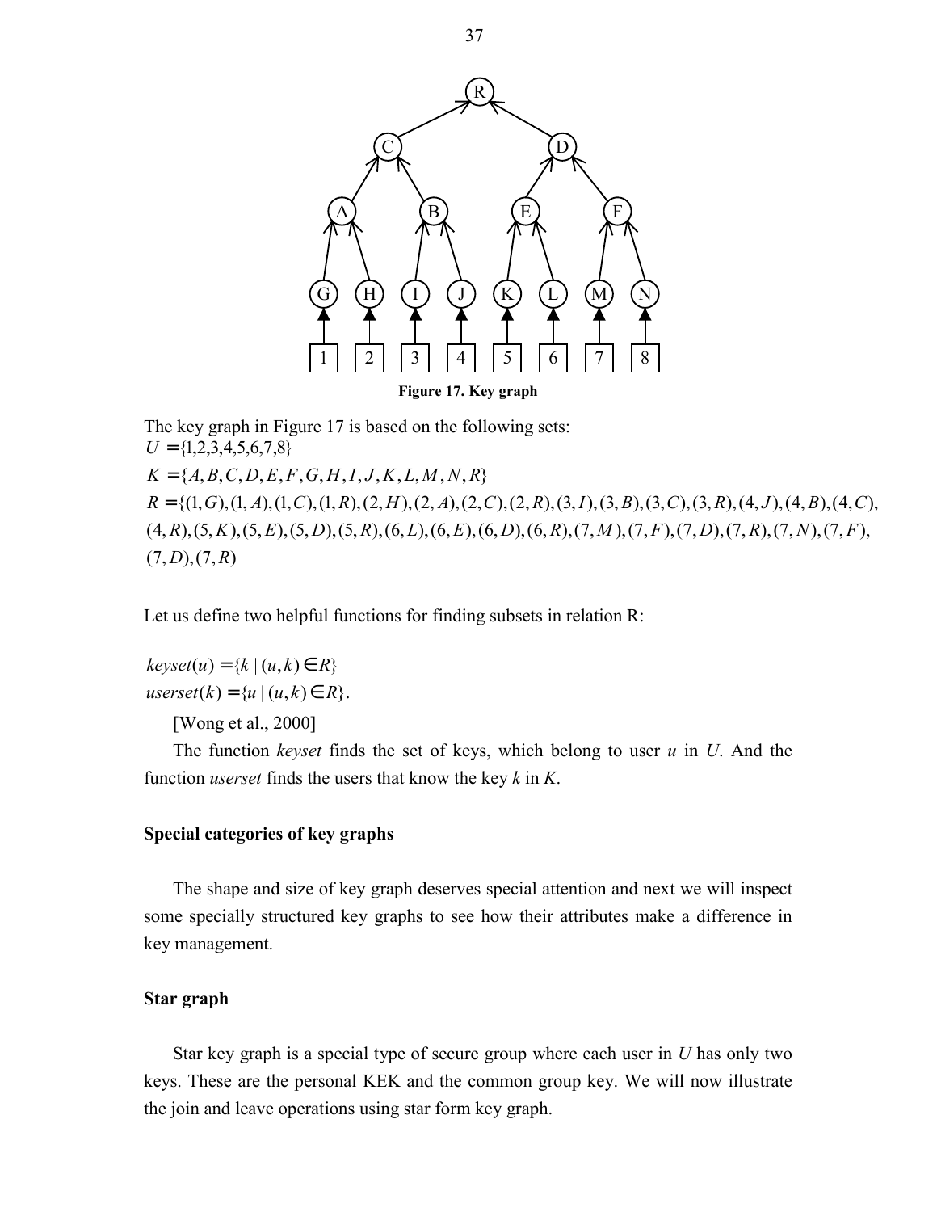Figure 17. Key graph

The key graph in Figure 17 is based on the following sets:

$U = \{1,2,3,4,5,6,7,8\}$

$K = \{A, B, C, D, E, F, G, H, I, J, K, L, M, N, R\}$

$R = \{(1,G),(1,A),(1,C),(1,R),(2,H),(2,A),(2,C),(2,R),(3,I),(3,B),(3,C),(3,R),(4,J),(4,B),(4,C),$
$(4,R),(5,K),(5,E),(5,D),(5,R),(6,L),(6,E),(6,D),(6,R),(7,M),(7,F),(7,D),(7,R),(7,N),(7,F),$
$(7,D),(7,R)$

Let us define two helpful functions for finding subsets in relation R:

$keyset(u) = \{k \mid (u,k) \in R\}$

$userset(k) = \{u \mid (u,k) \in R\}$.

[Wong et al., 2000]

The function *keyset* finds the set of keys, which belong to user *u* in *U*. And the function *userset* finds the users that know the key *k* in *K*.

**Special categories of key graphs**

The shape and size of key graph deserves special attention and next we will inspect some specially structured key graphs to see how their attributes make a difference in key management.

**Star graph**

Star key graph is a special type of secure group where each user in *U* has only two keys. These are the personal KEK and the common group key. We will now illustrate the join and leave operations using star form key graph.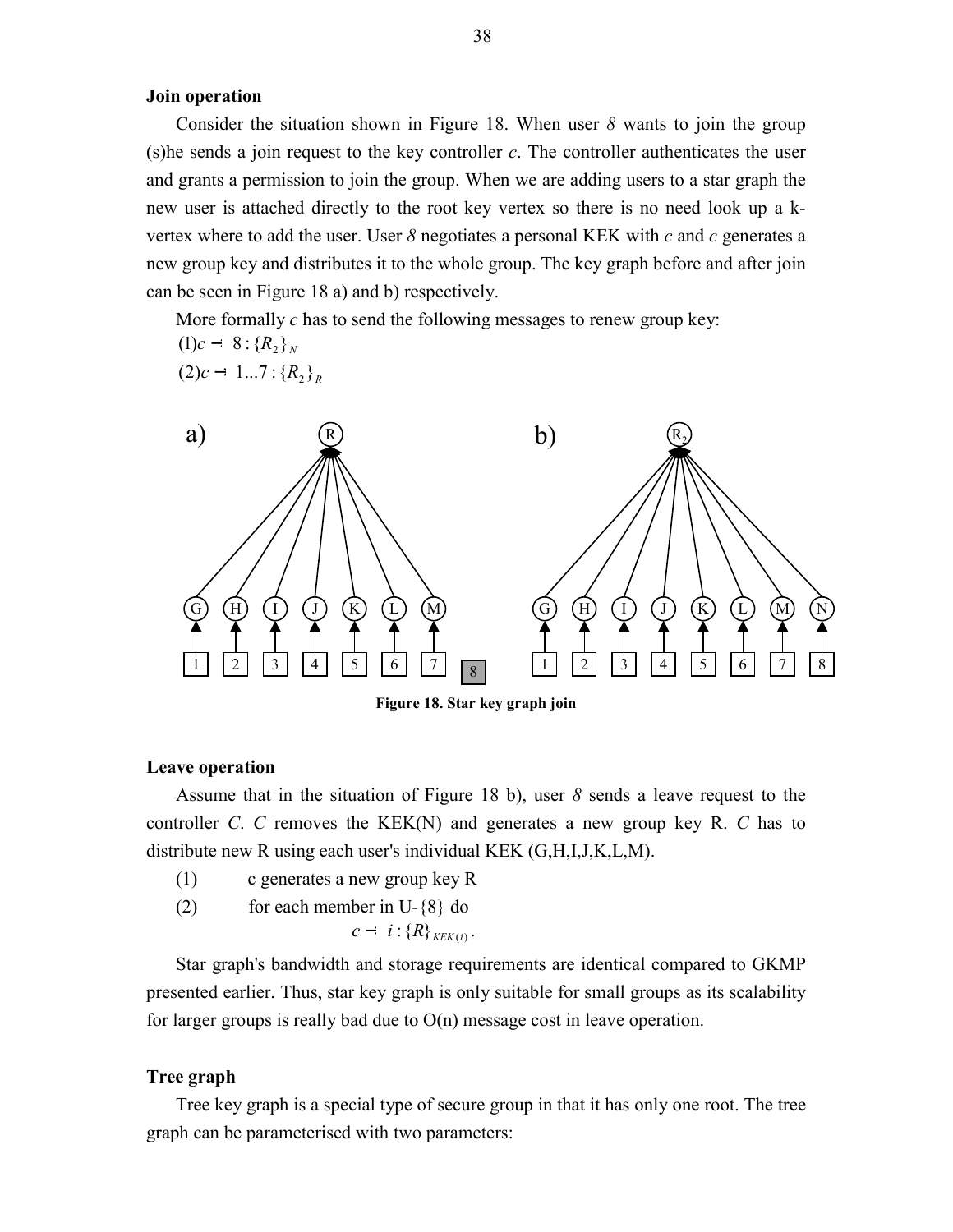**Join operation**

Consider the situation shown in Figure 18. When user *8* wants to join the group (s)he sends a join request to the key controller *c*. The controller authenticates the user and grants a permission to join the group. When we are adding users to a star graph the new user is attached directly to the root key vertex so there is no need look up a k-vertex where to add the user. User *8* negotiates a personal KEK with *c* and *c* generates a new group key and distributes it to the whole group. The key graph before and after join can be seen in Figure 18 a) and b) respectively.

More formally *c* has to send the following messages to renew group key:

$(1) c \rightarrow 8 : \{R_2\}_N$

$(2) c \rightarrow 1...7 : \{R_2\}_R$

**Figure 18. Star key graph join**

**Leave operation**

Assume that in the situation of Figure 18 b), user *8* sends a leave request to the controller *C*. *C* removes the KEK(N) and generates a new group key R. *C* has to distribute new R using each user's individual KEK (G,H,I,J,K,L,M).

(1) c generates a new group key R

(2) for each member in U-{8} do

$$c \rightarrow i : \{R\}_{KEK(i)}.$$

Star graph's bandwidth and storage requirements are identical compared to GKMP presented earlier. Thus, star key graph is only suitable for small groups as its scalability for larger groups is really bad due to O(n) message cost in leave operation.

**Tree graph**

Tree key graph is a special type of secure group in that it has only one root. The tree graph can be parameterised with two parameters: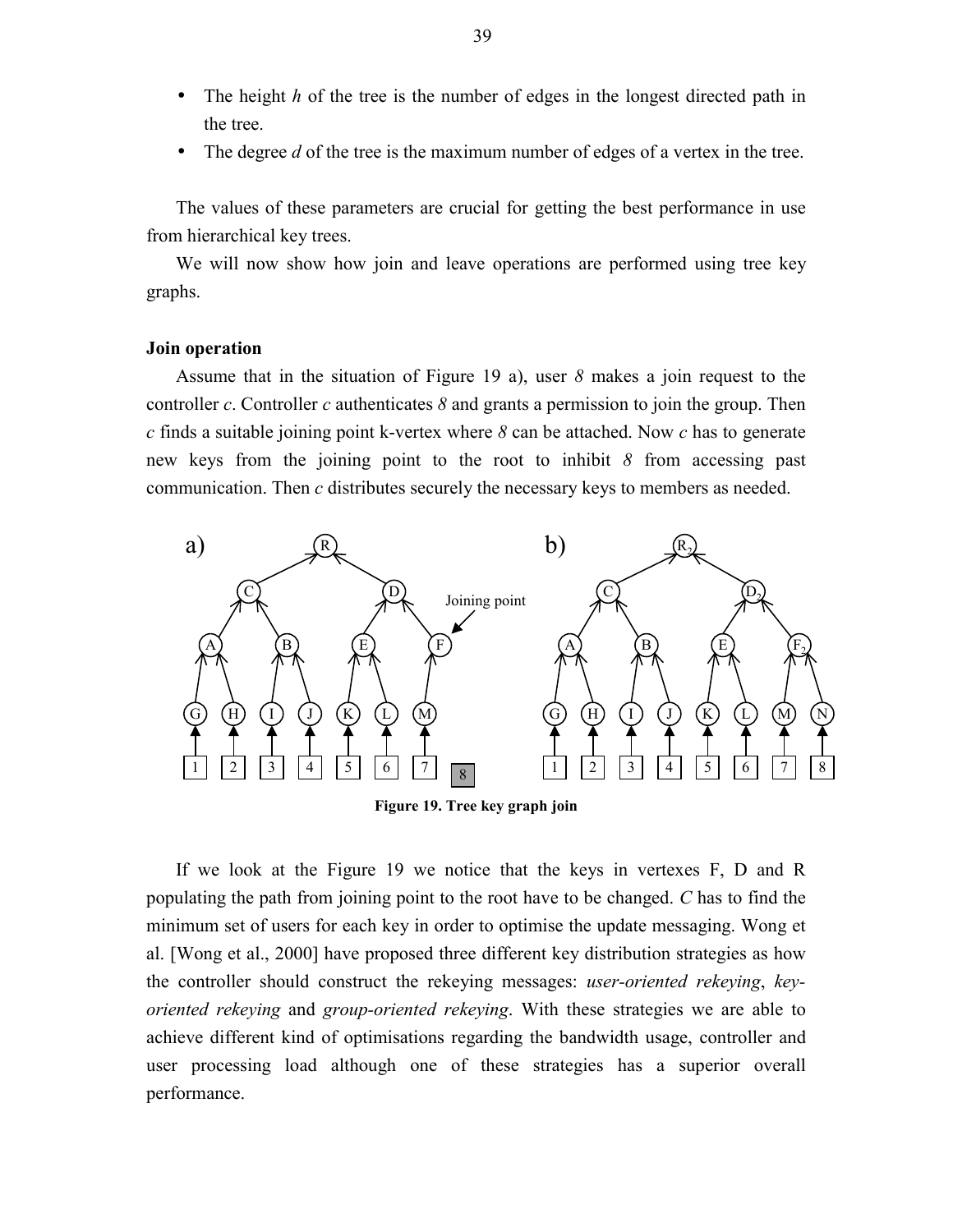- The height *h* of the tree is the number of edges in the longest directed path in the tree.
- The degree *d* of the tree is the maximum number of edges of a vertex in the tree.

The values of these parameters are crucial for getting the best performance in use from hierarchical key trees.

We will now show how join and leave operations are performed using tree key graphs.

**Join operation**

Assume that in the situation of Figure 19 a), user *8* makes a join request to the controller *c*. Controller *c* authenticates *8* and grants a permission to join the group. Then *c* finds a suitable joining point k-vertex where *8* can be attached. Now *c* has to generate new keys from the joining point to the root to inhibit *8* from accessing past communication. Then *c* distributes securely the necessary keys to members as needed.

**Figure 19. Tree key graph join**

If we look at the Figure 19 we notice that the keys in vertexes F, D and R populating the path from joining point to the root have to be changed. *C* has to find the minimum set of users for each key in order to optimise the update messaging. Wong et al. [Wong et al., 2000] have proposed three different key distribution strategies as how the controller should construct the rekeying messages: *user-oriented rekeying*, *key-oriented rekeying* and *group-oriented rekeying*. With these strategies we are able to achieve different kind of optimisations regarding the bandwidth usage, controller and user processing load although one of these strategies has a superior overall performance.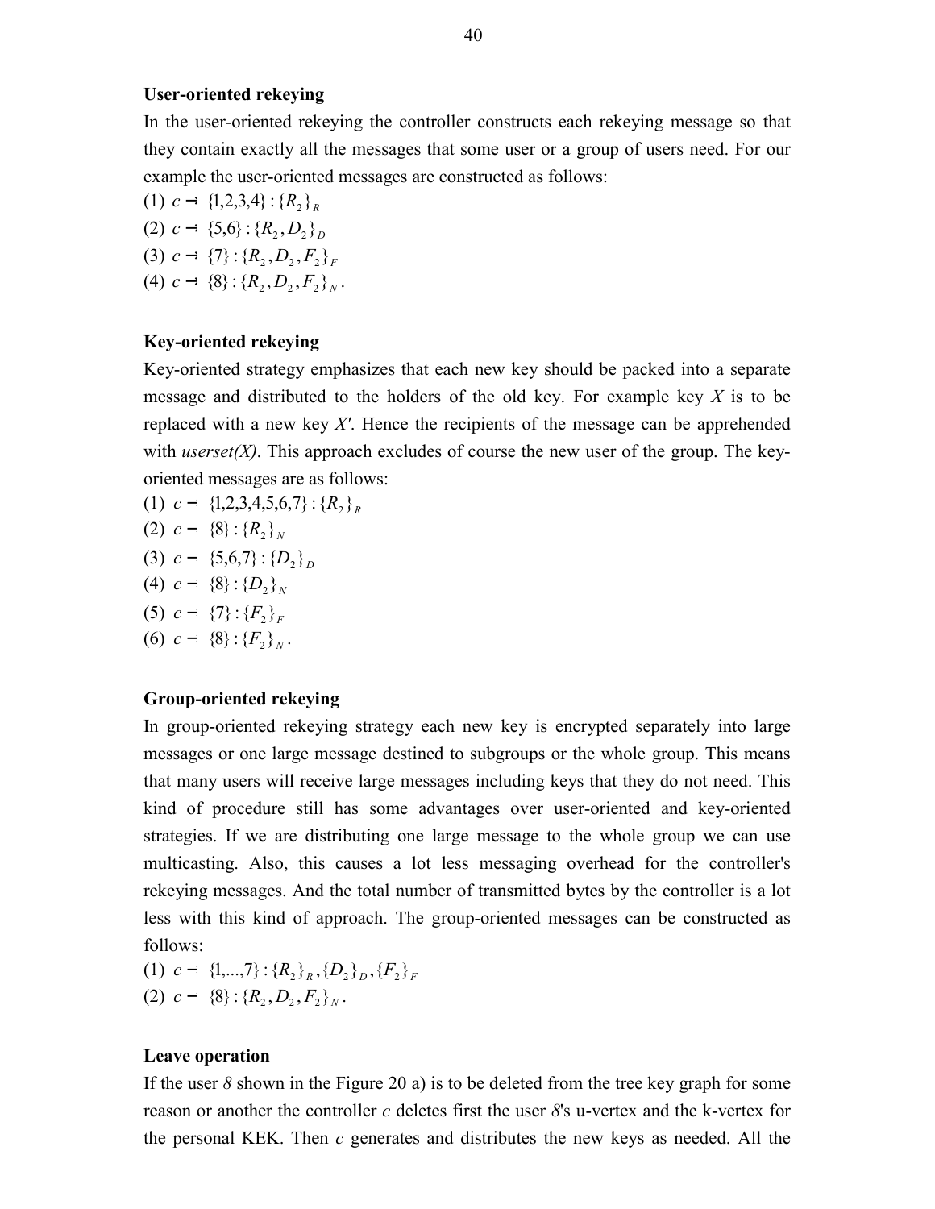**User-oriented rekeying**

In the user-oriented rekeying the controller constructs each rekeying message so that they contain exactly all the messages that some user or a group of users need. For our example the user-oriented messages are constructed as follows:

(1) $c \rightarrow \{1,2,3,4\} : \{R_2\}_R$

(2) $c \rightarrow \{5,6\} : \{R_2, D_2\}_D$

(3) $c \rightarrow \{7\} : \{R_2, D_2, F_2\}_F$

(4) $c \rightarrow \{8\} : \{R_2, D_2, F_2\}_N$.

**Key-oriented rekeying**

Key-oriented strategy emphasizes that each new key should be packed into a separate message and distributed to the holders of the old key. For example key $X$ is to be replaced with a new key $X'$. Hence the recipients of the message can be apprehended with *userset(X)*. This approach excludes of course the new user of the group. The key-oriented messages are as follows:

(1) $c \rightarrow \{1,2,3,4,5,6,7\} : \{R_2\}_R$

(2) $c \rightarrow \{8\} : \{R_2\}_N$

(3) $c \rightarrow \{5,6,7\} : \{D_2\}_D$

(4) $c \rightarrow \{8\} : \{D_2\}_N$

(5) $c \rightarrow \{7\} : \{F_2\}_F$

(6) $c \rightarrow \{8\} : \{F_2\}_N$.

**Group-oriented rekeying**

In group-oriented rekeying strategy each new key is encrypted separately into large messages or one large message destined to subgroups or the whole group. This means that many users will receive large messages including keys that they do not need. This kind of procedure still has some advantages over user-oriented and key-oriented strategies. If we are distributing one large message to the whole group we can use multicasting. Also, this causes a lot less messaging overhead for the controller's rekeying messages. And the total number of transmitted bytes by the controller is a lot less with this kind of approach. The group-oriented messages can be constructed as follows:

(1) $c \rightarrow \{1,...,7\} : \{R_2\}_R, \{D_2\}_D, \{F_2\}_F$

(2) $c \rightarrow \{8\} : \{R_2, D_2, F_2\}_N$.

**Leave operation**

If the user *8* shown in the Figure 20 a) is to be deleted from the tree key graph for some reason or another the controller *c* deletes first the user *8*'s u-vertex and the k-vertex for the personal KEK. Then *c* generates and distributes the new keys as needed. All the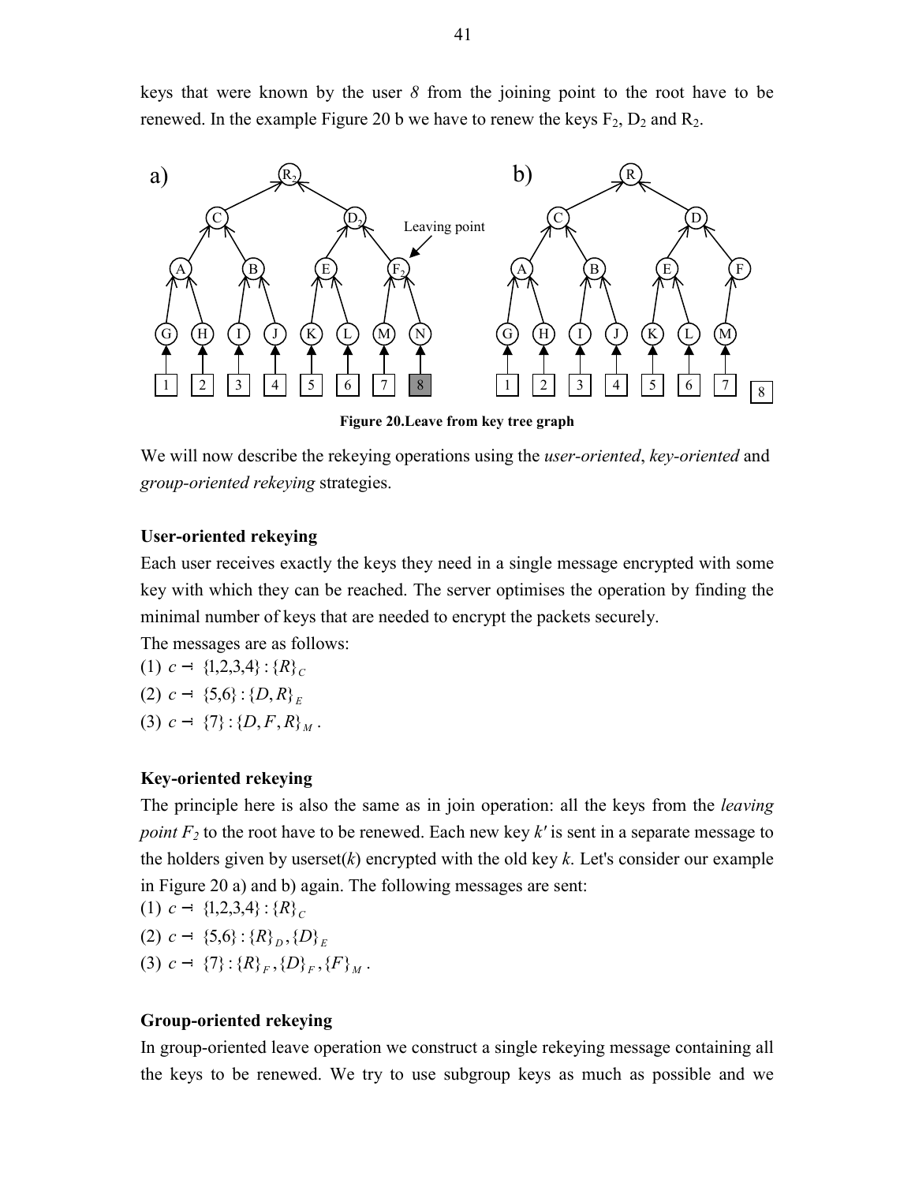keys that were known by the user *8* from the joining point to the root have to be renewed. In the example Figure 20 b we have to renew the keys $F_2$, $D_2$ and $R_2$.

**Figure 20.Leave from key tree graph**

We will now describe the rekeying operations using the *user-oriented*, *key-oriented* and *group-oriented rekeying* strategies.

**User-oriented rekeying**

Each user receives exactly the keys they need in a single message encrypted with some key with which they can be reached. The server optimises the operation by finding the minimal number of keys that are needed to encrypt the packets securely.

The messages are as follows:

(1) $c \rightarrow \{1,2,3,4\} : \{R\}_C$

(2) $c \rightarrow \{5,6\} : \{D, R\}_E$

(3) $c \rightarrow \{7\} : \{D, F, R\}_M$ .

**Key-oriented rekeying**

The principle here is also the same as in join operation: all the keys from the *leaving point $F_2$* to the root have to be renewed. Each new key *k'* is sent in a separate message to the holders given by userset(*k*) encrypted with the old key *k*. Let's consider our example in Figure 20 a) and b) again. The following messages are sent:

(1) $c \rightarrow \{1,2,3,4\} : \{R\}_C$

(2) $c \rightarrow \{5,6\} : \{R\}_D, \{D\}_E$

(3) $c \rightarrow \{7\} : \{R\}_F, \{D\}_F, \{F\}_M$ .

**Group-oriented rekeying**

In group-oriented leave operation we construct a single rekeying message containing all the keys to be renewed. We try to use subgroup keys as much as possible and we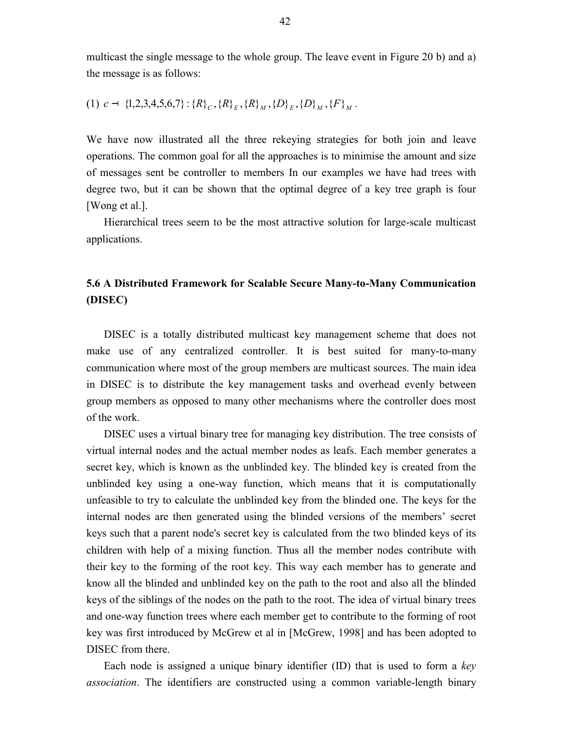multicast the single message to the whole group. The leave event in Figure 20 b) and a) the message is as follows:

(1) $c \rightarrow \{1,2,3,4,5,6,7\} : \{R\}_C, \{R\}_E, \{R\}_M, \{D\}_E, \{D\}_M, \{F\}_M$ .

We have now illustrated all the three rekeying strategies for both join and leave operations. The common goal for all the approaches is to minimise the amount and size of messages sent be controller to members In our examples we have had trees with degree two, but it can be shown that the optimal degree of a key tree graph is four [Wong et al.].

Hierarchical trees seem to be the most attractive solution for large-scale multicast applications.

## 5.6 A Distributed Framework for Scalable Secure Many-to-Many Communication (DISEC)

DISEC is a totally distributed multicast key management scheme that does not make use of any centralized controller. It is best suited for many-to-many communication where most of the group members are multicast sources. The main idea in DISEC is to distribute the key management tasks and overhead evenly between group members as opposed to many other mechanisms where the controller does most of the work.

DISEC uses a virtual binary tree for managing key distribution. The tree consists of virtual internal nodes and the actual member nodes as leafs. Each member generates a secret key, which is known as the unblinded key. The blinded key is created from the unblinded key using a one-way function, which means that it is computationally unfeasible to try to calculate the unblinded key from the blinded one. The keys for the internal nodes are then generated using the blinded versions of the members' secret keys such that a parent node's secret key is calculated from the two blinded keys of its children with help of a mixing function. Thus all the member nodes contribute with their key to the forming of the root key. This way each member has to generate and know all the blinded and unblinded key on the path to the root and also all the blinded keys of the siblings of the nodes on the path to the root. The idea of virtual binary trees and one-way function trees where each member get to contribute to the forming of root key was first introduced by McGrew et al in [McGrew, 1998] and has been adopted to DISEC from there.

Each node is assigned a unique binary identifier (ID) that is used to form a *key association*. The identifiers are constructed using a common variable-length binary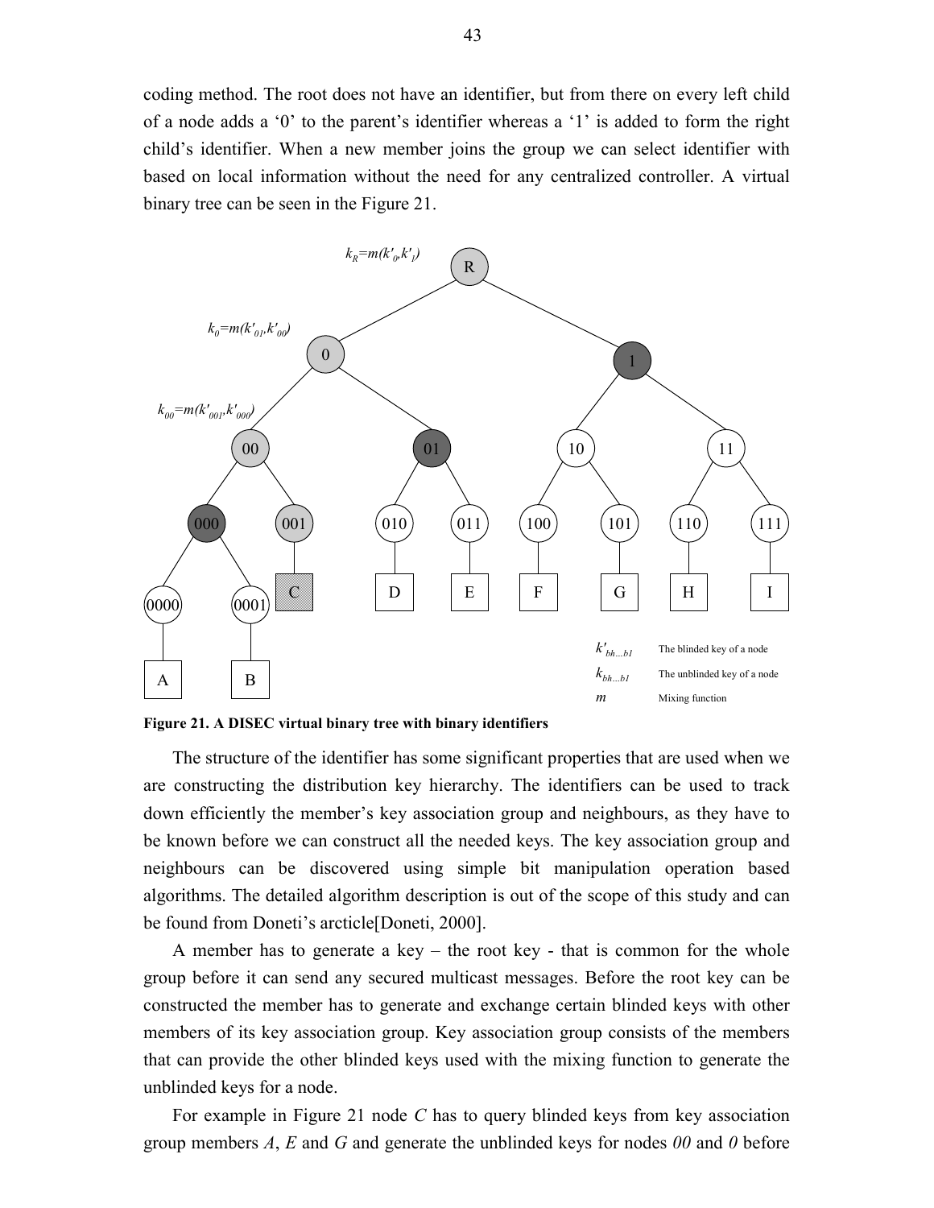coding method. The root does not have an identifier, but from there on every left child of a node adds a '0' to the parent's identifier whereas a '1' is added to form the right child's identifier. When a new member joins the group we can select identifier with based on local information without the need for any centralized controller. A virtual binary tree can be seen in the Figure 21.

**Figure 21. A DISEC virtual binary tree with binary identifiers**

The structure of the identifier has some significant properties that are used when we are constructing the distribution key hierarchy. The identifiers can be used to track down efficiently the member's key association group and neighbours, as they have to be known before we can construct all the needed keys. The key association group and neighbours can be discovered using simple bit manipulation operation based algorithms. The detailed algorithm description is out of the scope of this study and can be found from Doneti's arcticle[Doneti, 2000].

A member has to generate a key – the root key - that is common for the whole group before it can send any secured multicast messages. Before the root key can be constructed the member has to generate and exchange certain blinded keys with other members of its key association group. Key association group consists of the members that can provide the other blinded keys used with the mixing function to generate the unblinded keys for a node.

For example in Figure 21 node *C* has to query blinded keys from key association group members *A*, *E* and *G* and generate the unblinded keys for nodes *00* and *0* before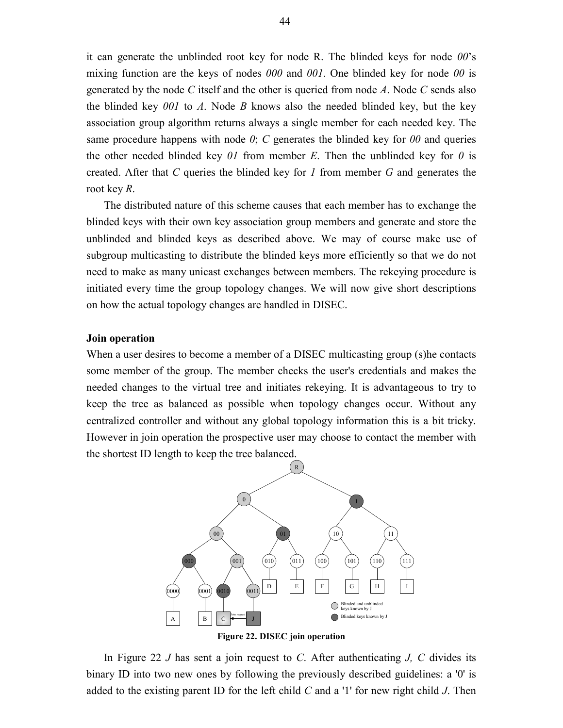it can generate the unblinded root key for node R. The blinded keys for node *00*'s mixing function are the keys of nodes *000* and *001*. One blinded key for node *00* is generated by the node *C* itself and the other is queried from node *A*. Node *C* sends also the blinded key *001* to *A*. Node *B* knows also the needed blinded key, but the key association group algorithm returns always a single member for each needed key. The same procedure happens with node *0*; *C* generates the blinded key for *00* and queries the other needed blinded key *01* from member *E*. Then the unblinded key for *0* is created. After that *C* queries the blinded key for *1* from member *G* and generates the root key *R*.

The distributed nature of this scheme causes that each member has to exchange the blinded keys with their own key association group members and generate and store the unblinded and blinded keys as described above. We may of course make use of subgroup multicasting to distribute the blinded keys more efficiently so that we do not need to make as many unicast exchanges between members. The rekeying procedure is initiated every time the group topology changes. We will now give short descriptions on how the actual topology changes are handled in DISEC.

**Join operation**

When a user desires to become a member of a DISEC multicasting group (s)he contacts some member of the group. The member checks the user's credentials and makes the needed changes to the virtual tree and initiates rekeying. It is advantageous to try to keep the tree as balanced as possible when topology changes occur. Without any centralized controller and without any global topology information this is a bit tricky. However in join operation the prospective user may choose to contact the member with the shortest ID length to keep the tree balanced.

**Figure 22. DISEC join operation**

In Figure 22 *J* has sent a join request to *C*. After authenticating *J, C* divides its binary ID into two new ones by following the previously described guidelines: a '0' is added to the existing parent ID for the left child *C* and a '1' for new right child *J*. Then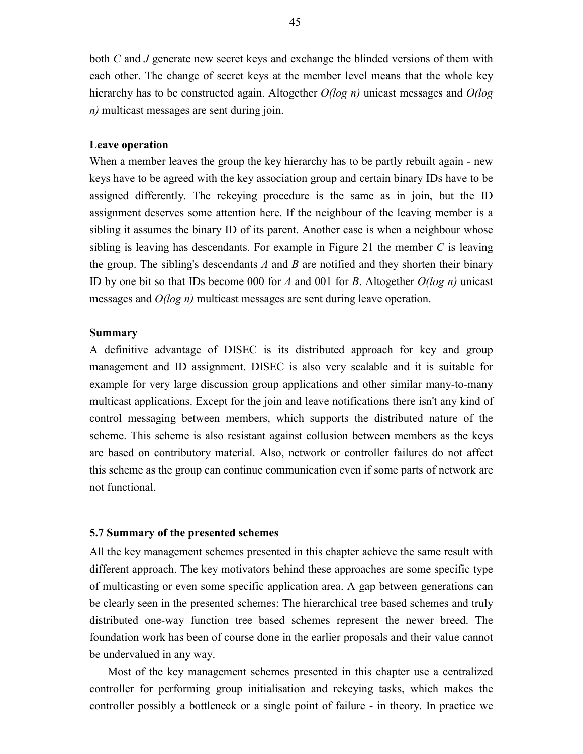both *C* and *J* generate new secret keys and exchange the blinded versions of them with each other. The change of secret keys at the member level means that the whole key hierarchy has to be constructed again. Altogether *O(log n)* unicast messages and *O(log n)* multicast messages are sent during join.

**Leave operation**

When a member leaves the group the key hierarchy has to be partly rebuilt again - new keys have to be agreed with the key association group and certain binary IDs have to be assigned differently. The rekeying procedure is the same as in join, but the ID assignment deserves some attention here. If the neighbour of the leaving member is a sibling it assumes the binary ID of its parent. Another case is when a neighbour whose sibling is leaving has descendants. For example in Figure 21 the member *C* is leaving the group. The sibling's descendants *A* and *B* are notified and they shorten their binary ID by one bit so that IDs become 000 for *A* and 001 for *B*. Altogether *O(log n)* unicast messages and *O(log n)* multicast messages are sent during leave operation.

**Summary**

A definitive advantage of DISEC is its distributed approach for key and group management and ID assignment. DISEC is also very scalable and it is suitable for example for very large discussion group applications and other similar many-to-many multicast applications. Except for the join and leave notifications there isn't any kind of control messaging between members, which supports the distributed nature of the scheme. This scheme is also resistant against collusion between members as the keys are based on contributory material. Also, network or controller failures do not affect this scheme as the group can continue communication even if some parts of network are not functional.

### 5.7 Summary of the presented schemes

All the key management schemes presented in this chapter achieve the same result with different approach. The key motivators behind these approaches are some specific type of multicasting or even some specific application area. A gap between generations can be clearly seen in the presented schemes: The hierarchical tree based schemes and truly distributed one-way function tree based schemes represent the newer breed. The foundation work has been of course done in the earlier proposals and their value cannot be undervalued in any way.

Most of the key management schemes presented in this chapter use a centralized controller for performing group initialisation and rekeying tasks, which makes the controller possibly a bottleneck or a single point of failure - in theory. In practice we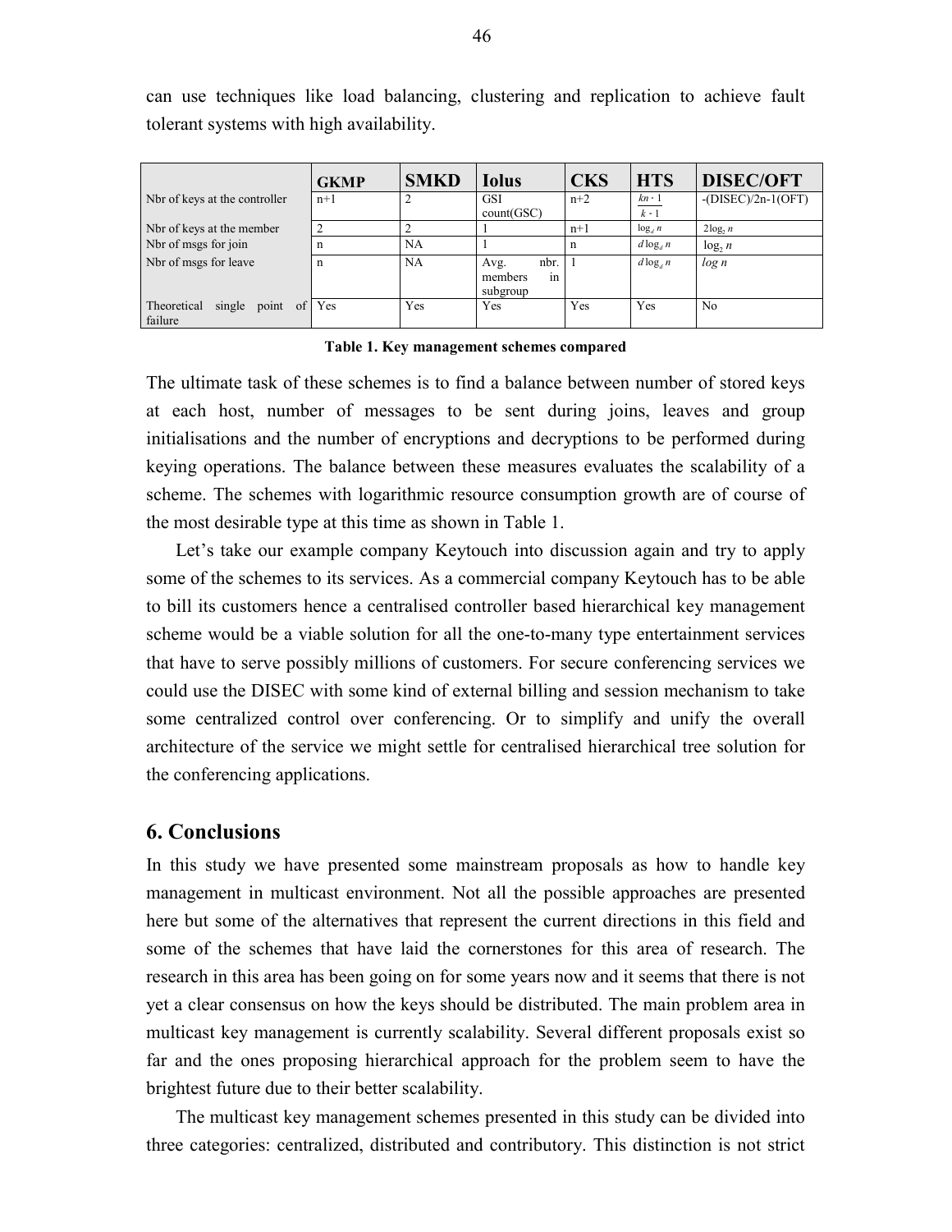can use techniques like load balancing, clustering and replication to achieve fault tolerant systems with high availability.

| | GKMP | SMKD | Iolus | CKS | HTS | DISEC/OFT |
|---|---|---|---|---|---|---|
| Nbr of keys at the controller | n+1 | 2 | GSI count(GSC) | n+2 | $\frac{kn-1}{k-1}$ | -(DISEC)/2n-1(OFT) |
| Nbr of keys at the member | 2 | 2 | 1 | n+1 | $\log_d n$ | $2\log_2 n$ |
| Nbr of msgs for join | n | NA | 1 | n | $d\log_d n$ | $\log_2 n$ |
| Nbr of msgs for leave | n | NA | Avg. nbr. members in subgroup | 1 | $d\log_d n$ | $log\ n$ |
| Theoretical single point of failure | Yes | Yes | Yes | Yes | Yes | No |

**Table 1. Key management schemes compared**

The ultimate task of these schemes is to find a balance between number of stored keys at each host, number of messages to be sent during joins, leaves and group initialisations and the number of encryptions and decryptions to be performed during keying operations. The balance between these measures evaluates the scalability of a scheme. The schemes with logarithmic resource consumption growth are of course of the most desirable type at this time as shown in Table 1.

Let's take our example company Keytouch into discussion again and try to apply some of the schemes to its services. As a commercial company Keytouch has to be able to bill its customers hence a centralised controller based hierarchical key management scheme would be a viable solution for all the one-to-many type entertainment services that have to serve possibly millions of customers. For secure conferencing services we could use the DISEC with some kind of external billing and session mechanism to take some centralized control over conferencing. Or to simplify and unify the overall architecture of the service we might settle for centralised hierarchical tree solution for the conferencing applications.

## 6. Conclusions

In this study we have presented some mainstream proposals as how to handle key management in multicast environment. Not all the possible approaches are presented here but some of the alternatives that represent the current directions in this field and some of the schemes that have laid the cornerstones for this area of research. The research in this area has been going on for some years now and it seems that there is not yet a clear consensus on how the keys should be distributed. The main problem area in multicast key management is currently scalability. Several different proposals exist so far and the ones proposing hierarchical approach for the problem seem to have the brightest future due to their better scalability.

The multicast key management schemes presented in this study can be divided into three categories: centralized, distributed and contributory. This distinction is not strict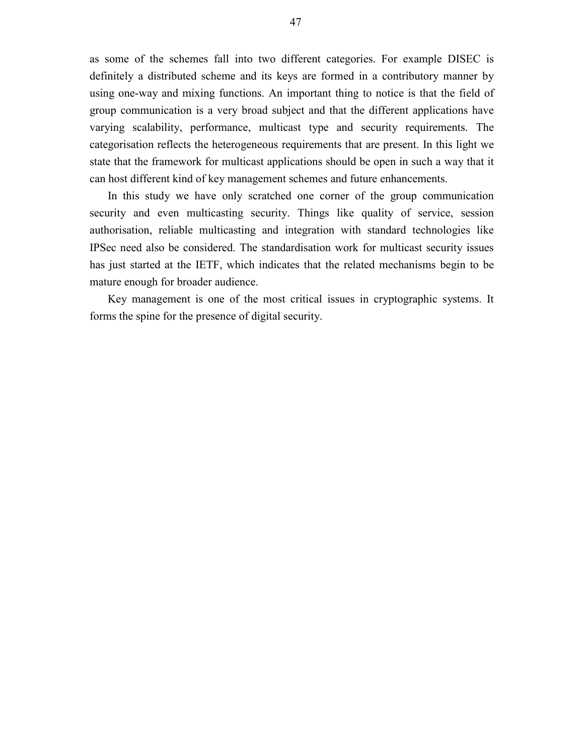as some of the schemes fall into two different categories. For example DISEC is definitely a distributed scheme and its keys are formed in a contributory manner by using one-way and mixing functions. An important thing to notice is that the field of group communication is a very broad subject and that the different applications have varying scalability, performance, multicast type and security requirements. The categorisation reflects the heterogeneous requirements that are present. In this light we state that the framework for multicast applications should be open in such a way that it can host different kind of key management schemes and future enhancements.

In this study we have only scratched one corner of the group communication security and even multicasting security. Things like quality of service, session authorisation, reliable multicasting and integration with standard technologies like IPSec need also be considered. The standardisation work for multicast security issues has just started at the IETF, which indicates that the related mechanisms begin to be mature enough for broader audience.

Key management is one of the most critical issues in cryptographic systems. It forms the spine for the presence of digital security.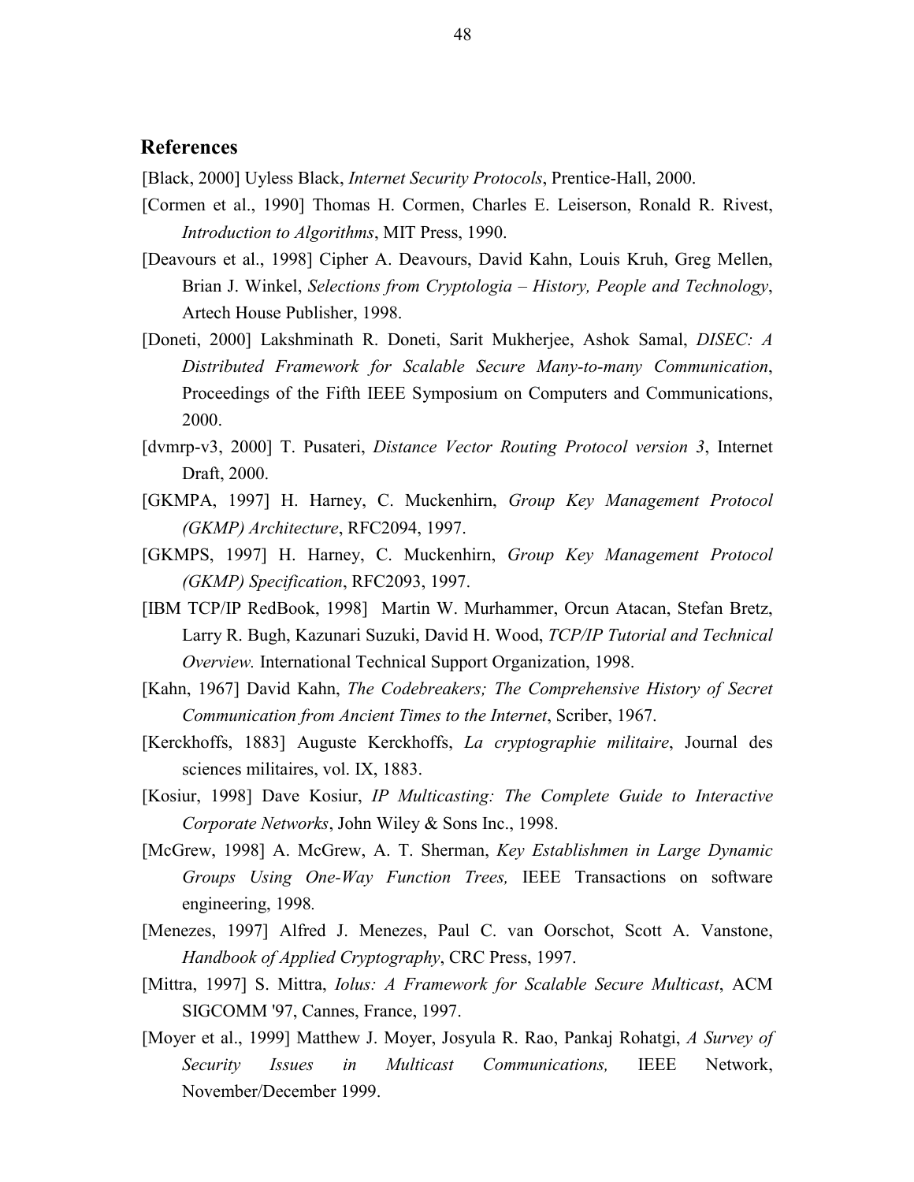## References

[Black, 2000] Uyless Black, *Internet Security Protocols*, Prentice-Hall, 2000.

[Cormen et al., 1990] Thomas H. Cormen, Charles E. Leiserson, Ronald R. Rivest, *Introduction to Algorithms*, MIT Press, 1990.

[Deavours et al., 1998] Cipher A. Deavours, David Kahn, Louis Kruh, Greg Mellen, Brian J. Winkel, *Selections from Cryptologia – History, People and Technology*, Artech House Publisher, 1998.

[Doneti, 2000] Lakshminath R. Doneti, Sarit Mukherjee, Ashok Samal, *DISEC: A Distributed Framework for Scalable Secure Many-to-many Communication*, Proceedings of the Fifth IEEE Symposium on Computers and Communications, 2000.

[dvmrp-v3, 2000] T. Pusateri, *Distance Vector Routing Protocol version 3*, Internet Draft, 2000.

[GKMPA, 1997] H. Harney, C. Muckenhirn, *Group Key Management Protocol (GKMP) Architecture*, RFC2094, 1997.

[GKMPS, 1997] H. Harney, C. Muckenhirn, *Group Key Management Protocol (GKMP) Specification*, RFC2093, 1997.

[IBM TCP/IP RedBook, 1998] Martin W. Murhammer, Orcun Atacan, Stefan Bretz, Larry R. Bugh, Kazunari Suzuki, David H. Wood, *TCP/IP Tutorial and Technical Overview.* International Technical Support Organization, 1998.

[Kahn, 1967] David Kahn, *The Codebreakers; The Comprehensive History of Secret Communication from Ancient Times to the Internet*, Scriber, 1967.

[Kerckhoffs, 1883] Auguste Kerckhoffs, *La cryptographie militaire*, Journal des sciences militaires, vol. IX, 1883.

[Kosiur, 1998] Dave Kosiur, *IP Multicasting: The Complete Guide to Interactive Corporate Networks*, John Wiley & Sons Inc., 1998.

[McGrew, 1998] A. McGrew, A. T. Sherman, *Key Establishmen in Large Dynamic Groups Using One-Way Function Trees,* IEEE Transactions on software engineering, 1998.

[Menezes, 1997] Alfred J. Menezes, Paul C. van Oorschot, Scott A. Vanstone, *Handbook of Applied Cryptography*, CRC Press, 1997.

[Mittra, 1997] S. Mittra, *Iolus: A Framework for Scalable Secure Multicast*, ACM SIGCOMM '97, Cannes, France, 1997.

[Moyer et al., 1999] Matthew J. Moyer, Josyula R. Rao, Pankaj Rohatgi, *A Survey of Security Issues in Multicast Communications,* IEEE Network, November/December 1999.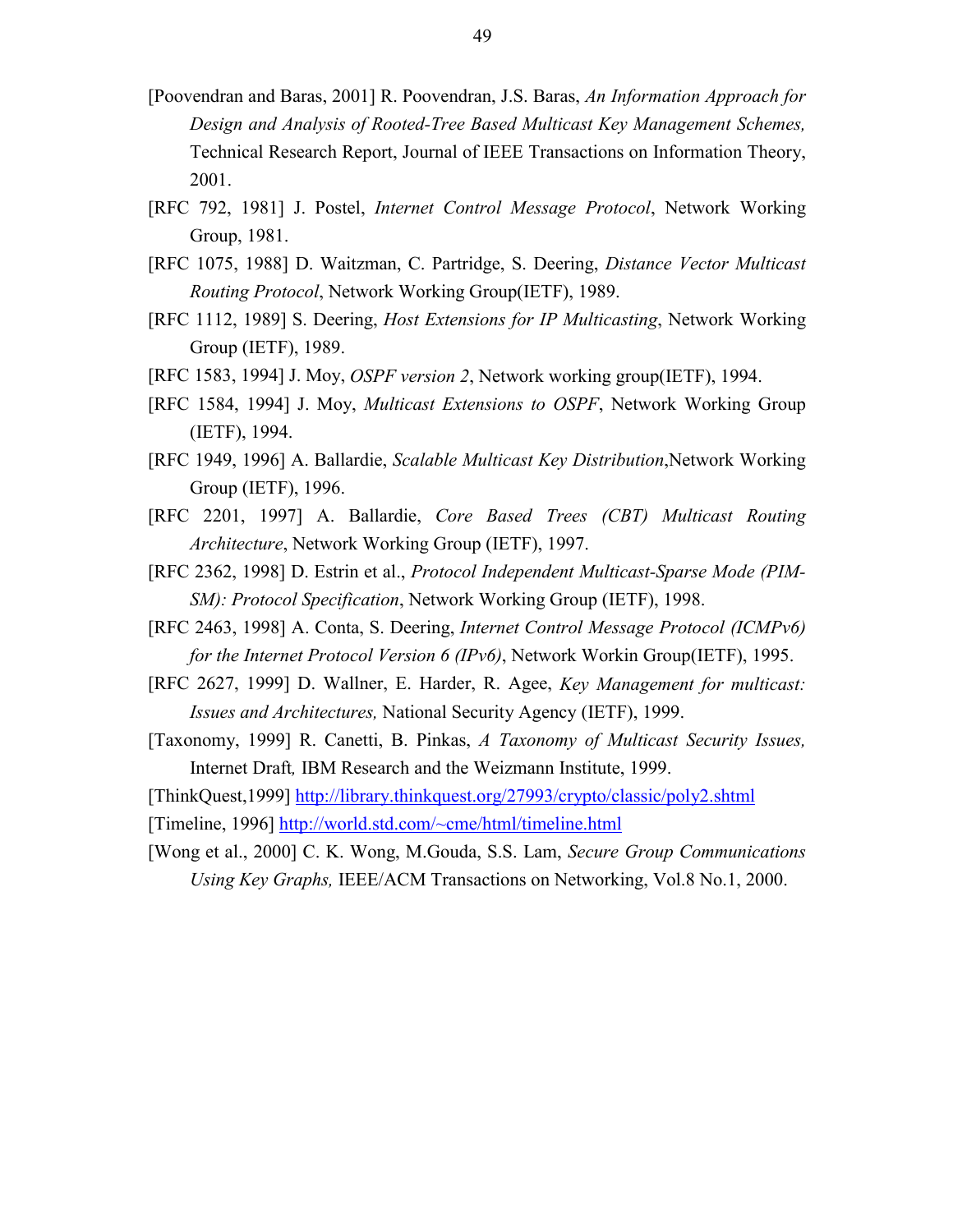[Poovendran and Baras, 2001] R. Poovendran, J.S. Baras, *An Information Approach for Design and Analysis of Rooted-Tree Based Multicast Key Management Schemes,* Technical Research Report, Journal of IEEE Transactions on Information Theory, 2001.

[RFC 792, 1981] J. Postel, *Internet Control Message Protocol*, Network Working Group, 1981.

[RFC 1075, 1988] D. Waitzman, C. Partridge, S. Deering, *Distance Vector Multicast Routing Protocol*, Network Working Group(IETF), 1989.

[RFC 1112, 1989] S. Deering, *Host Extensions for IP Multicasting*, Network Working Group (IETF), 1989.

[RFC 1583, 1994] J. Moy, *OSPF version 2*, Network working group(IETF), 1994.

[RFC 1584, 1994] J. Moy, *Multicast Extensions to OSPF*, Network Working Group (IETF), 1994.

[RFC 1949, 1996] A. Ballardie, *Scalable Multicast Key Distribution*,Network Working Group (IETF), 1996.

[RFC 2201, 1997] A. Ballardie, *Core Based Trees (CBT) Multicast Routing Architecture*, Network Working Group (IETF), 1997.

[RFC 2362, 1998] D. Estrin et al., *Protocol Independent Multicast-Sparse Mode (PIM-SM): Protocol Specification*, Network Working Group (IETF), 1998.

[RFC 2463, 1998] A. Conta, S. Deering, *Internet Control Message Protocol (ICMPv6) for the Internet Protocol Version 6 (IPv6)*, Network Workin Group(IETF), 1995.

[RFC 2627, 1999] D. Wallner, E. Harder, R. Agee, *Key Management for multicast: Issues and Architectures,* National Security Agency (IETF), 1999.

[Taxonomy, 1999] R. Canetti, B. Pinkas, *A Taxonomy of Multicast Security Issues,* Internet Draft*,* IBM Research and the Weizmann Institute, 1999.

[ThinkQuest,1999] http://library.thinkquest.org/27993/crypto/classic/poly2.shtml

[Timeline, 1996] http://world.std.com/~cme/html/timeline.html

[Wong et al., 2000] C. K. Wong, M.Gouda, S.S. Lam, *Secure Group Communications Using Key Graphs,* IEEE/ACM Transactions on Networking, Vol.8 No.1, 2000.